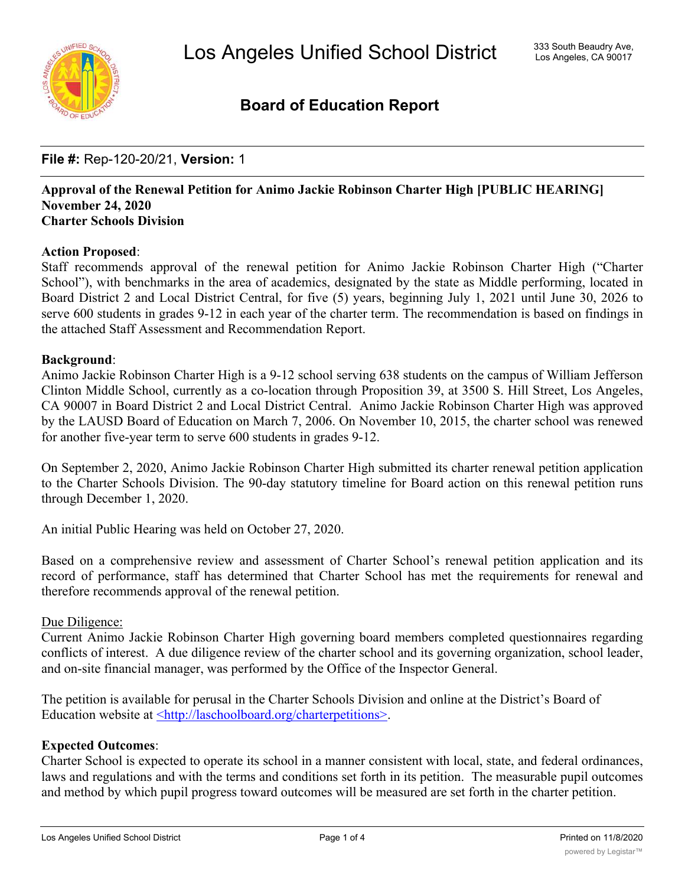# Los Angeles Unified School District

333 South Beaudry Ave, Los Angeles, CA 90017

## Board of Education Report

**File #:** Rep-120-20/21, **Version:** 1

**Approval of the Renewal Petition for Animo Jackie Robinson Charter High [PUBLIC HEARING]**
**November 24, 2020**
**Charter Schools Division**

**Action Proposed**:
Staff recommends approval of the renewal petition for Animo Jackie Robinson Charter High ("Charter School"), with benchmarks in the area of academics, designated by the state as Middle performing, located in Board District 2 and Local District Central, for five (5) years, beginning July 1, 2021 until June 30, 2026 to serve 600 students in grades 9-12 in each year of the charter term. The recommendation is based on findings in the attached Staff Assessment and Recommendation Report.

**Background**:
Animo Jackie Robinson Charter High is a 9-12 school serving 638 students on the campus of William Jefferson Clinton Middle School, currently as a co-location through Proposition 39, at 3500 S. Hill Street, Los Angeles, CA 90007 in Board District 2 and Local District Central. Animo Jackie Robinson Charter High was approved by the LAUSD Board of Education on March 7, 2006. On November 10, 2015, the charter school was renewed for another five-year term to serve 600 students in grades 9-12.

On September 2, 2020, Animo Jackie Robinson Charter High submitted its charter renewal petition application to the Charter Schools Division. The 90-day statutory timeline for Board action on this renewal petition runs through December 1, 2020.

An initial Public Hearing was held on October 27, 2020.

Based on a comprehensive review and assessment of Charter School's renewal petition application and its record of performance, staff has determined that Charter School has met the requirements for renewal and therefore recommends approval of the renewal petition.

Due Diligence:
Current Animo Jackie Robinson Charter High governing board members completed questionnaires regarding conflicts of interest. A due diligence review of the charter school and its governing organization, school leader, and on-site financial manager, was performed by the Office of the Inspector General.

The petition is available for perusal in the Charter Schools Division and online at the District's Board of Education website at <http://laschoolboard.org/charterpetitions>.

**Expected Outcomes**:
Charter School is expected to operate its school in a manner consistent with local, state, and federal ordinances, laws and regulations and with the terms and conditions set forth in its petition. The measurable pupil outcomes and method by which pupil progress toward outcomes will be measured are set forth in the charter petition.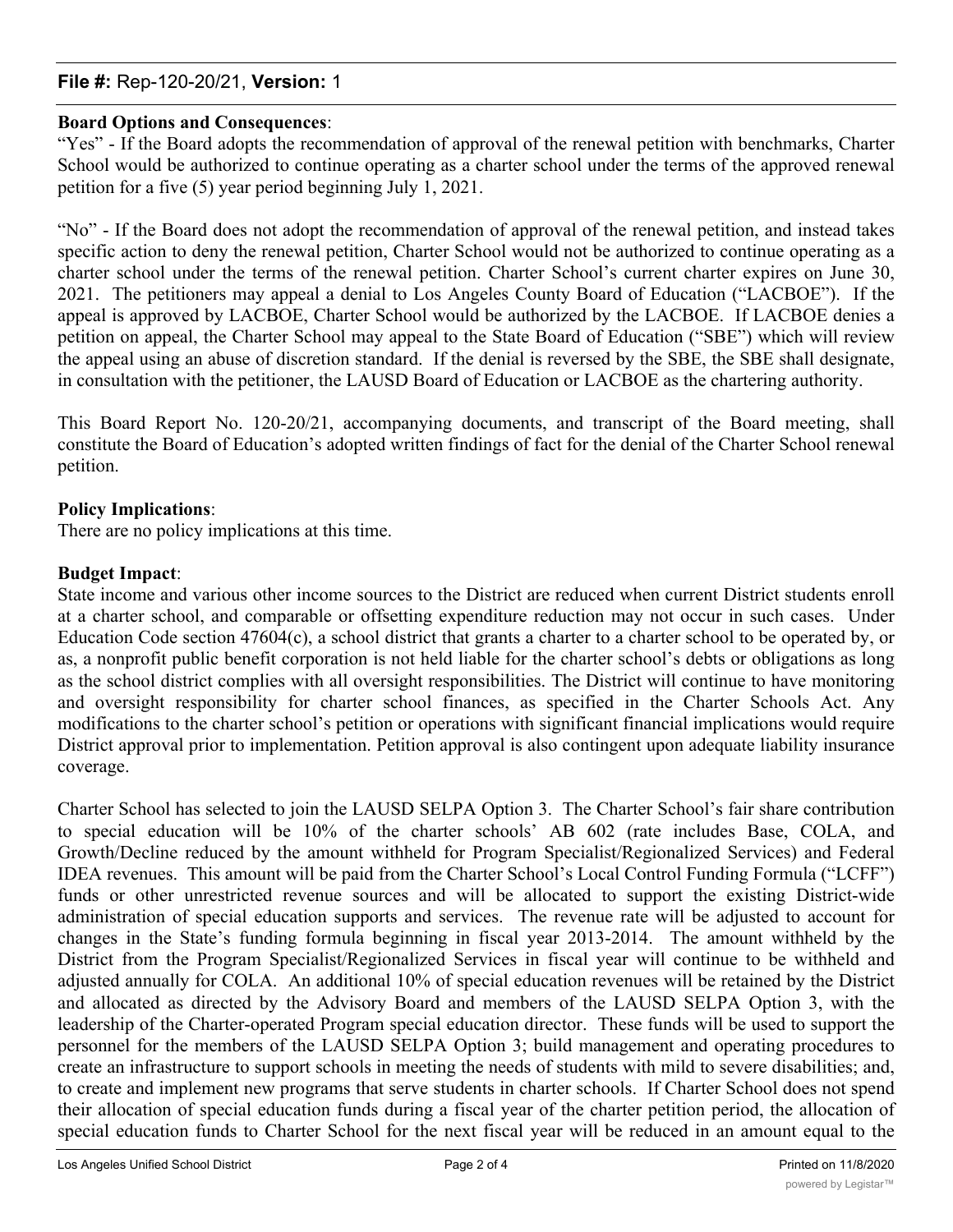**File #:** Rep-120-20/21, **Version:** 1

**Board Options and Consequences**:

"Yes" - If the Board adopts the recommendation of approval of the renewal petition with benchmarks, Charter School would be authorized to continue operating as a charter school under the terms of the approved renewal petition for a five (5) year period beginning July 1, 2021.

"No" - If the Board does not adopt the recommendation of approval of the renewal petition, and instead takes specific action to deny the renewal petition, Charter School would not be authorized to continue operating as a charter school under the terms of the renewal petition. Charter School's current charter expires on June 30, 2021. The petitioners may appeal a denial to Los Angeles County Board of Education ("LACBOE"). If the appeal is approved by LACBOE, Charter School would be authorized by the LACBOE. If LACBOE denies a petition on appeal, the Charter School may appeal to the State Board of Education ("SBE") which will review the appeal using an abuse of discretion standard. If the denial is reversed by the SBE, the SBE shall designate, in consultation with the petitioner, the LAUSD Board of Education or LACBOE as the chartering authority.

This Board Report No. 120-20/21, accompanying documents, and transcript of the Board meeting, shall constitute the Board of Education's adopted written findings of fact for the denial of the Charter School renewal petition.

**Policy Implications**:

There are no policy implications at this time.

**Budget Impact**:

State income and various other income sources to the District are reduced when current District students enroll at a charter school, and comparable or offsetting expenditure reduction may not occur in such cases. Under Education Code section 47604(c), a school district that grants a charter to a charter school to be operated by, or as, a nonprofit public benefit corporation is not held liable for the charter school's debts or obligations as long as the school district complies with all oversight responsibilities. The District will continue to have monitoring and oversight responsibility for charter school finances, as specified in the Charter Schools Act. Any modifications to the charter school's petition or operations with significant financial implications would require District approval prior to implementation. Petition approval is also contingent upon adequate liability insurance coverage.

Charter School has selected to join the LAUSD SELPA Option 3. The Charter School's fair share contribution to special education will be 10% of the charter schools' AB 602 (rate includes Base, COLA, and Growth/Decline reduced by the amount withheld for Program Specialist/Regionalized Services) and Federal IDEA revenues. This amount will be paid from the Charter School's Local Control Funding Formula ("LCFF") funds or other unrestricted revenue sources and will be allocated to support the existing District-wide administration of special education supports and services. The revenue rate will be adjusted to account for changes in the State's funding formula beginning in fiscal year 2013-2014. The amount withheld by the District from the Program Specialist/Regionalized Services in fiscal year will continue to be withheld and adjusted annually for COLA. An additional 10% of special education revenues will be retained by the District and allocated as directed by the Advisory Board and members of the LAUSD SELPA Option 3, with the leadership of the Charter-operated Program special education director. These funds will be used to support the personnel for the members of the LAUSD SELPA Option 3; build management and operating procedures to create an infrastructure to support schools in meeting the needs of students with mild to severe disabilities; and, to create and implement new programs that serve students in charter schools. If Charter School does not spend their allocation of special education funds during a fiscal year of the charter petition period, the allocation of special education funds to Charter School for the next fiscal year will be reduced in an amount equal to the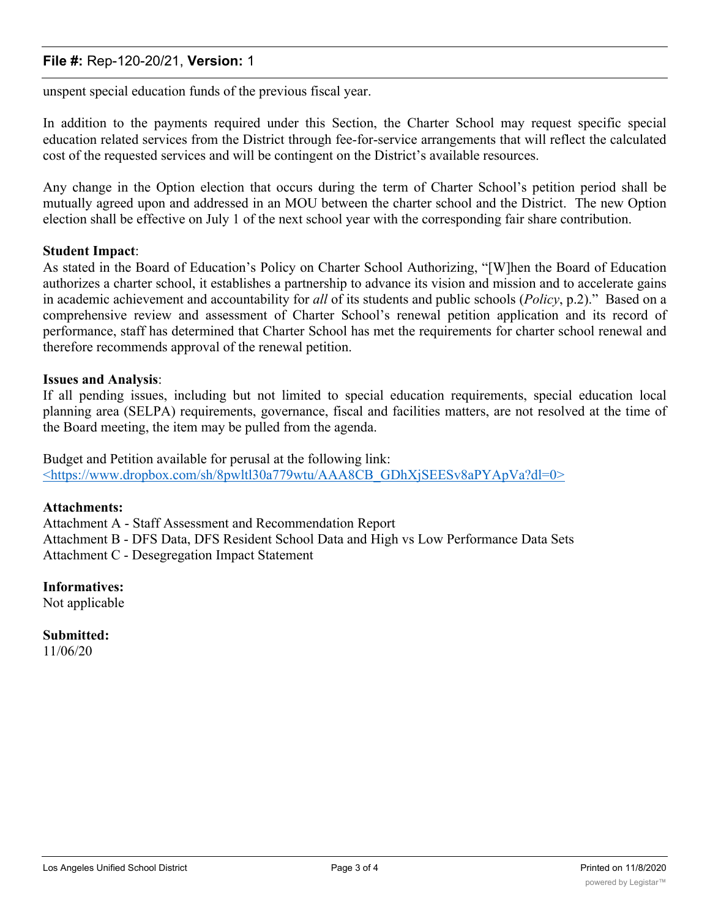unspent special education funds of the previous fiscal year.

In addition to the payments required under this Section, the Charter School may request specific special education related services from the District through fee-for-service arrangements that will reflect the calculated cost of the requested services and will be contingent on the District's available resources.

Any change in the Option election that occurs during the term of Charter School's petition period shall be mutually agreed upon and addressed in an MOU between the charter school and the District. The new Option election shall be effective on July 1 of the next school year with the corresponding fair share contribution.

**Student Impact**:
As stated in the Board of Education's Policy on Charter School Authorizing, "[W]hen the Board of Education authorizes a charter school, it establishes a partnership to advance its vision and mission and to accelerate gains in academic achievement and accountability for *all* of its students and public schools (*Policy*, p.2)." Based on a comprehensive review and assessment of Charter School's renewal petition application and its record of performance, staff has determined that Charter School has met the requirements for charter school renewal and therefore recommends approval of the renewal petition.

**Issues and Analysis**:
If all pending issues, including but not limited to special education requirements, special education local planning area (SELPA) requirements, governance, fiscal and facilities matters, are not resolved at the time of the Board meeting, the item may be pulled from the agenda.

Budget and Petition available for perusal at the following link:
<https://www.dropbox.com/sh/8pwltl30a779wtu/AAA8CB_GDhXjSEESv8aPYApVa?dl=0>

**Attachments:**
Attachment A - Staff Assessment and Recommendation Report
Attachment B - DFS Data, DFS Resident School Data and High vs Low Performance Data Sets
Attachment C - Desegregation Impact Statement

**Informatives:**
Not applicable

**Submitted:**
11/06/20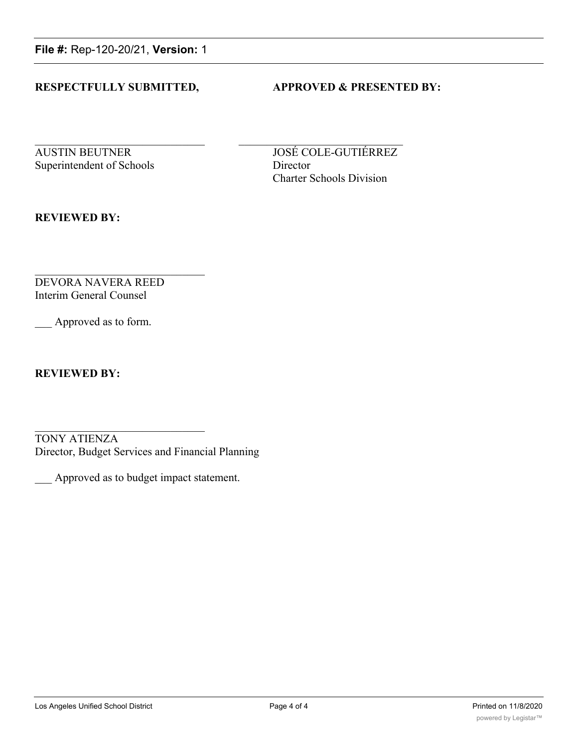**File #:** Rep-120-20/21, **Version:** 1

**RESPECTFULLY SUBMITTED,**

AUSTIN BEUTNER
Superintendent of Schools

**APPROVED & PRESENTED BY:**

JOSÉ COLE-GUTIÉRREZ
Director
Charter Schools Division

**REVIEWED BY:**

DEVORA NAVERA REED
Interim General Counsel

___ Approved as to form.

**REVIEWED BY:**

TONY ATIENZA
Director, Budget Services and Financial Planning

___ Approved as to budget impact statement.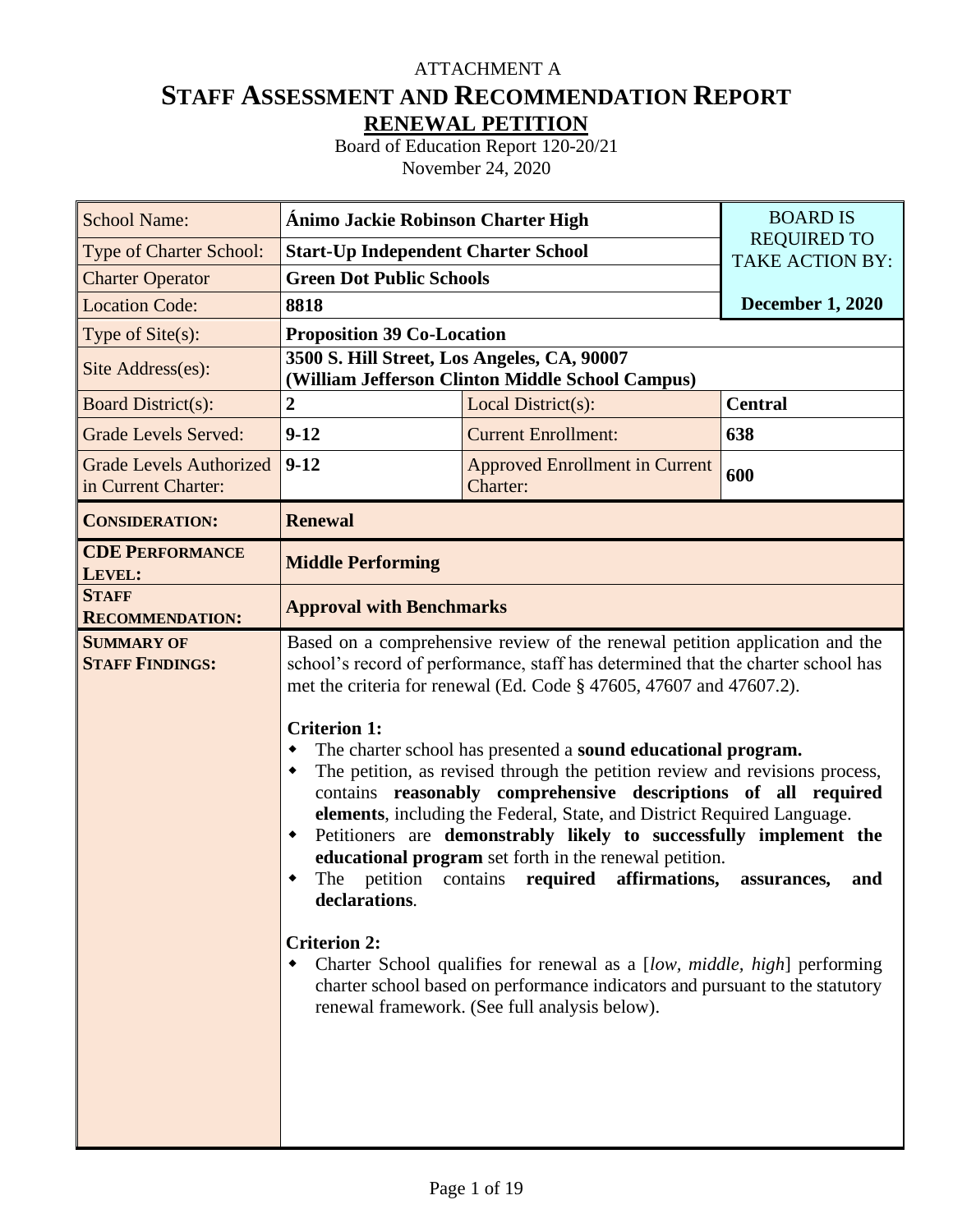ATTACHMENT A

# STAFF ASSESSMENT AND RECOMMENDATION REPORT

## RENEWAL PETITION

Board of Education Report 120-20/21
November 24, 2020

| School Name: | **Ánimo Jackie Robinson Charter High** | | BOARD IS REQUIRED TO TAKE ACTION BY: |
|---|---|---|---|
| Type of Charter School: | **Start-Up Independent Charter School** | | |
| Charter Operator | **Green Dot Public Schools** | | |
| Location Code: | **8818** | | **December 1, 2020** |
| Type of Site(s): | **Proposition 39 Co-Location** | | |
| Site Address(es): | **3500 S. Hill Street, Los Angeles, CA, 90007 (William Jefferson Clinton Middle School Campus)** | | |
| Board District(s): | **2** | Local District(s): | **Central** |
| Grade Levels Served: | **9-12** | Current Enrollment: | **638** |
| Grade Levels Authorized in Current Charter: | **9-12** | Approved Enrollment in Current Charter: | **600** |
| **CONSIDERATION:** | **Renewal** | | |
| **CDE PERFORMANCE LEVEL:** | **Middle Performing** | | |
| **STAFF RECOMMENDATION:** | **Approval with Benchmarks** | | |
| **SUMMARY OF STAFF FINDINGS:** | Based on a comprehensive review of the renewal petition application and the school's record of performance, staff has determined that the charter school has met the criteria for renewal (Ed. Code § 47605, 47607 and 47607.2).<br><br>**Criterion 1:**<br>• The charter school has presented a **sound educational program.**<br>• The petition, as revised through the petition review and revisions process, contains **reasonably comprehensive descriptions of all required elements**, including the Federal, State, and District Required Language.<br>• Petitioners are **demonstrably likely to successfully implement the educational program** set forth in the renewal petition.<br>• The petition contains **required affirmations, assurances, and declarations**.<br><br>**Criterion 2:**<br>• Charter School qualifies for renewal as a [*low, middle, high*] performing charter school based on performance indicators and pursuant to the statutory renewal framework. (See full analysis below). | | |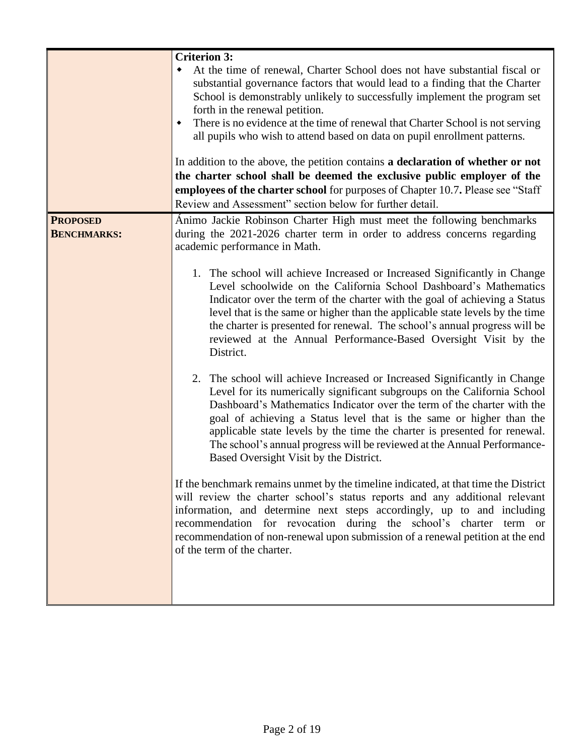| | |
|---|---|
| | **Criterion 3:**<br>• At the time of renewal, Charter School does not have substantial fiscal or substantial governance factors that would lead to a finding that the Charter School is demonstrably unlikely to successfully implement the program set forth in the renewal petition.<br>• There is no evidence at the time of renewal that Charter School is not serving all pupils who wish to attend based on data on pupil enrollment patterns.<br><br>In addition to the above, the petition contains **a declaration of whether or not the charter school shall be deemed the exclusive public employer of the employees of the charter school** for purposes of Chapter 10.7**.** Please see "Staff Review and Assessment" section below for further detail. |
| **PROPOSED BENCHMARKS:** | Ánimo Jackie Robinson Charter High must meet the following benchmarks during the 2021-2026 charter term in order to address concerns regarding academic performance in Math.<br><br>1. The school will achieve Increased or Increased Significantly in Change Level schoolwide on the California School Dashboard's Mathematics Indicator over the term of the charter with the goal of achieving a Status level that is the same or higher than the applicable state levels by the time the charter is presented for renewal. The school's annual progress will be reviewed at the Annual Performance-Based Oversight Visit by the District.<br><br>2. The school will achieve Increased or Increased Significantly in Change Level for its numerically significant subgroups on the California School Dashboard's Mathematics Indicator over the term of the charter with the goal of achieving a Status level that is the same or higher than the applicable state levels by the time the charter is presented for renewal. The school's annual progress will be reviewed at the Annual Performance-Based Oversight Visit by the District.<br><br>If the benchmark remains unmet by the timeline indicated, at that time the District will review the charter school's status reports and any additional relevant information, and determine next steps accordingly, up to and including recommendation for revocation during the school's charter term or recommendation of non-renewal upon submission of a renewal petition at the end of the term of the charter. |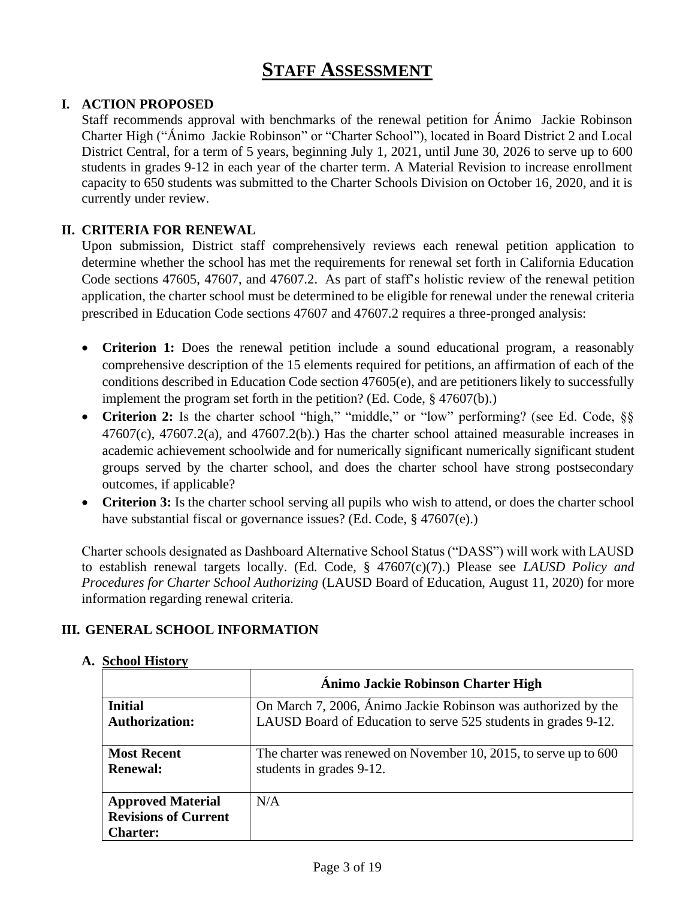# STAFF ASSESSMENT

## I. ACTION PROPOSED

Staff recommends approval with benchmarks of the renewal petition for Ánimo Jackie Robinson Charter High ("Ánimo Jackie Robinson" or "Charter School"), located in Board District 2 and Local District Central, for a term of 5 years, beginning July 1, 2021, until June 30, 2026 to serve up to 600 students in grades 9-12 in each year of the charter term. A Material Revision to increase enrollment capacity to 650 students was submitted to the Charter Schools Division on October 16, 2020, and it is currently under review.

## II. CRITERIA FOR RENEWAL

Upon submission, District staff comprehensively reviews each renewal petition application to determine whether the school has met the requirements for renewal set forth in California Education Code sections 47605, 47607, and 47607.2. As part of staff's holistic review of the renewal petition application, the charter school must be determined to be eligible for renewal under the renewal criteria prescribed in Education Code sections 47607 and 47607.2 requires a three-pronged analysis:

- **Criterion 1:** Does the renewal petition include a sound educational program, a reasonably comprehensive description of the 15 elements required for petitions, an affirmation of each of the conditions described in Education Code section 47605(e), and are petitioners likely to successfully implement the program set forth in the petition? (Ed. Code, § 47607(b).)
- **Criterion 2:** Is the charter school "high," "middle," or "low" performing? (see Ed. Code, §§ 47607(c), 47607.2(a), and 47607.2(b).) Has the charter school attained measurable increases in academic achievement schoolwide and for numerically significant numerically significant student groups served by the charter school, and does the charter school have strong postsecondary outcomes, if applicable?
- **Criterion 3:** Is the charter school serving all pupils who wish to attend, or does the charter school have substantial fiscal or governance issues? (Ed. Code, § 47607(e).)

Charter schools designated as Dashboard Alternative School Status ("DASS") will work with LAUSD to establish renewal targets locally. (Ed. Code, § 47607(c)(7).) Please see *LAUSD Policy and Procedures for Charter School Authorizing* (LAUSD Board of Education, August 11, 2020) for more information regarding renewal criteria.

## III. GENERAL SCHOOL INFORMATION

### A. School History

| | Ánimo Jackie Robinson Charter High |
|---|---|
| **Initial Authorization:** | On March 7, 2006, Ánimo Jackie Robinson was authorized by the LAUSD Board of Education to serve 525 students in grades 9-12. |
| **Most Recent Renewal:** | The charter was renewed on November 10, 2015, to serve up to 600 students in grades 9-12. |
| **Approved Material Revisions of Current Charter:** | N/A |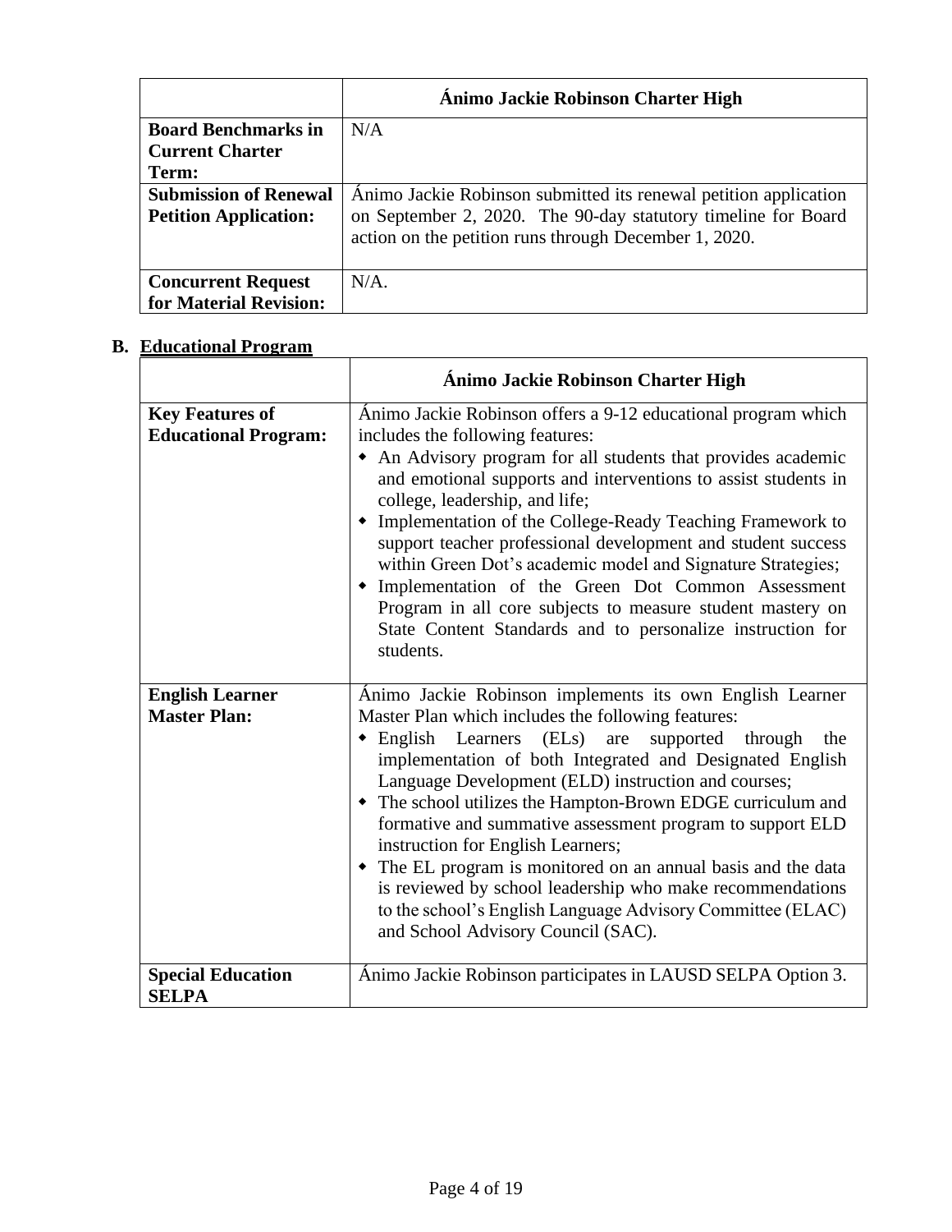| | Ánimo Jackie Robinson Charter High |
|---|---|
| **Board Benchmarks in Current Charter Term:** | N/A |
| **Submission of Renewal Petition Application:** | Ánimo Jackie Robinson submitted its renewal petition application on September 2, 2020. The 90-day statutory timeline for Board action on the petition runs through December 1, 2020. |
| **Concurrent Request for Material Revision:** | N/A. |

**B. Educational Program**

| | Ánimo Jackie Robinson Charter High |
|---|---|
| **Key Features of Educational Program:** | Ánimo Jackie Robinson offers a 9-12 educational program which includes the following features:<br>◆ An Advisory program for all students that provides academic and emotional supports and interventions to assist students in college, leadership, and life;<br>◆ Implementation of the College-Ready Teaching Framework to support teacher professional development and student success within Green Dot's academic model and Signature Strategies;<br>◆ Implementation of the Green Dot Common Assessment Program in all core subjects to measure student mastery on State Content Standards and to personalize instruction for students. |
| **English Learner Master Plan:** | Ánimo Jackie Robinson implements its own English Learner Master Plan which includes the following features:<br>◆ English Learners (ELs) are supported through the implementation of both Integrated and Designated English Language Development (ELD) instruction and courses;<br>◆ The school utilizes the Hampton-Brown EDGE curriculum and formative and summative assessment program to support ELD instruction for English Learners;<br>◆ The EL program is monitored on an annual basis and the data is reviewed by school leadership who make recommendations to the school's English Language Advisory Committee (ELAC) and School Advisory Council (SAC). |
| **Special Education SELPA** | Ánimo Jackie Robinson participates in LAUSD SELPA Option 3. |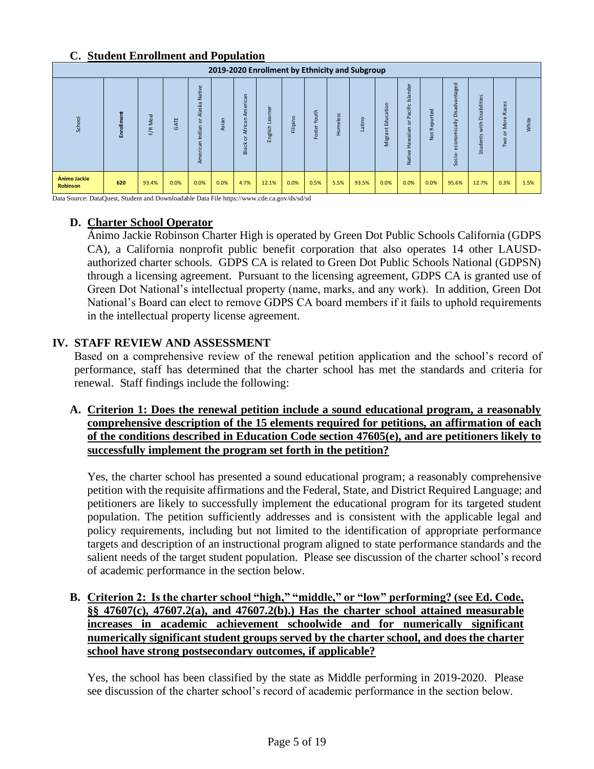## C. Student Enrollment and Population

| 2019-2020 Enrollment by Ethnicity and Subgroup | | | | | | | | | | | | | | | | | | | |
|---|---|---|---|---|---|---|---|---|---|---|---|---|---|---|---|---|---|---|---|
| School | Enrollment | F/R Meal | GATE | American Indian or Alaska Native | Asian | Black or African American | English Learner | Filipino | Foster Youth | Homeless | Latino | Migrant Education | Native Hawaiian or Pacific Islander | Not Reported | Socio-economically Disadvantaged | Students with Disabilities | Two or More Races | White |
| Ánimo Jackie Robinson | 620 | 93.4% | 0.0% | 0.0% | 0.0% | 4.7% | 12.1% | 0.0% | 0.5% | 5.5% | 93.5% | 0.0% | 0.0% | 0.0% | 95.6% | 12.7% | 0.3% | 1.5% |

Data Source: DataQuest, Student and Downloadable Data File https://www.cde.ca.gov/ds/sd/sd

### D. Charter School Operator

Ánimo Jackie Robinson Charter High is operated by Green Dot Public Schools California (GDPS CA), a California nonprofit public benefit corporation that also operates 14 other LAUSD-authorized charter schools. GDPS CA is related to Green Dot Public Schools National (GDPSN) through a licensing agreement. Pursuant to the licensing agreement, GDPS CA is granted use of Green Dot National's intellectual property (name, marks, and any work). In addition, Green Dot National's Board can elect to remove GDPS CA board members if it fails to uphold requirements in the intellectual property license agreement.

## IV. STAFF REVIEW AND ASSESSMENT

Based on a comprehensive review of the renewal petition application and the school's record of performance, staff has determined that the charter school has met the standards and criteria for renewal. Staff findings include the following:

### A. Criterion 1: Does the renewal petition include a sound educational program, a reasonably comprehensive description of the 15 elements required for petitions, an affirmation of each of the conditions described in Education Code section 47605(e), and are petitioners likely to successfully implement the program set forth in the petition?

Yes, the charter school has presented a sound educational program; a reasonably comprehensive petition with the requisite affirmations and the Federal, State, and District Required Language; and petitioners are likely to successfully implement the educational program for its targeted student population. The petition sufficiently addresses and is consistent with the applicable legal and policy requirements, including but not limited to the identification of appropriate performance targets and description of an instructional program aligned to state performance standards and the salient needs of the target student population. Please see discussion of the charter school's record of academic performance in the section below.

### B. Criterion 2: Is the charter school "high," "middle," or "low" performing? (see Ed. Code, §§ 47607(c), 47607.2(a), and 47607.2(b).) Has the charter school attained measurable increases in academic achievement schoolwide and for numerically significant numerically significant student groups served by the charter school, and does the charter school have strong postsecondary outcomes, if applicable?

Yes, the school has been classified by the state as Middle performing in 2019-2020. Please see discussion of the charter school's record of academic performance in the section below.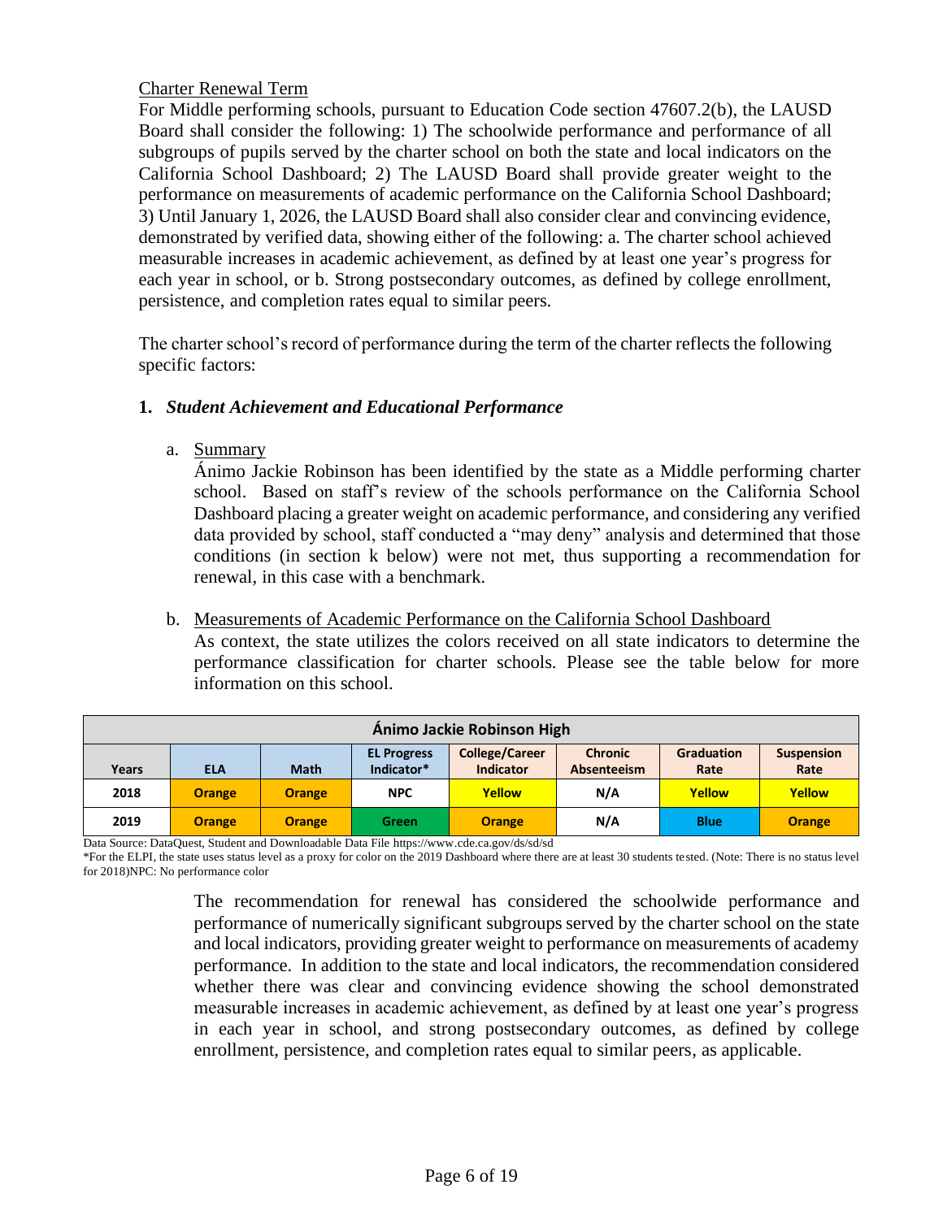Charter Renewal Term

For Middle performing schools, pursuant to Education Code section 47607.2(b), the LAUSD Board shall consider the following: 1) The schoolwide performance and performance of all subgroups of pupils served by the charter school on both the state and local indicators on the California School Dashboard; 2) The LAUSD Board shall provide greater weight to the performance on measurements of academic performance on the California School Dashboard; 3) Until January 1, 2026, the LAUSD Board shall also consider clear and convincing evidence, demonstrated by verified data, showing either of the following: a. The charter school achieved measurable increases in academic achievement, as defined by at least one year's progress for each year in school, or b. Strong postsecondary outcomes, as defined by college enrollment, persistence, and completion rates equal to similar peers.

The charter school's record of performance during the term of the charter reflects the following specific factors:

**1. *Student Achievement and Educational Performance***

a. Summary

Ánimo Jackie Robinson has been identified by the state as a Middle performing charter school. Based on staff's review of the schools performance on the California School Dashboard placing a greater weight on academic performance, and considering any verified data provided by school, staff conducted a "may deny" analysis and determined that those conditions (in section k below) were not met, thus supporting a recommendation for renewal, in this case with a benchmark.

b. Measurements of Academic Performance on the California School Dashboard

As context, the state utilizes the colors received on all state indicators to determine the performance classification for charter schools. Please see the table below for more information on this school.

| Ánimo Jackie Robinson High | | | | | | | |
|---|---|---|---|---|---|---|---|
| **Years** | **ELA** | **Math** | **EL Progress Indicator*** | **College/Career Indicator** | **Chronic Absenteeism** | **Graduation Rate** | **Suspension Rate** |
| **2018** | Orange | Orange | NPC | Yellow | N/A | Yellow | Yellow |
| **2019** | Orange | Orange | Green | Orange | N/A | Blue | Orange |

Data Source: DataQuest, Student and Downloadable Data File https://www.cde.ca.gov/ds/sd/sd

*For the ELPI, the state uses status level as a proxy for color on the 2019 Dashboard where there are at least 30 students tested. (Note: There is no status level for 2018)NPC: No performance color

The recommendation for renewal has considered the schoolwide performance and performance of numerically significant subgroups served by the charter school on the state and local indicators, providing greater weight to performance on measurements of academy performance. In addition to the state and local indicators, the recommendation considered whether there was clear and convincing evidence showing the school demonstrated measurable increases in academic achievement, as defined by at least one year's progress in each year in school, and strong postsecondary outcomes, as defined by college enrollment, persistence, and completion rates equal to similar peers, as applicable.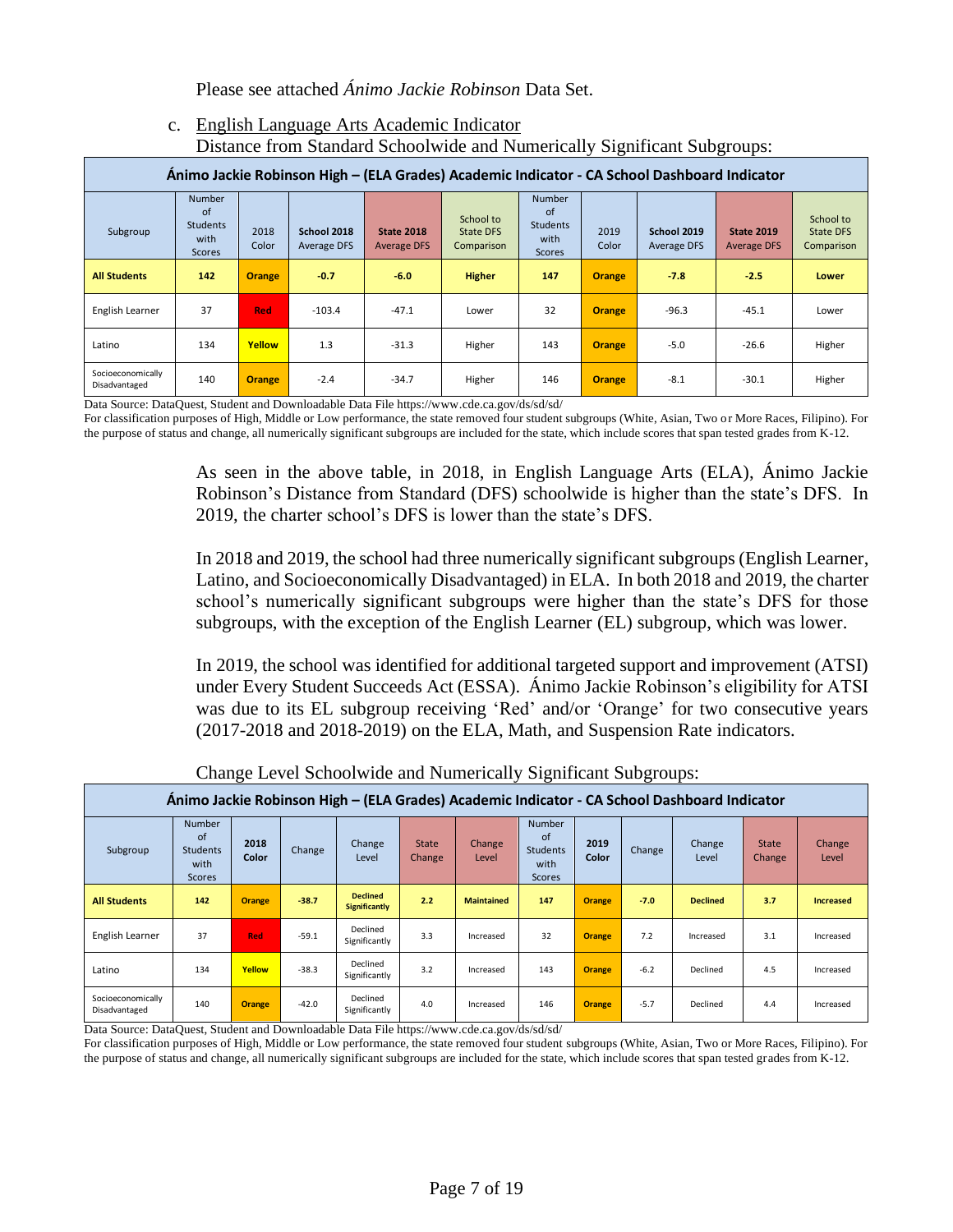Please see attached *Ánimo Jackie Robinson* Data Set.

c. English Language Arts Academic Indicator

Distance from Standard Schoolwide and Numerically Significant Subgroups:

| Ánimo Jackie Robinson High – (ELA Grades) Academic Indicator - CA School Dashboard Indicator | | | | | | | | | | |
|---|---|---|---|---|---|---|---|---|---|---|
| Subgroup | Number of Students with Scores | 2018 Color | School 2018 Average DFS | State 2018 Average DFS | School to State DFS Comparison | Number of Students with Scores | 2019 Color | School 2019 Average DFS | State 2019 Average DFS | School to State DFS Comparison |
| **All Students** | **142** | **Orange** | **-0.7** | **-6.0** | **Higher** | **147** | **Orange** | **-7.8** | **-2.5** | **Lower** |
| English Learner | 37 | Red | -103.4 | -47.1 | Lower | 32 | Orange | -96.3 | -45.1 | Lower |
| Latino | 134 | Yellow | 1.3 | -31.3 | Higher | 143 | Orange | -5.0 | -26.6 | Higher |
| Socioeconomically Disadvantaged | 140 | Orange | -2.4 | -34.7 | Higher | 146 | Orange | -8.1 | -30.1 | Higher |

Data Source: DataQuest, Student and Downloadable Data File https://www.cde.ca.gov/ds/sd/sd/

For classification purposes of High, Middle or Low performance, the state removed four student subgroups (White, Asian, Two or More Races, Filipino). For the purpose of status and change, all numerically significant subgroups are included for the state, which include scores that span tested grades from K-12.

As seen in the above table, in 2018, in English Language Arts (ELA), Ánimo Jackie Robinson's Distance from Standard (DFS) schoolwide is higher than the state's DFS. In 2019, the charter school's DFS is lower than the state's DFS.

In 2018 and 2019, the school had three numerically significant subgroups (English Learner, Latino, and Socioeconomically Disadvantaged) in ELA. In both 2018 and 2019, the charter school's numerically significant subgroups were higher than the state's DFS for those subgroups, with the exception of the English Learner (EL) subgroup, which was lower.

In 2019, the school was identified for additional targeted support and improvement (ATSI) under Every Student Succeeds Act (ESSA). Ánimo Jackie Robinson's eligibility for ATSI was due to its EL subgroup receiving 'Red' and/or 'Orange' for two consecutive years (2017-2018 and 2018-2019) on the ELA, Math, and Suspension Rate indicators.

Change Level Schoolwide and Numerically Significant Subgroups:

| Ánimo Jackie Robinson High – (ELA Grades) Academic Indicator - CA School Dashboard Indicator | | | | | | | | | | | |
|---|---|---|---|---|---|---|---|---|---|---|---|
| Subgroup | Number of Students with Scores | 2018 Color | Change | Change Level | State Change | Change Level | Number of Students with Scores | 2019 Color | Change | Change Level | State Change | Change Level |
| **All Students** | **142** | **Orange** | **-38.7** | **Declined Significantly** | **2.2** | **Maintained** | **147** | **Orange** | **-7.0** | **Declined** | **3.7** | **Increased** |
| English Learner | 37 | Red | -59.1 | Declined Significantly | 3.3 | Increased | 32 | Orange | 7.2 | Increased | 3.1 | Increased |
| Latino | 134 | Yellow | -38.3 | Declined Significantly | 3.2 | Increased | 143 | Orange | -6.2 | Declined | 4.5 | Increased |
| Socioeconomically Disadvantaged | 140 | Orange | -42.0 | Declined Significantly | 4.0 | Increased | 146 | Orange | -5.7 | Declined | 4.4 | Increased |

Data Source: DataQuest, Student and Downloadable Data File https://www.cde.ca.gov/ds/sd/sd/

For classification purposes of High, Middle or Low performance, the state removed four student subgroups (White, Asian, Two or More Races, Filipino). For the purpose of status and change, all numerically significant subgroups are included for the state, which include scores that span tested grades from K-12.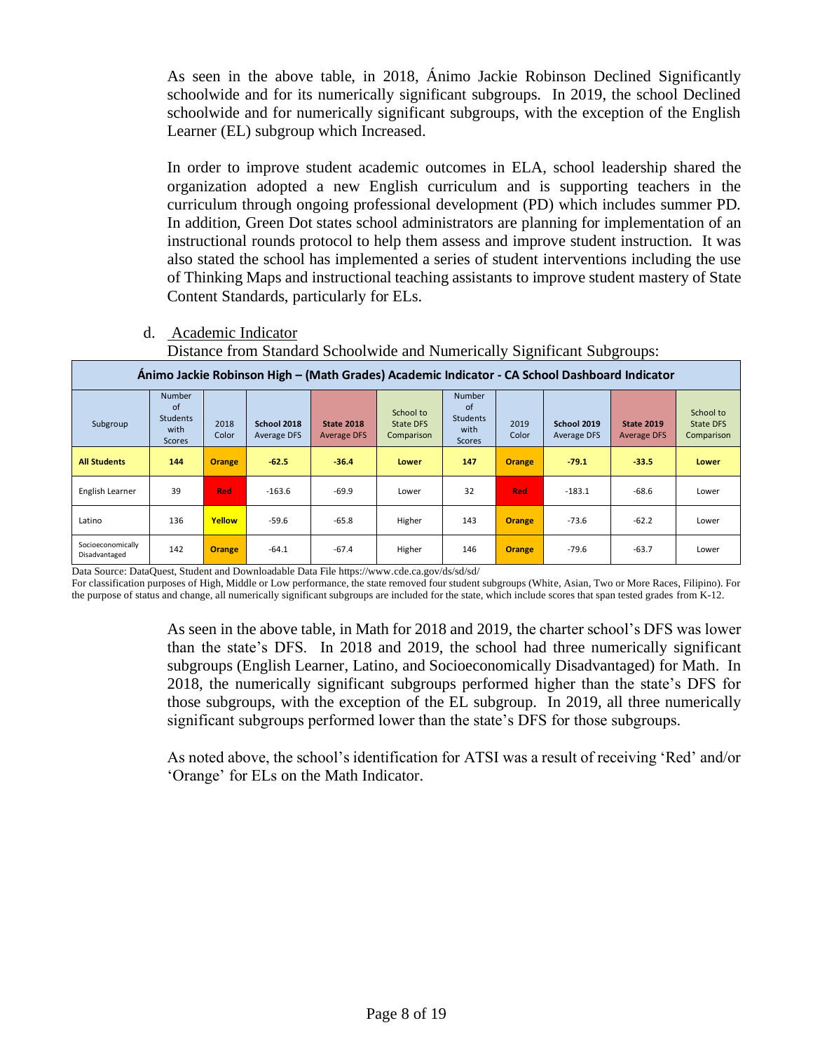As seen in the above table, in 2018, Ánimo Jackie Robinson Declined Significantly schoolwide and for its numerically significant subgroups. In 2019, the school Declined schoolwide and for numerically significant subgroups, with the exception of the English Learner (EL) subgroup which Increased.

In order to improve student academic outcomes in ELA, school leadership shared the organization adopted a new English curriculum and is supporting teachers in the curriculum through ongoing professional development (PD) which includes summer PD. In addition, Green Dot states school administrators are planning for implementation of an instructional rounds protocol to help them assess and improve student instruction. It was also stated the school has implemented a series of student interventions including the use of Thinking Maps and instructional teaching assistants to improve student mastery of State Content Standards, particularly for ELs.

d. Academic Indicator

Distance from Standard Schoolwide and Numerically Significant Subgroups:

| Ánimo Jackie Robinson High – (Math Grades) Academic Indicator - CA School Dashboard Indicator | | | | | | | | | | |
|---|---|---|---|---|---|---|---|---|---|---|
| Subgroup | Number of Students with Scores | 2018 Color | School 2018 Average DFS | State 2018 Average DFS | School to State DFS Comparison | Number of Students with Scores | 2019 Color | School 2019 Average DFS | State 2019 Average DFS | School to State DFS Comparison |
| **All Students** | **144** | **Orange** | **-62.5** | **-36.4** | **Lower** | **147** | **Orange** | **-79.1** | **-33.5** | **Lower** |
| English Learner | 39 | **Red** | -163.6 | -69.9 | Lower | 32 | **Red** | -183.1 | -68.6 | Lower |
| Latino | 136 | **Yellow** | -59.6 | -65.8 | Higher | 143 | **Orange** | -73.6 | -62.2 | Lower |
| Socioeconomically Disadvantaged | 142 | **Orange** | -64.1 | -67.4 | Higher | 146 | **Orange** | -79.6 | -63.7 | Lower |

Data Source: DataQuest, Student and Downloadable Data File https://www.cde.ca.gov/ds/sd/sd/

For classification purposes of High, Middle or Low performance, the state removed four student subgroups (White, Asian, Two or More Races, Filipino). For the purpose of status and change, all numerically significant subgroups are included for the state, which include scores that span tested grades from K-12.

As seen in the above table, in Math for 2018 and 2019, the charter school's DFS was lower than the state's DFS. In 2018 and 2019, the school had three numerically significant subgroups (English Learner, Latino, and Socioeconomically Disadvantaged) for Math. In 2018, the numerically significant subgroups performed higher than the state's DFS for those subgroups, with the exception of the EL subgroup. In 2019, all three numerically significant subgroups performed lower than the state's DFS for those subgroups.

As noted above, the school's identification for ATSI was a result of receiving 'Red' and/or 'Orange' for ELs on the Math Indicator.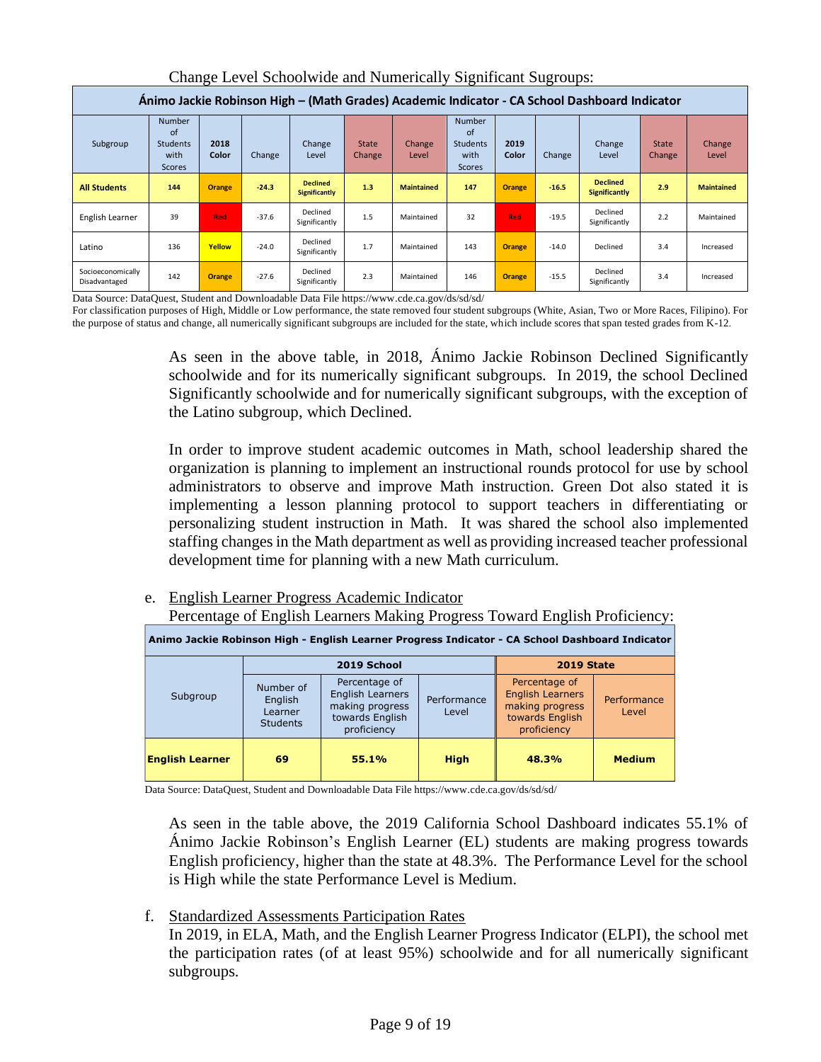Change Level Schoolwide and Numerically Significant Sugroups:

| Ánimo Jackie Robinson High – (Math Grades) Academic Indicator - CA School Dashboard Indicator | | | | | | | | | | | | |
|---|---|---|---|---|---|---|---|---|---|---|---|---|
| Subgroup | Number of Students with Scores | 2018 Color | Change | Change Level | State Change | Change Level | Number of Students with Scores | 2019 Color | Change | Change Level | State Change | Change Level |
| **All Students** | **144** | **Orange** | **-24.3** | **Declined Significantly** | **1.3** | **Maintained** | **147** | **Orange** | **-16.5** | **Declined Significantly** | **2.9** | **Maintained** |
| English Learner | 39 | Red | -37.6 | Declined Significantly | 1.5 | Maintained | 32 | Red | -19.5 | Declined Significantly | 2.2 | Maintained |
| Latino | 136 | Yellow | -24.0 | Declined Significantly | 1.7 | Maintained | 143 | Orange | -14.0 | Declined | 3.4 | Increased |
| Socioeconomically Disadvantaged | 142 | Orange | -27.6 | Declined Significantly | 2.3 | Maintained | 146 | Orange | -15.5 | Declined Significantly | 3.4 | Increased |

Data Source: DataQuest, Student and Downloadable Data File https://www.cde.ca.gov/ds/sd/sd/

For classification purposes of High, Middle or Low performance, the state removed four student subgroups (White, Asian, Two or More Races, Filipino). For the purpose of status and change, all numerically significant subgroups are included for the state, which include scores that span tested grades from K-12.

As seen in the above table, in 2018, Ánimo Jackie Robinson Declined Significantly schoolwide and for its numerically significant subgroups. In 2019, the school Declined Significantly schoolwide and for numerically significant subgroups, with the exception of the Latino subgroup, which Declined.

In order to improve student academic outcomes in Math, school leadership shared the organization is planning to implement an instructional rounds protocol for use by school administrators to observe and improve Math instruction. Green Dot also stated it is implementing a lesson planning protocol to support teachers in differentiating or personalizing student instruction in Math. It was shared the school also implemented staffing changes in the Math department as well as providing increased teacher professional development time for planning with a new Math curriculum.

e. English Learner Progress Academic Indicator

Percentage of English Learners Making Progress Toward English Proficiency:

| Animo Jackie Robinson High - English Learner Progress Indicator - CA School Dashboard Indicator | | | | | |
|---|---|---|---|---|---|
| Subgroup | 2019 School | | | 2019 State | |
| | Number of English Learner Students | Percentage of English Learners making progress towards English proficiency | Performance Level | Percentage of English Learners making progress towards English proficiency | Performance Level |
| **English Learner** | **69** | **55.1%** | **High** | **48.3%** | **Medium** |

Data Source: DataQuest, Student and Downloadable Data File https://www.cde.ca.gov/ds/sd/sd/

As seen in the table above, the 2019 California School Dashboard indicates 55.1% of Ánimo Jackie Robinson's English Learner (EL) students are making progress towards English proficiency, higher than the state at 48.3%. The Performance Level for the school is High while the state Performance Level is Medium.

f. Standardized Assessments Participation Rates

In 2019, in ELA, Math, and the English Learner Progress Indicator (ELPI), the school met the participation rates (of at least 95%) schoolwide and for all numerically significant subgroups.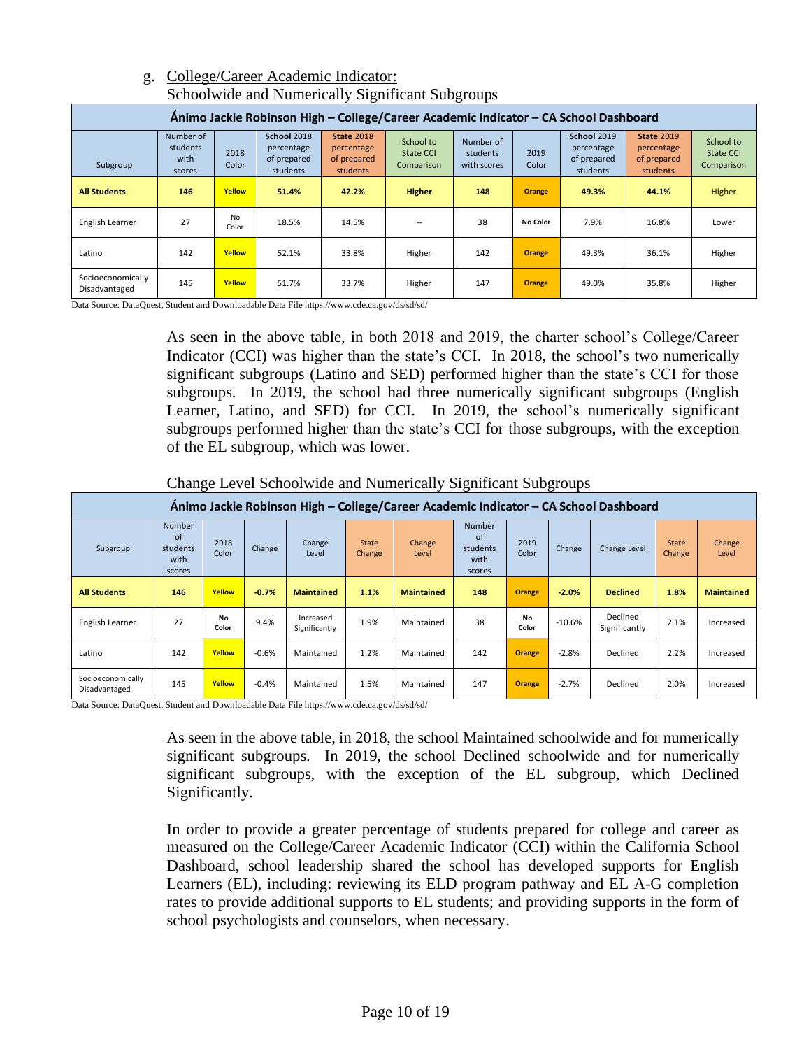g. College/Career Academic Indicator:
Schoolwide and Numerically Significant Subgroups

| Ánimo Jackie Robinson High – College/Career Academic Indicator – CA School Dashboard | | | | | | | | | | |
|---|---|---|---|---|---|---|---|---|---|---|
| Subgroup | Number of students with scores | 2018 Color | **School** 2018 percentage of prepared students | **State** 2018 percentage of prepared students | School to State CCI Comparison | Number of students with scores | 2019 Color | **School** 2019 percentage of prepared students | **State** 2019 percentage of prepared students | School to State CCI Comparison |
| **All Students** | **146** | **Yellow** | **51.4%** | **42.2%** | **Higher** | **148** | **Orange** | **49.3%** | **44.1%** | Higher |
| English Learner | 27 | No Color | 18.5% | 14.5% | -- | 38 | **No Color** | 7.9% | 16.8% | Lower |
| Latino | 142 | **Yellow** | 52.1% | 33.8% | Higher | 142 | **Orange** | 49.3% | 36.1% | Higher |
| Socioeconomically Disadvantaged | 145 | **Yellow** | 51.7% | 33.7% | Higher | 147 | **Orange** | 49.0% | 35.8% | Higher |

Data Source: DataQuest, Student and Downloadable Data File https://www.cde.ca.gov/ds/sd/sd/

As seen in the above table, in both 2018 and 2019, the charter school's College/Career Indicator (CCI) was higher than the state's CCI. In 2018, the school's two numerically significant subgroups (Latino and SED) performed higher than the state's CCI for those subgroups. In 2019, the school had three numerically significant subgroups (English Learner, Latino, and SED) for CCI. In 2019, the school's numerically significant subgroups performed higher than the state's CCI for those subgroups, with the exception of the EL subgroup, which was lower.

Change Level Schoolwide and Numerically Significant Subgroups

| Ánimo Jackie Robinson High – College/Career Academic Indicator – CA School Dashboard | | | | | | | | | | | | |
|---|---|---|---|---|---|---|---|---|---|---|---|---|
| Subgroup | Number of students with scores | 2018 Color | Change | Change Level | State Change | Change Level | Number of students with scores | 2019 Color | Change | Change Level | State Change | Change Level |
| **All Students** | **146** | **Yellow** | **-0.7%** | **Maintained** | **1.1%** | **Maintained** | **148** | **Orange** | **-2.0%** | **Declined** | **1.8%** | **Maintained** |
| English Learner | 27 | **No Color** | 9.4% | Increased Significantly | 1.9% | Maintained | 38 | **No Color** | -10.6% | Declined Significantly | 2.1% | Increased |
| Latino | 142 | **Yellow** | -0.6% | Maintained | 1.2% | Maintained | 142 | **Orange** | -2.8% | Declined | 2.2% | Increased |
| Socioeconomically Disadvantaged | 145 | **Yellow** | -0.4% | Maintained | 1.5% | Maintained | 147 | **Orange** | -2.7% | Declined | 2.0% | Increased |

Data Source: DataQuest, Student and Downloadable Data File https://www.cde.ca.gov/ds/sd/sd/

As seen in the above table, in 2018, the school Maintained schoolwide and for numerically significant subgroups. In 2019, the school Declined schoolwide and for numerically significant subgroups, with the exception of the EL subgroup, which Declined Significantly.

In order to provide a greater percentage of students prepared for college and career as measured on the College/Career Academic Indicator (CCI) within the California School Dashboard, school leadership shared the school has developed supports for English Learners (EL), including: reviewing its ELD program pathway and EL A-G completion rates to provide additional supports to EL students; and providing supports in the form of school psychologists and counselors, when necessary.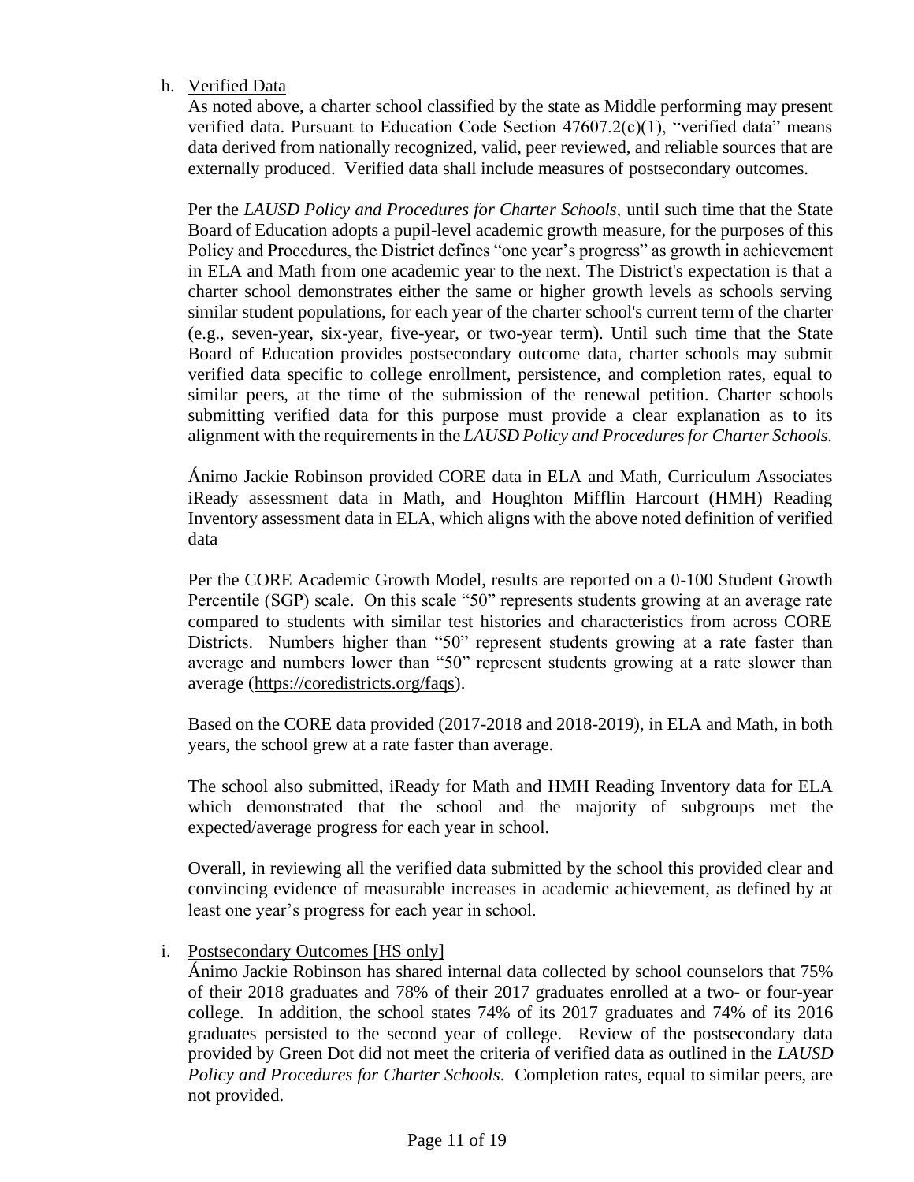h. Verified Data

As noted above, a charter school classified by the state as Middle performing may present verified data. Pursuant to Education Code Section 47607.2(c)(1), "verified data" means data derived from nationally recognized, valid, peer reviewed, and reliable sources that are externally produced. Verified data shall include measures of postsecondary outcomes.

Per the *LAUSD Policy and Procedures for Charter Schools,* until such time that the State Board of Education adopts a pupil-level academic growth measure, for the purposes of this Policy and Procedures, the District defines "one year's progress" as growth in achievement in ELA and Math from one academic year to the next. The District's expectation is that a charter school demonstrates either the same or higher growth levels as schools serving similar student populations, for each year of the charter school's current term of the charter (e.g., seven-year, six-year, five-year, or two-year term). Until such time that the State Board of Education provides postsecondary outcome data, charter schools may submit verified data specific to college enrollment, persistence, and completion rates, equal to similar peers, at the time of the submission of the renewal petition. Charter schools submitting verified data for this purpose must provide a clear explanation as to its alignment with the requirements in the *LAUSD Policy and Procedures for Charter Schools.*

Ánimo Jackie Robinson provided CORE data in ELA and Math, Curriculum Associates iReady assessment data in Math, and Houghton Mifflin Harcourt (HMH) Reading Inventory assessment data in ELA, which aligns with the above noted definition of verified data

Per the CORE Academic Growth Model, results are reported on a 0-100 Student Growth Percentile (SGP) scale. On this scale "50" represents students growing at an average rate compared to students with similar test histories and characteristics from across CORE Districts. Numbers higher than "50" represent students growing at a rate faster than average and numbers lower than "50" represent students growing at a rate slower than average (https://coredistricts.org/faqs).

Based on the CORE data provided (2017-2018 and 2018-2019), in ELA and Math, in both years, the school grew at a rate faster than average.

The school also submitted, iReady for Math and HMH Reading Inventory data for ELA which demonstrated that the school and the majority of subgroups met the expected/average progress for each year in school.

Overall, in reviewing all the verified data submitted by the school this provided clear and convincing evidence of measurable increases in academic achievement, as defined by at least one year's progress for each year in school.

i. Postsecondary Outcomes [HS only]

Ánimo Jackie Robinson has shared internal data collected by school counselors that 75% of their 2018 graduates and 78% of their 2017 graduates enrolled at a two- or four-year college. In addition, the school states 74% of its 2017 graduates and 74% of its 2016 graduates persisted to the second year of college. Review of the postsecondary data provided by Green Dot did not meet the criteria of verified data as outlined in the *LAUSD Policy and Procedures for Charter Schools*. Completion rates, equal to similar peers, are not provided.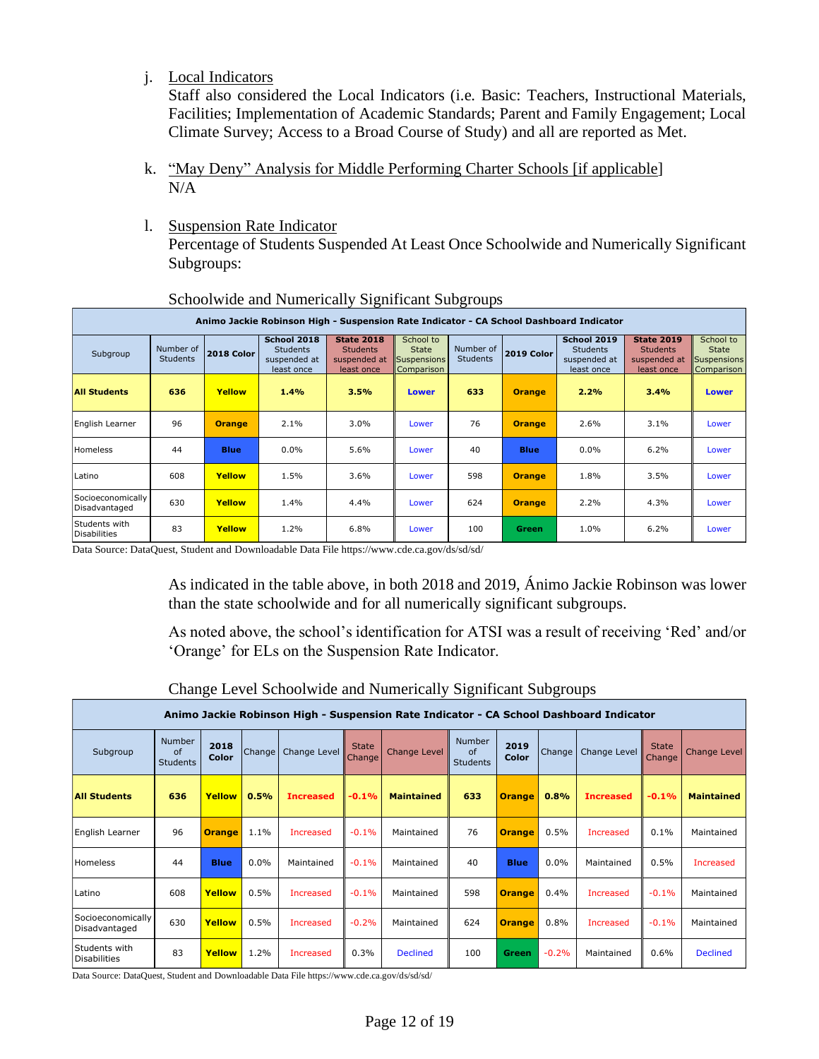j. Local Indicators

Staff also considered the Local Indicators (i.e. Basic: Teachers, Instructional Materials, Facilities; Implementation of Academic Standards; Parent and Family Engagement; Local Climate Survey; Access to a Broad Course of Study) and all are reported as Met.

k. "May Deny" Analysis for Middle Performing Charter Schools [if applicable]

N/A

l. Suspension Rate Indicator

Percentage of Students Suspended At Least Once Schoolwide and Numerically Significant Subgroups:

Schoolwide and Numerically Significant Subgroups

| Animo Jackie Robinson High - Suspension Rate Indicator - CA School Dashboard Indicator | | | | | | | | | | |
|---|---|---|---|---|---|---|---|---|---|---|
| Subgroup | Number of Students | 2018 Color | School 2018 Students suspended at least once | State 2018 Students suspended at least once | School to State Suspensions Comparison | Number of Students | 2019 Color | School 2019 Students suspended at least once | State 2019 Students suspended at least once | School to State Suspensions Comparison |
| **All Students** | **636** | **Yellow** | **1.4%** | **3.5%** | **Lower** | **633** | **Orange** | **2.2%** | **3.4%** | **Lower** |
| English Learner | 96 | Orange | 2.1% | 3.0% | Lower | 76 | Orange | 2.6% | 3.1% | Lower |
| Homeless | 44 | Blue | 0.0% | 5.6% | Lower | 40 | Blue | 0.0% | 6.2% | Lower |
| Latino | 608 | Yellow | 1.5% | 3.6% | Lower | 598 | Orange | 1.8% | 3.5% | Lower |
| Socioeconomically Disadvantaged | 630 | Yellow | 1.4% | 4.4% | Lower | 624 | Orange | 2.2% | 4.3% | Lower |
| Students with Disabilities | 83 | Yellow | 1.2% | 6.8% | Lower | 100 | Green | 1.0% | 6.2% | Lower |

Data Source: DataQuest, Student and Downloadable Data File https://www.cde.ca.gov/ds/sd/sd/

As indicated in the table above, in both 2018 and 2019, Ánimo Jackie Robinson was lower than the state schoolwide and for all numerically significant subgroups.

As noted above, the school's identification for ATSI was a result of receiving 'Red' and/or 'Orange' for ELs on the Suspension Rate Indicator.

Change Level Schoolwide and Numerically Significant Subgroups

| Animo Jackie Robinson High - Suspension Rate Indicator - CA School Dashboard Indicator | | | | | | | | | | | |
|---|---|---|---|---|---|---|---|---|---|---|---|
| Subgroup | Number of Students | 2018 Color | Change | Change Level | State Change | Change Level | Number of Students | 2019 Color | Change | Change Level | State Change | Change Level |
| **All Students** | **636** | **Yellow** | **0.5%** | **Increased** | **-0.1%** | **Maintained** | **633** | **Orange** | **0.8%** | **Increased** | **-0.1%** | **Maintained** |
| English Learner | 96 | Orange | 1.1% | Increased | -0.1% | Maintained | 76 | Orange | 0.5% | Increased | 0.1% | Maintained |
| Homeless | 44 | Blue | 0.0% | Maintained | -0.1% | Maintained | 40 | Blue | 0.0% | Maintained | 0.5% | Increased |
| Latino | 608 | Yellow | 0.5% | Increased | -0.1% | Maintained | 598 | Orange | 0.4% | Increased | -0.1% | Maintained |
| Socioeconomically Disadvantaged | 630 | Yellow | 0.5% | Increased | -0.2% | Maintained | 624 | Orange | 0.8% | Increased | -0.1% | Maintained |
| Students with Disabilities | 83 | Yellow | 1.2% | Increased | 0.3% | Declined | 100 | Green | -0.2% | Maintained | 0.6% | Declined |

Data Source: DataQuest, Student and Downloadable Data File https://www.cde.ca.gov/ds/sd/sd/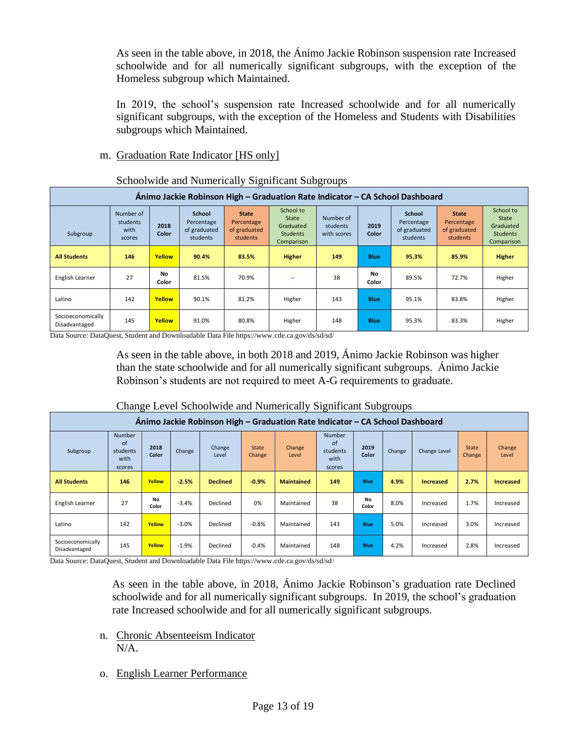As seen in the table above, in 2018, the Ánimo Jackie Robinson suspension rate Increased schoolwide and for all numerically significant subgroups, with the exception of the Homeless subgroup which Maintained.

In 2019, the school's suspension rate Increased schoolwide and for all numerically significant subgroups, with the exception of the Homeless and Students with Disabilities subgroups which Maintained.

m. Graduation Rate Indicator [HS only]

Schoolwide and Numerically Significant Subgroups

| Ánimo Jackie Robinson High – Graduation Rate Indicator – CA School Dashboard | | | | | | | | | | |
|---|---|---|---|---|---|---|---|---|---|---|
| Subgroup | Number of students with scores | 2018 Color | School Percentage of graduated students | State Percentage of graduated students | School to State Graduated Students Comparison | Number of students with scores | 2019 Color | School Percentage of graduated students | State Percentage of graduated students | School to State Graduated Students Comparison |
| **All Students** | **146** | **Yellow** | **90.4%** | **83.5%** | **Higher** | **149** | **Blue** | **95.3%** | **85.9%** | **Higher** |
| English Learner | 27 | No Color | 81.5% | 70.9% | -- | 38 | No Color | 89.5% | 72.7% | Higher |
| Latino | 142 | Yellow | 90.1% | 81.2% | Higher | 143 | Blue | 95.1% | 83.8% | Higher |
| Socioeconomically Disadvantaged | 145 | Yellow | 91.0% | 80.8% | Higher | 148 | Blue | 95.3% | 83.3% | Higher |

Data Source: DataQuest, Student and Downloadable Data File https://www.cde.ca.gov/ds/sd/sd/

As seen in the table above, in both 2018 and 2019, Ánimo Jackie Robinson was higher than the state schoolwide and for all numerically significant subgroups. Ánimo Jackie Robinson's students are not required to meet A-G requirements to graduate.

Change Level Schoolwide and Numerically Significant Subgroups

| Ánimo Jackie Robinson High – Graduation Rate Indicator – CA School Dashboard | | | | | | | | | | | | |
|---|---|---|---|---|---|---|---|---|---|---|---|---|
| Subgroup | Number of students with scores | 2018 Color | Change | Change Level | State Change | Change Level | Number of students with scores | 2019 Color | Change | Change Level | State Change | Change Level |
| **All Students** | **146** | **Yellow** | **-2.5%** | **Declined** | **-0.9%** | **Maintained** | **149** | **Blue** | **4.9%** | **Increased** | **2.7%** | **Increased** |
| English Learner | 27 | No Color | -3.4% | Declined | 0% | Maintained | 38 | No Color | 8.0% | Increased | 1.7% | Increased |
| Latino | 142 | Yellow | -3.0% | Declined | -0.8% | Maintained | 143 | Blue | 5.0% | Increased | 3.0% | Increased |
| Socioeconomically Disadvantaged | 145 | Yellow | -1.9% | Declined | -0.4% | Maintained | 148 | Blue | 4.2% | Increased | 2.8% | Increased |

Data Source: DataQuest, Student and Downloadable Data File https://www.cde.ca.gov/ds/sd/sd/

As seen in the table above, in 2018, Ánimo Jackie Robinson's graduation rate Declined schoolwide and for all numerically significant subgroups. In 2019, the school's graduation rate Increased schoolwide and for all numerically significant subgroups.

n. Chronic Absenteeism Indicator
N/A.

o. English Learner Performance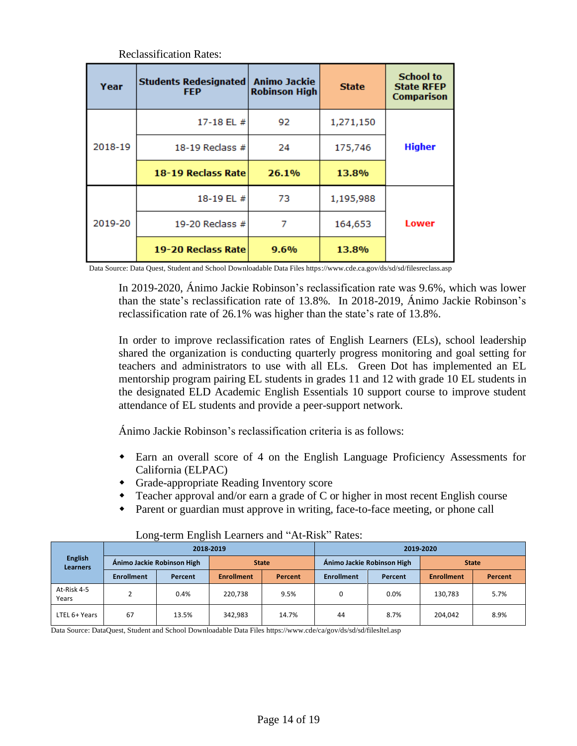Reclassification Rates:

| Year | Students Redesignated FEP | Animo Jackie Robinson High | State | School to State RFEP Comparison |
|---|---|---|---|---|
| 2018-19 | 17-18 EL # | 92 | 1,271,150 | **Higher** |
| | 18-19 Reclass # | 24 | 175,746 | |
| | **18-19 Reclass Rate** | **26.1%** | **13.8%** | |
| 2019-20 | 18-19 EL # | 73 | 1,195,988 | **Lower** |
| | 19-20 Reclass # | 7 | 164,653 | |
| | **19-20 Reclass Rate** | **9.6%** | **13.8%** | |

Data Source: Data Quest, Student and School Downloadable Data Files https://www.cde.ca.gov/ds/sd/sd/filesreclass.asp

In 2019-2020, Ánimo Jackie Robinson's reclassification rate was 9.6%, which was lower than the state's reclassification rate of 13.8%. In 2018-2019, Ánimo Jackie Robinson's reclassification rate of 26.1% was higher than the state's rate of 13.8%.

In order to improve reclassification rates of English Learners (ELs), school leadership shared the organization is conducting quarterly progress monitoring and goal setting for teachers and administrators to use with all ELs. Green Dot has implemented an EL mentorship program pairing EL students in grades 11 and 12 with grade 10 EL students in the designated ELD Academic English Essentials 10 support course to improve student attendance of EL students and provide a peer-support network.

Ánimo Jackie Robinson's reclassification criteria is as follows:

- Earn an overall score of 4 on the English Language Proficiency Assessments for California (ELPAC)
- Grade-appropriate Reading Inventory score
- Teacher approval and/or earn a grade of C or higher in most recent English course
- Parent or guardian must approve in writing, face-to-face meeting, or phone call

Long-term English Learners and "At-Risk" Rates:

| English Learners | 2018-2019 | | | | 2019-2020 | | | |
|---|---|---|---|---|---|---|---|---|
| | Ánimo Jackie Robinson High | | State | | Ánimo Jackie Robinson High | | State | |
| | Enrollment | Percent | Enrollment | Percent | Enrollment | Percent | Enrollment | Percent |
| At-Risk 4-5 Years | 2 | 0.4% | 220,738 | 9.5% | 0 | 0.0% | 130,783 | 5.7% |
| LTEL 6+ Years | 67 | 13.5% | 342,983 | 14.7% | 44 | 8.7% | 204,042 | 8.9% |

Data Source: DataQuest, Student and School Downloadable Data Files https://www.cde/ca/gov/ds/sd/sd/filesltel.asp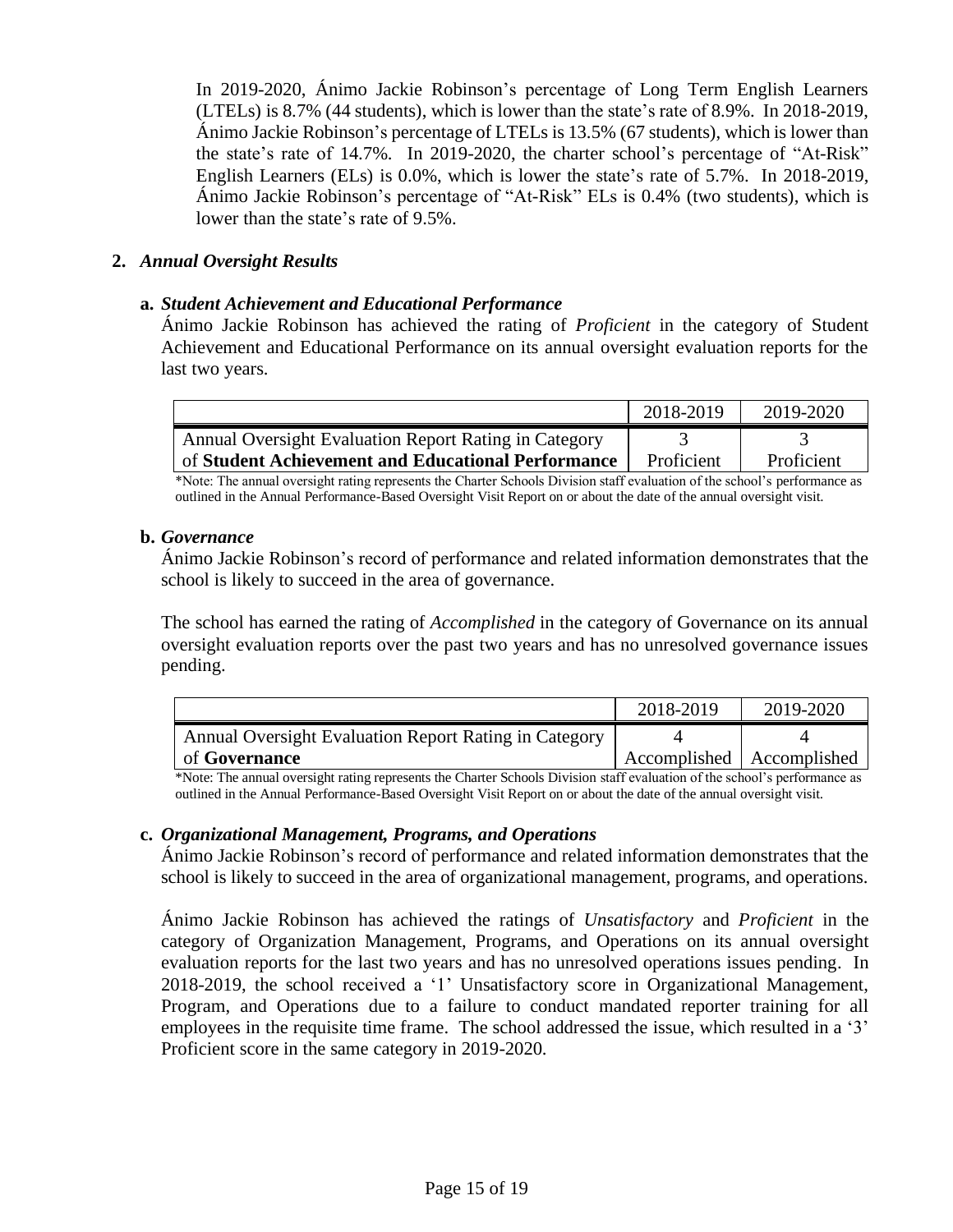In 2019-2020, Ánimo Jackie Robinson's percentage of Long Term English Learners (LTELs) is 8.7% (44 students), which is lower than the state's rate of 8.9%. In 2018-2019, Ánimo Jackie Robinson's percentage of LTELs is 13.5% (67 students), which is lower than the state's rate of 14.7%. In 2019-2020, the charter school's percentage of "At-Risk" English Learners (ELs) is 0.0%, which is lower the state's rate of 5.7%. In 2018-2019, Ánimo Jackie Robinson's percentage of "At-Risk" ELs is 0.4% (two students), which is lower than the state's rate of 9.5%.

**2.** ***Annual Oversight Results***

**a.** ***Student Achievement and Educational Performance***

Ánimo Jackie Robinson has achieved the rating of *Proficient* in the category of Student Achievement and Educational Performance on its annual oversight evaluation reports for the last two years.

| | 2018-2019 | 2019-2020 |
|---|---|---|
| Annual Oversight Evaluation Report Rating in Category of **Student Achievement and Educational Performance** | 3 Proficient | 3 Proficient |

*Note: The annual oversight rating represents the Charter Schools Division staff evaluation of the school's performance as outlined in the Annual Performance-Based Oversight Visit Report on or about the date of the annual oversight visit.

**b.** ***Governance***

Ánimo Jackie Robinson's record of performance and related information demonstrates that the school is likely to succeed in the area of governance.

The school has earned the rating of *Accomplished* in the category of Governance on its annual oversight evaluation reports over the past two years and has no unresolved governance issues pending.

| | 2018-2019 | 2019-2020 |
|---|---|---|
| Annual Oversight Evaluation Report Rating in Category of **Governance** | 4 Accomplished | 4 Accomplished |

*Note: The annual oversight rating represents the Charter Schools Division staff evaluation of the school's performance as outlined in the Annual Performance-Based Oversight Visit Report on or about the date of the annual oversight visit.

**c.** ***Organizational Management, Programs, and Operations***

Ánimo Jackie Robinson's record of performance and related information demonstrates that the school is likely to succeed in the area of organizational management, programs, and operations.

Ánimo Jackie Robinson has achieved the ratings of *Unsatisfactory* and *Proficient* in the category of Organization Management, Programs, and Operations on its annual oversight evaluation reports for the last two years and has no unresolved operations issues pending. In 2018-2019, the school received a '1' Unsatisfactory score in Organizational Management, Program, and Operations due to a failure to conduct mandated reporter training for all employees in the requisite time frame. The school addressed the issue, which resulted in a '3' Proficient score in the same category in 2019-2020.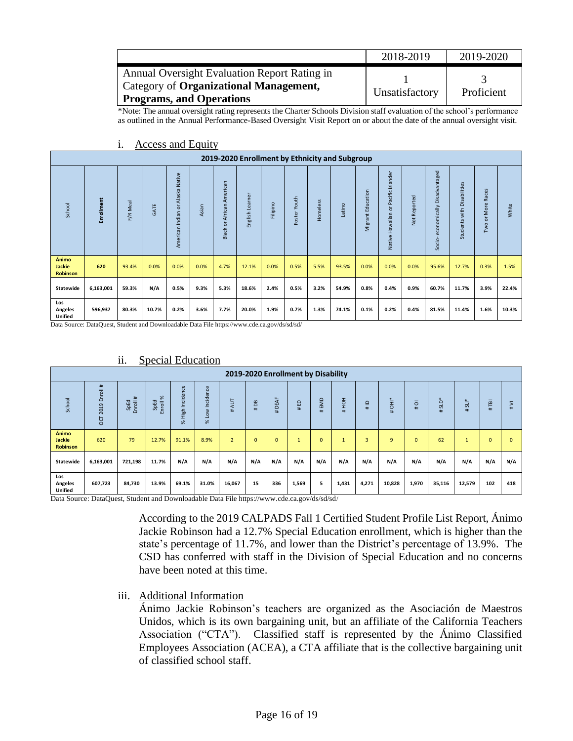| | 2018-2019 | 2019-2020 |
|---|---|---|
| Annual Oversight Evaluation Report Rating in Category of **Organizational Management, Programs, and Operations** | 1 Unsatisfactory | 3 Proficient |

*Note: The annual oversight rating represents the Charter Schools Division staff evaluation of the school's performance as outlined in the Annual Performance-Based Oversight Visit Report on or about the date of the annual oversight visit.

i. Access and Equity

| 2019-2020 Enrollment by Ethnicity and Subgroup | | | | | | | | | | | | | | | | | | |
|---|---|---|---|---|---|---|---|---|---|---|---|---|---|---|---|---|---|---|
| School | Enrollment | F/R Meal | GATE | American Indian or Alaska Native | Asian | Black or African American | English Learner | Filipino | Foster Youth | Homeless | Latino | Migrant Education | Native Hawaiian or Pacific Islander | Not Reported | Socio-economically Disadvantaged | Students with Disabilities | Two or More Races | White |
| **Ánimo Jackie Robinson** | 620 | 93.4% | 0.0% | 0.0% | 0.0% | 4.7% | 12.1% | 0.0% | 0.5% | 5.5% | 93.5% | 0.0% | 0.0% | 0.0% | 95.6% | 12.7% | 0.3% | 1.5% |
| **Statewide** | 6,163,001 | 59.3% | N/A | 0.5% | 9.3% | 5.3% | 18.6% | 2.4% | 0.5% | 3.2% | 54.9% | 0.8% | 0.4% | 0.9% | 60.7% | 11.7% | 3.9% | 22.4% |
| **Los Angeles Unified** | 596,937 | 80.3% | 10.7% | 0.2% | 3.6% | 7.7% | 20.0% | 1.9% | 0.7% | 1.3% | 74.1% | 0.1% | 0.2% | 0.4% | 81.5% | 11.4% | 1.6% | 10.3% |

Data Source: DataQuest, Student and Downloadable Data File https://www.cde.ca.gov/ds/sd/sd/

ii. Special Education

| 2019-2020 Enrollment by Disability | | | | | | | | | | | | | | | | | | |
|---|---|---|---|---|---|---|---|---|---|---|---|---|---|---|---|---|---|---|
| School | OCT 2019 Enroll # | SpEd Enroll # | SpEd Enroll % | % High Incidence | % Low Incidence | # AUT | # DB | # DEAF | # ED | # EMD | # HOH | # ID | # OHI* | # OI | # SLD* | # SLI* | # TBI | # VI |
| **Ánimo Jackie Robinson** | 620 | 79 | 12.7% | 91.1% | 8.9% | 2 | 0 | 0 | 1 | 0 | 1 | 3 | 9 | 0 | 62 | 1 | 0 | 0 |
| **Statewide** | 6,163,001 | 721,198 | 11.7% | N/A | N/A | N/A | N/A | N/A | N/A | N/A | N/A | N/A | N/A | N/A | N/A | N/A | N/A | N/A |
| **Los Angeles Unified** | 607,723 | 84,730 | 13.9% | 69.1% | 31.0% | 16,067 | 15 | 336 | 1,569 | 5 | 1,431 | 4,271 | 10,828 | 1,970 | 35,116 | 12,579 | 102 | 418 |

Data Source: DataQuest, Student and Downloadable Data File https://www.cde.ca.gov/ds/sd/sd/

According to the 2019 CALPADS Fall 1 Certified Student Profile List Report, Ánimo Jackie Robinson had a 12.7% Special Education enrollment, which is higher than the state's percentage of 11.7%, and lower than the District's percentage of 13.9%. The CSD has conferred with staff in the Division of Special Education and no concerns have been noted at this time.

iii. Additional Information

Ánimo Jackie Robinson's teachers are organized as the Asociación de Maestros Unidos, which is its own bargaining unit, but an affiliate of the California Teachers Association ("CTA"). Classified staff is represented by the Ánimo Classified Employees Association (ACEA), a CTA affiliate that is the collective bargaining unit of classified school staff.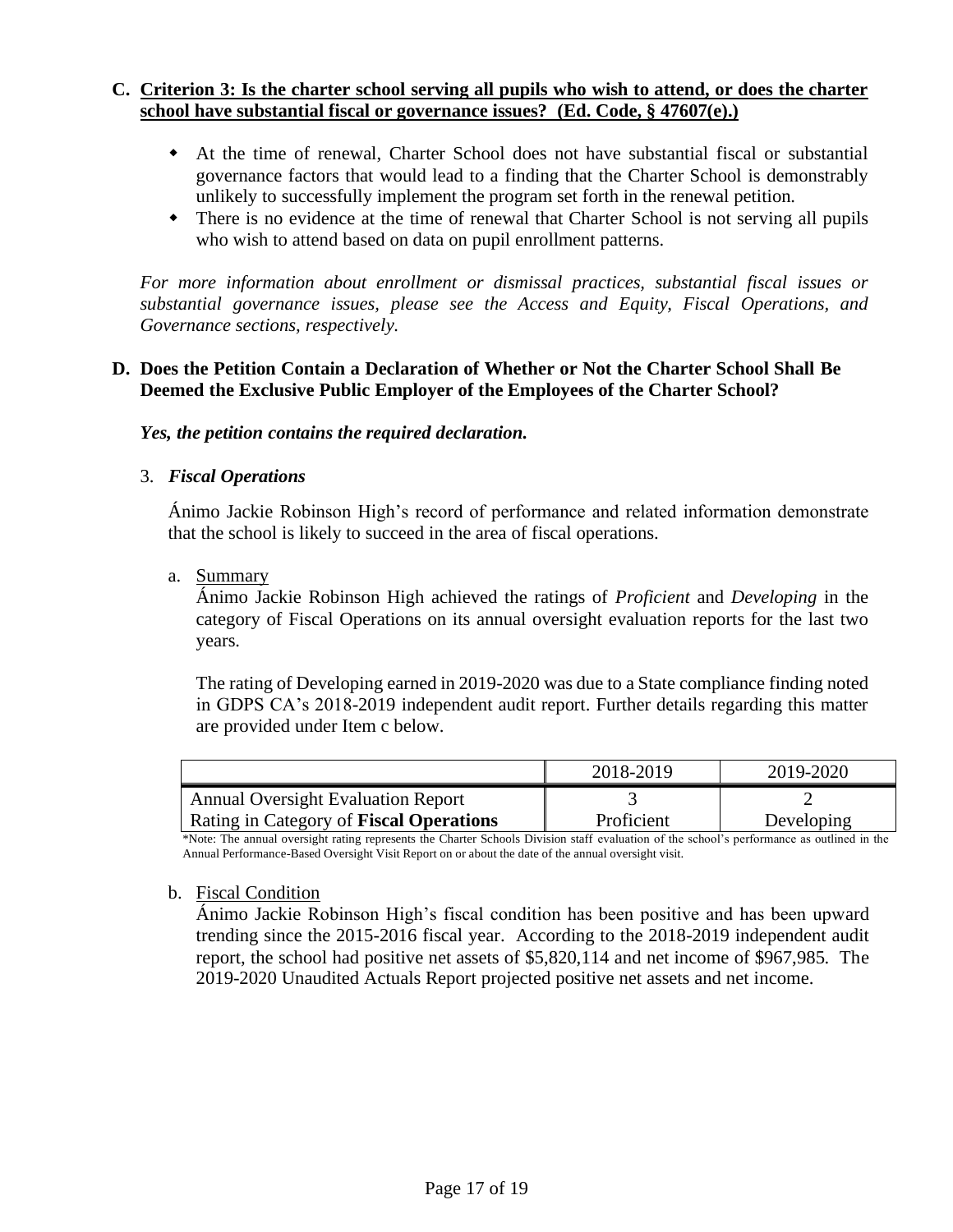### C. Criterion 3: Is the charter school serving all pupils who wish to attend, or does the charter school have substantial fiscal or governance issues? (Ed. Code, § 47607(e).)

- At the time of renewal, Charter School does not have substantial fiscal or substantial governance factors that would lead to a finding that the Charter School is demonstrably unlikely to successfully implement the program set forth in the renewal petition.
- There is no evidence at the time of renewal that Charter School is not serving all pupils who wish to attend based on data on pupil enrollment patterns.

*For more information about enrollment or dismissal practices, substantial fiscal issues or substantial governance issues, please see the Access and Equity, Fiscal Operations, and Governance sections, respectively.*

### D. Does the Petition Contain a Declaration of Whether or Not the Charter School Shall Be Deemed the Exclusive Public Employer of the Employees of the Charter School?

***Yes, the petition contains the required declaration.***

3. ***Fiscal Operations***

Ánimo Jackie Robinson High's record of performance and related information demonstrate that the school is likely to succeed in the area of fiscal operations.

a. Summary

Ánimo Jackie Robinson High achieved the ratings of *Proficient* and *Developing* in the category of Fiscal Operations on its annual oversight evaluation reports for the last two years.

The rating of Developing earned in 2019-2020 was due to a State compliance finding noted in GDPS CA's 2018-2019 independent audit report. Further details regarding this matter are provided under Item c below.

| | 2018-2019 | 2019-2020 |
|---|---|---|
| Annual Oversight Evaluation Report Rating in Category of **Fiscal Operations** | 3 Proficient | 2 Developing |

*Note: The annual oversight rating represents the Charter Schools Division staff evaluation of the school's performance as outlined in the Annual Performance-Based Oversight Visit Report on or about the date of the annual oversight visit.

b. Fiscal Condition

Ánimo Jackie Robinson High's fiscal condition has been positive and has been upward trending since the 2015-2016 fiscal year. According to the 2018-2019 independent audit report, the school had positive net assets of $5,820,114 and net income of $967,985. The 2019-2020 Unaudited Actuals Report projected positive net assets and net income.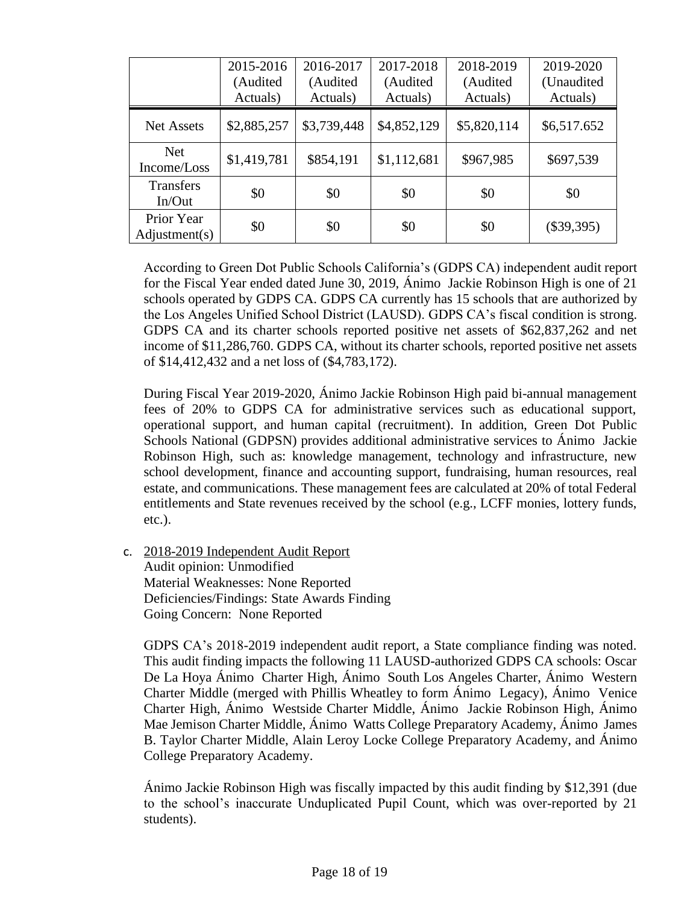| | 2015-2016 (Audited Actuals) | 2016-2017 (Audited Actuals) | 2017-2018 (Audited Actuals) | 2018-2019 (Audited Actuals) | 2019-2020 (Unaudited Actuals) |
|---|---|---|---|---|---|
| Net Assets | $2,885,257 | $3,739,448 | $4,852,129 | $5,820,114 | $6,517.652 |
| Net Income/Loss | $1,419,781 | $854,191 | $1,112,681 | $967,985 | $697,539 |
| Transfers In/Out | $0 | $0 | $0 | $0 | $0 |
| Prior Year Adjustment(s) | $0 | $0 | $0 | $0 | ($39,395) |

According to Green Dot Public Schools California's (GDPS CA) independent audit report for the Fiscal Year ended dated June 30, 2019, Ánimo Jackie Robinson High is one of 21 schools operated by GDPS CA. GDPS CA currently has 15 schools that are authorized by the Los Angeles Unified School District (LAUSD). GDPS CA's fiscal condition is strong. GDPS CA and its charter schools reported positive net assets of $62,837,262 and net income of $11,286,760. GDPS CA, without its charter schools, reported positive net assets of $14,412,432 and a net loss of ($4,783,172).

During Fiscal Year 2019-2020, Ánimo Jackie Robinson High paid bi-annual management fees of 20% to GDPS CA for administrative services such as educational support, operational support, and human capital (recruitment). In addition, Green Dot Public Schools National (GDPSN) provides additional administrative services to Ánimo Jackie Robinson High, such as: knowledge management, technology and infrastructure, new school development, finance and accounting support, fundraising, human resources, real estate, and communications. These management fees are calculated at 20% of total Federal entitlements and State revenues received by the school (e.g., LCFF monies, lottery funds, etc.).

c. 2018-2019 Independent Audit Report
Audit opinion: Unmodified
Material Weaknesses: None Reported
Deficiencies/Findings: State Awards Finding
Going Concern: None Reported

GDPS CA's 2018-2019 independent audit report, a State compliance finding was noted. This audit finding impacts the following 11 LAUSD-authorized GDPS CA schools: Oscar De La Hoya Ánimo Charter High, Ánimo South Los Angeles Charter, Ánimo Western Charter Middle (merged with Phillis Wheatley to form Ánimo Legacy), Ánimo Venice Charter High, Ánimo Westside Charter Middle, Ánimo Jackie Robinson High, Ánimo Mae Jemison Charter Middle, Ánimo Watts College Preparatory Academy, Ánimo James B. Taylor Charter Middle, Alain Leroy Locke College Preparatory Academy, and Ánimo College Preparatory Academy.

Ánimo Jackie Robinson High was fiscally impacted by this audit finding by $12,391 (due to the school's inaccurate Unduplicated Pupil Count, which was over-reported by 21 students).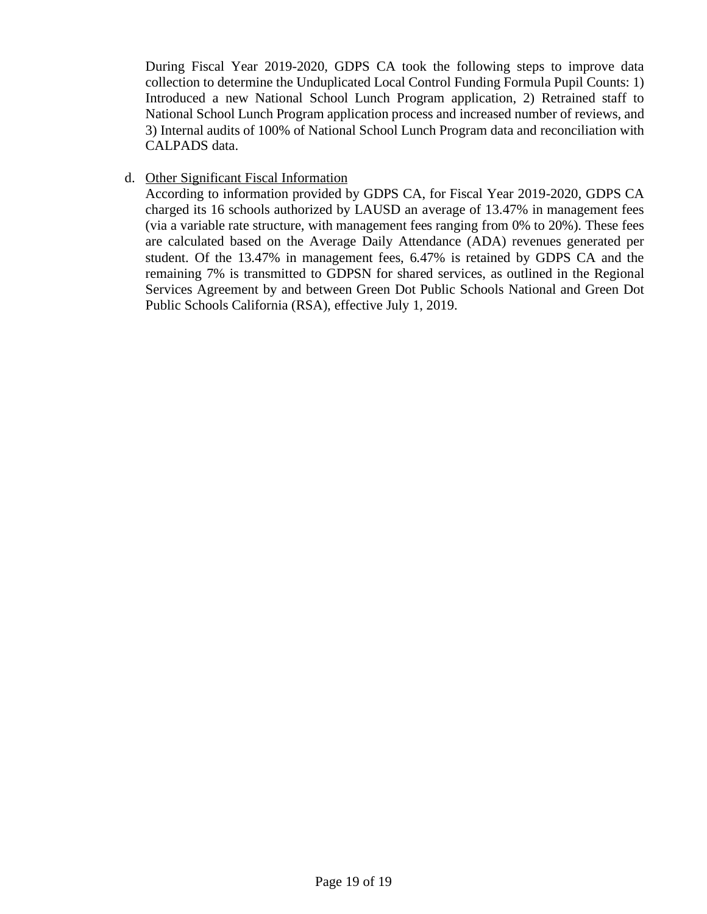During Fiscal Year 2019-2020, GDPS CA took the following steps to improve data collection to determine the Unduplicated Local Control Funding Formula Pupil Counts: 1) Introduced a new National School Lunch Program application, 2) Retrained staff to National School Lunch Program application process and increased number of reviews, and 3) Internal audits of 100% of National School Lunch Program data and reconciliation with CALPADS data.

d. Other Significant Fiscal Information

According to information provided by GDPS CA, for Fiscal Year 2019-2020, GDPS CA charged its 16 schools authorized by LAUSD an average of 13.47% in management fees (via a variable rate structure, with management fees ranging from 0% to 20%). These fees are calculated based on the Average Daily Attendance (ADA) revenues generated per student. Of the 13.47% in management fees, 6.47% is retained by GDPS CA and the remaining 7% is transmitted to GDPSN for shared services, as outlined in the Regional Services Agreement by and between Green Dot Public Schools National and Green Dot Public Schools California (RSA), effective July 1, 2019.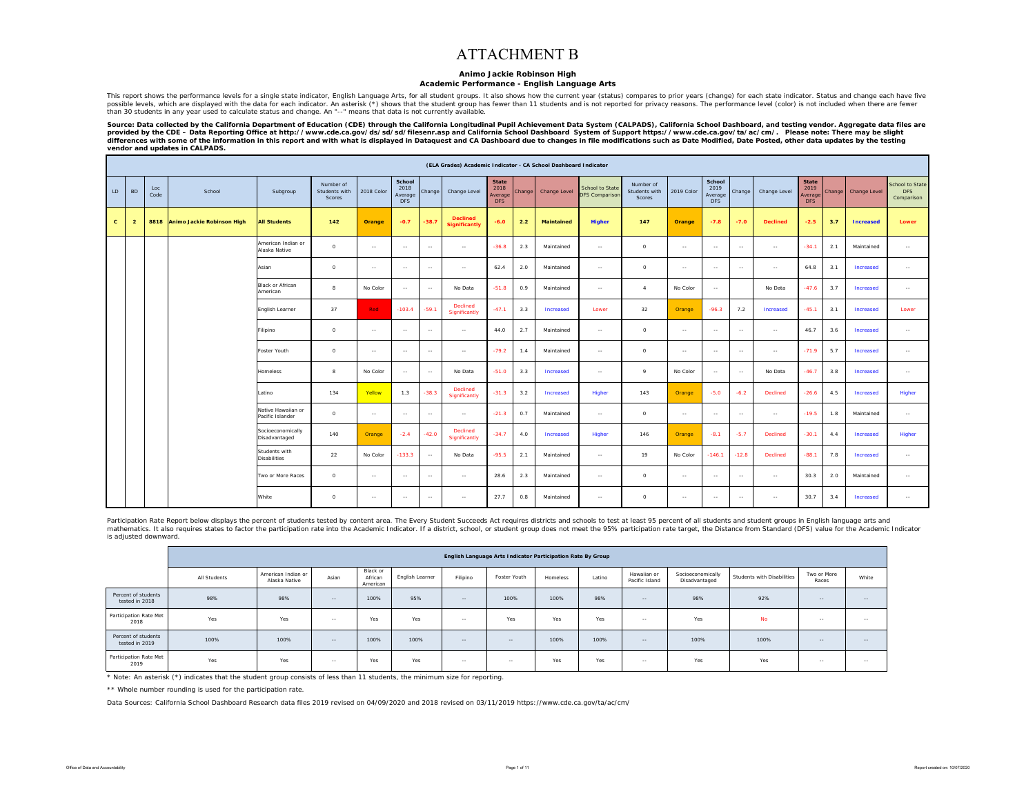# ATTACHMENT B

**Animo Jackie Robinson High**
**Academic Performance - English Language Arts**

This report shows the performance levels for a single state indicator, English Language Arts, for all student groups. It also shows how the current year (status) compares to prior years (change) for each state indicator. Status and change each have five possible levels, which are displayed with the data for each indicator. An asterisk (*) shows that the student group has fewer than 11 students and is not reported for privacy reasons. The performance level (color) is not included when there are fewer than 30 students in any year used to calculate status and change. An "--" means that data is not currently available.

**Source: Data collected by the California Department of Education (CDE) through the California Longitudinal Pupil Achievement Data System (CALPADS), California School Dashboard, and testing vendor. Aggregate data files are provided by the CDE – Data Reporting Office at http://www.cde.ca.gov/ds/sd/sd/filesenr.asp and California School Dashboard System of Support https://www.cde.ca.gov/ta/ac/cm/. Please note: There may be slight differences with some of the information in this report and with what is displayed in Dataquest and CA Dashboard due to changes in file modifications such as Date Modified, Date Posted, other data updates by the testing vendor and updates in CALPADS.**

| (ELA Grades) Academic Indicator - CA School Dashboard Indicator | | | | | | | | | | | | | | | | | | | | | | | |
|---|---|---|---|---|---|---|---|---|---|---|---|---|---|---|---|---|---|---|---|---|---|---|---|
| LD | BD | Loc Code | School | Subgroup | Number of Students with Scores | 2018 Color | School 2018 Average DFS | Change | Change Level | State 2018 Average DFS | Change | Change Level | School to State DFS Comparison | Number of Students with Scores | 2019 Color | School 2019 Average DFS | Change | Change Level | State 2019 Average DFS | Change | Change Level | School to State DFS Comparison |
| **C** | **2** | **8818** | **Animo Jackie Robinson High** | **All Students** | **142** | **Orange** | **-0.7** | **-38.7** | **Declined Significantly** | **-6.0** | **2.2** | **Maintained** | **Higher** | **147** | **Orange** | **-7.8** | **-7.0** | **Declined** | **-2.5** | **3.7** | **Increased** | **Lower** |
| | | | | American Indian or Alaska Native | 0 | -- | -- | -- | -- | -36.8 | 2.3 | Maintained | -- | 0 | -- | -- | -- | -- | -34.1 | 2.1 | Maintained | -- |
| | | | | Asian | 0 | -- | -- | -- | -- | 62.4 | 2.0 | Maintained | -- | 0 | -- | -- | -- | -- | 64.8 | 3.1 | Increased | -- |
| | | | | Black or African American | 8 | No Color | -- | -- | No Data | -51.8 | 0.9 | Maintained | -- | 4 | No Color | -- | | No Data | -47.6 | 3.7 | Increased | -- |
| | | | | English Learner | 37 | Red | -103.4 | -59.1 | Declined Significantly | -47.1 | 3.3 | Increased | Lower | 32 | Orange | -96.3 | 7.2 | Increased | -45.1 | 3.1 | Increased | Lower |
| | | | | Filipino | 0 | -- | -- | -- | -- | 44.0 | 2.7 | Maintained | -- | 0 | -- | -- | -- | -- | 46.7 | 3.6 | Increased | -- |
| | | | | Foster Youth | 0 | -- | -- | -- | -- | -79.2 | 1.4 | Maintained | -- | 0 | -- | -- | -- | -- | -71.9 | 5.7 | Increased | -- |
| | | | | Homeless | 8 | No Color | -- | -- | No Data | -51.0 | 3.3 | Increased | -- | 9 | No Color | -- | -- | No Data | -46.7 | 3.8 | Increased | -- |
| | | | | Latino | 134 | Yellow | 1.3 | -38.3 | Declined Significantly | -31.3 | 3.2 | Increased | Higher | 143 | Orange | -5.0 | -6.2 | Declined | -26.6 | 4.5 | Increased | Higher |
| | | | | Native Hawaiian or Pacific Islander | 0 | -- | -- | -- | -- | -21.3 | 0.7 | Maintained | -- | 0 | -- | -- | -- | -- | -19.5 | 1.8 | Maintained | -- |
| | | | | Socioeconomically Disadvantaged | 140 | Orange | -2.4 | -42.0 | Declined Significantly | -34.7 | 4.0 | Increased | Higher | 146 | Orange | -8.1 | -5.7 | Declined | -30.1 | 4.4 | Increased | Higher |
| | | | | Students with Disabilities | 22 | No Color | -133.3 | -- | No Data | -95.5 | 2.1 | Maintained | -- | 19 | No Color | -146.1 | -12.8 | Declined | -88.1 | 7.8 | Increased | -- |
| | | | | Two or More Races | 0 | -- | -- | -- | -- | 28.6 | 2.3 | Maintained | -- | 0 | -- | -- | -- | -- | 30.3 | 2.0 | Maintained | -- |
| | | | | White | 0 | -- | -- | -- | -- | 27.7 | 0.8 | Maintained | -- | 0 | -- | -- | -- | -- | 30.7 | 3.4 | Increased | -- |

Participation Rate Report below displays the percent of students tested by content area. The Every Student Succeeds Act requires districts and schools to test at least 95 percent of all students and student groups in English language arts and mathematics. It also requires states to factor the participation rate into the Academic Indicator. If a district, school, or student group does not meet the 95% participation rate target, the Distance from Standard (DFS) value for the Academic Indicator is adjusted downward.

| English Language Arts Indicator Participation Rate By Group | | | | | | | | | | | | | | |
|---|---|---|---|---|---|---|---|---|---|---|---|---|---|---|
| | All Students | American Indian or Alaska Native | Asian | Black or African American | English Learner | Filipino | Foster Youth | Homeless | Latino | Hawaiian or Pacific Island | Socioeconomically Disadvantaged | Students with Disabilities | Two or More Races | White |
| Percent of students tested in 2018 | 98% | 98% | -- | 100% | 95% | -- | 100% | 100% | 98% | -- | 98% | 92% | -- | -- |
| Participation Rate Met 2018 | Yes | Yes | -- | Yes | Yes | -- | Yes | Yes | Yes | -- | Yes | No | -- | -- |
| Percent of students tested in 2019 | 100% | 100% | -- | 100% | 100% | -- | -- | 100% | 100% | -- | 100% | 100% | -- | -- |
| Participation Rate Met 2019 | Yes | Yes | -- | Yes | Yes | -- | -- | Yes | Yes | -- | Yes | Yes | -- | -- |

* Note: An asterisk (*) indicates that the student group consists of less than 11 students, the minimum size for reporting.

** Whole number rounding is used for the participation rate.

Data Sources: California School Dashboard Research data files 2019 revised on 04/09/2020 and 2018 revised on 03/11/2019 https://www.cde.ca.gov/ta/ac/cm/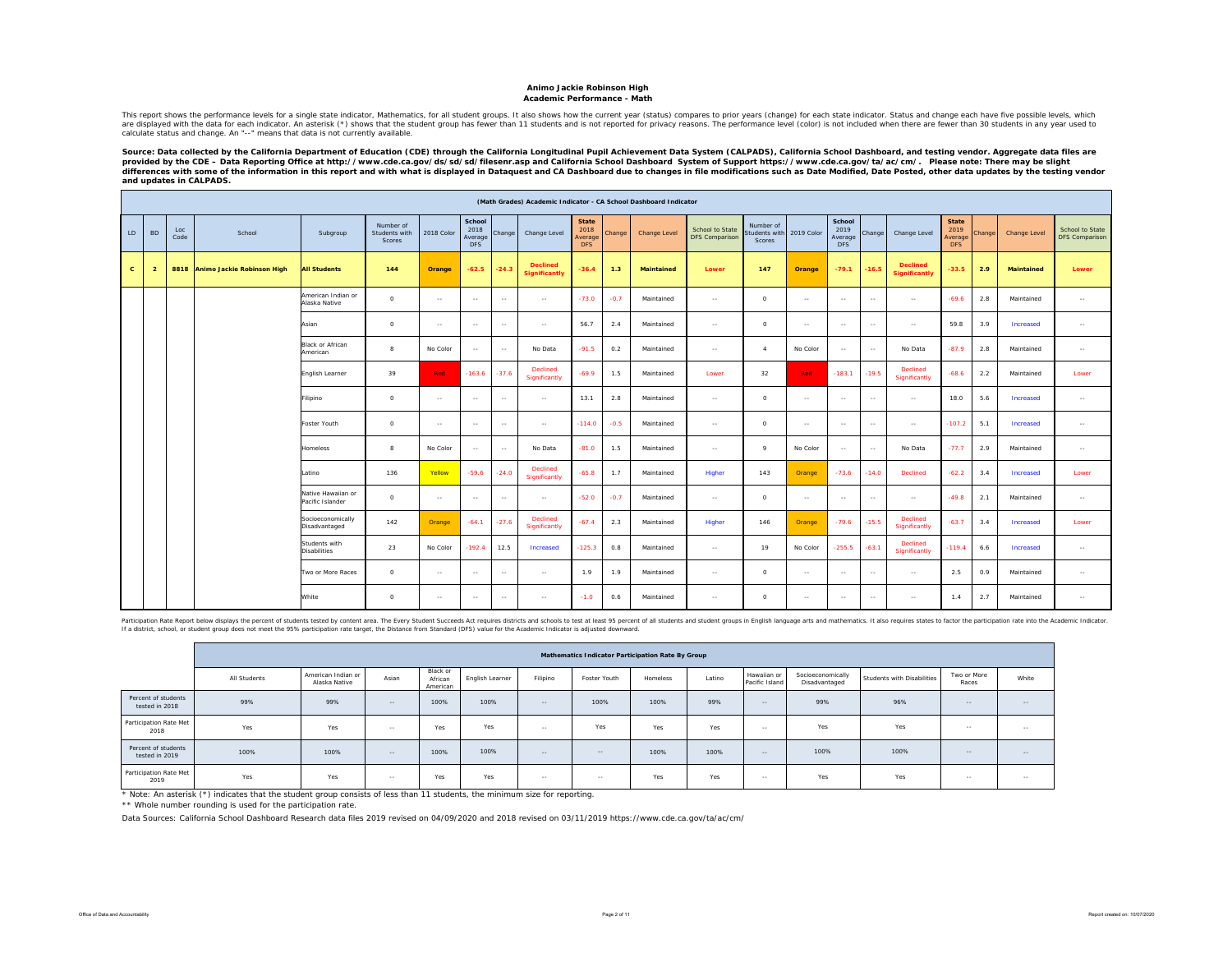**Animo Jackie Robinson High**
**Academic Performance - Math**

This report shows the performance levels for a single state indicator, Mathematics, for all student groups. It also shows how the current year (status) compares to prior years (change) for each state indicator. Status and change each have five possible levels, which are displayed with the data for each indicator. An asterisk (*) shows that the student group has fewer than 11 students and is not reported for privacy reasons. The performance level (color) is not included when there are fewer than 30 students in any year used to calculate status and change. An "--" means that data is not currently available.

**Source: Data collected by the California Department of Education (CDE) through the California Longitudinal Pupil Achievement Data System (CALPADS), California School Dashboard, and testing vendor. Aggregate data files are provided by the CDE – Data Reporting Office at http://www.cde.ca.gov/ds/sd/sd/filesenr.asp and California School Dashboard System of Support https://www.cde.ca.gov/ta/ac/cm/. Please note: There may be slight differences with some of the information in this report and with what is displayed in Dataquest and CA Dashboard due to changes in file modifications such as Date Modified, Date Posted, other data updates by the testing vendor and updates in CALPADS.**

**(Math Grades) Academic Indicator - CA School Dashboard Indicator**

| LD | BD | Loc Code | School | Subgroup | Number of Students with Scores | 2018 Color | School 2018 Average DFS | Change | Change Level | State 2018 Average DFS | Change | Change Level | School to State DFS Comparison | Number of Students with Scores | 2019 Color | School 2019 Average DFS | Change | Change Level | State 2019 Average DFS | Change | Change Level | School to State DFS Comparison |
|---|---|---|---|---|---|---|---|---|---|---|---|---|---|---|---|---|---|---|---|---|---|---|
| **C** | **2** | **8818** | **Animo Jackie Robinson High** | **All Students** | **144** | **Orange** | **-62.5** | **-24.3** | **Declined Significantly** | **-36.4** | **1.3** | **Maintained** | **Lower** | **147** | **Orange** | **-79.1** | **-16.5** | **Declined Significantly** | **-33.5** | **2.9** | **Maintained** | **Lower** |
| | | | | American Indian or Alaska Native | 0 | -- | -- | -- | -- | -73.0 | -0.7 | Maintained | -- | 0 | -- | -- | -- | -- | -69.6 | 2.8 | Maintained | -- |
| | | | | Asian | 0 | -- | -- | -- | -- | 56.7 | 2.4 | Maintained | -- | 0 | -- | -- | -- | -- | 59.8 | 3.9 | Increased | -- |
| | | | | Black or African American | 8 | No Color | -- | -- | No Data | -91.5 | 0.2 | Maintained | -- | 4 | No Color | -- | -- | No Data | -87.9 | 2.8 | Maintained | -- |
| | | | | English Learner | 39 | Red | -163.6 | -37.6 | Declined Significantly | -69.9 | 1.5 | Maintained | Lower | 32 | Red | -183.1 | -19.5 | Declined Significantly | -68.6 | 2.2 | Maintained | Lower |
| | | | | Filipino | 0 | -- | -- | -- | -- | 13.1 | 2.8 | Maintained | -- | 0 | -- | -- | -- | -- | 18.0 | 5.6 | Increased | -- |
| | | | | Foster Youth | 0 | -- | -- | -- | -- | -114.0 | -0.5 | Maintained | -- | 0 | -- | -- | -- | -- | -107.2 | 5.1 | Increased | -- |
| | | | | Homeless | 8 | No Color | -- | -- | No Data | -81.0 | 1.5 | Maintained | -- | 9 | No Color | -- | -- | No Data | -77.7 | 2.9 | Maintained | -- |
| | | | | Latino | 136 | Yellow | -59.6 | -24.0 | Declined Significantly | -65.8 | 1.7 | Maintained | Higher | 143 | Orange | -73.6 | -14.0 | Declined | -62.2 | 3.4 | Increased | Lower |
| | | | | Native Hawaiian or Pacific Islander | 0 | -- | -- | -- | -- | -52.0 | -0.7 | Maintained | -- | 0 | -- | -- | -- | -- | -49.8 | 2.1 | Maintained | -- |
| | | | | Socioeconomically Disadvantaged | 142 | Orange | -64.1 | -27.6 | Declined Significantly | -67.4 | 2.3 | Maintained | Higher | 146 | Orange | -79.6 | -15.5 | Declined Significantly | -63.7 | 3.4 | Increased | Lower |
| | | | | Students with Disabilities | 23 | No Color | -192.4 | 12.5 | Increased | -125.3 | 0.8 | Maintained | -- | 19 | No Color | -255.5 | -63.1 | Declined Significantly | -119.4 | 6.6 | Increased | -- |
| | | | | Two or More Races | 0 | -- | -- | -- | -- | 1.9 | 1.9 | Maintained | -- | 0 | -- | -- | -- | -- | 2.5 | 0.9 | Maintained | -- |
| | | | | White | 0 | -- | -- | -- | -- | -1.0 | 0.6 | Maintained | -- | 0 | -- | -- | -- | -- | 1.4 | 2.7 | Maintained | -- |

Participation Rate Report below displays the percent of students tested by content area. The Every Student Succeeds Act requires districts and schools to test at least 95 percent of all students and student groups in English language arts and mathematics. It also requires states to factor the participation rate into the Academic Indicator. If a district, school, or student group does not meet the 95% participation rate target, the Distance from Standard (DFS) value for the Academic Indicator is adjusted downward.

**Mathematics Indicator Participation Rate By Group**

| | All Students | American Indian or Alaska Native | Asian | Black or African American | English Learner | Filipino | Foster Youth | Homeless | Latino | Hawaiian or Pacific Island | Socioeconomically Disadvantaged | Students with Disabilities | Two or More Races | White |
|---|---|---|---|---|---|---|---|---|---|---|---|---|---|---|
| Percent of students tested in 2018 | 99% | 99% | -- | 100% | 100% | -- | 100% | 100% | 99% | -- | 99% | 96% | -- | -- |
| Participation Rate Met 2018 | Yes | Yes | -- | Yes | Yes | -- | Yes | Yes | Yes | -- | Yes | Yes | -- | -- |
| Percent of students tested in 2019 | 100% | 100% | -- | 100% | 100% | -- | -- | 100% | 100% | -- | 100% | 100% | -- | -- |
| Participation Rate Met 2019 | Yes | Yes | -- | Yes | Yes | -- | -- | Yes | Yes | -- | Yes | Yes | -- | -- |

* Note: An asterisk (*) indicates that the student group consists of less than 11 students, the minimum size for reporting.

** Whole number rounding is used for the participation rate.

Data Sources: California School Dashboard Research data files 2019 revised on 04/09/2020 and 2018 revised on 03/11/2019 https://www.cde.ca.gov/ta/ac/cm/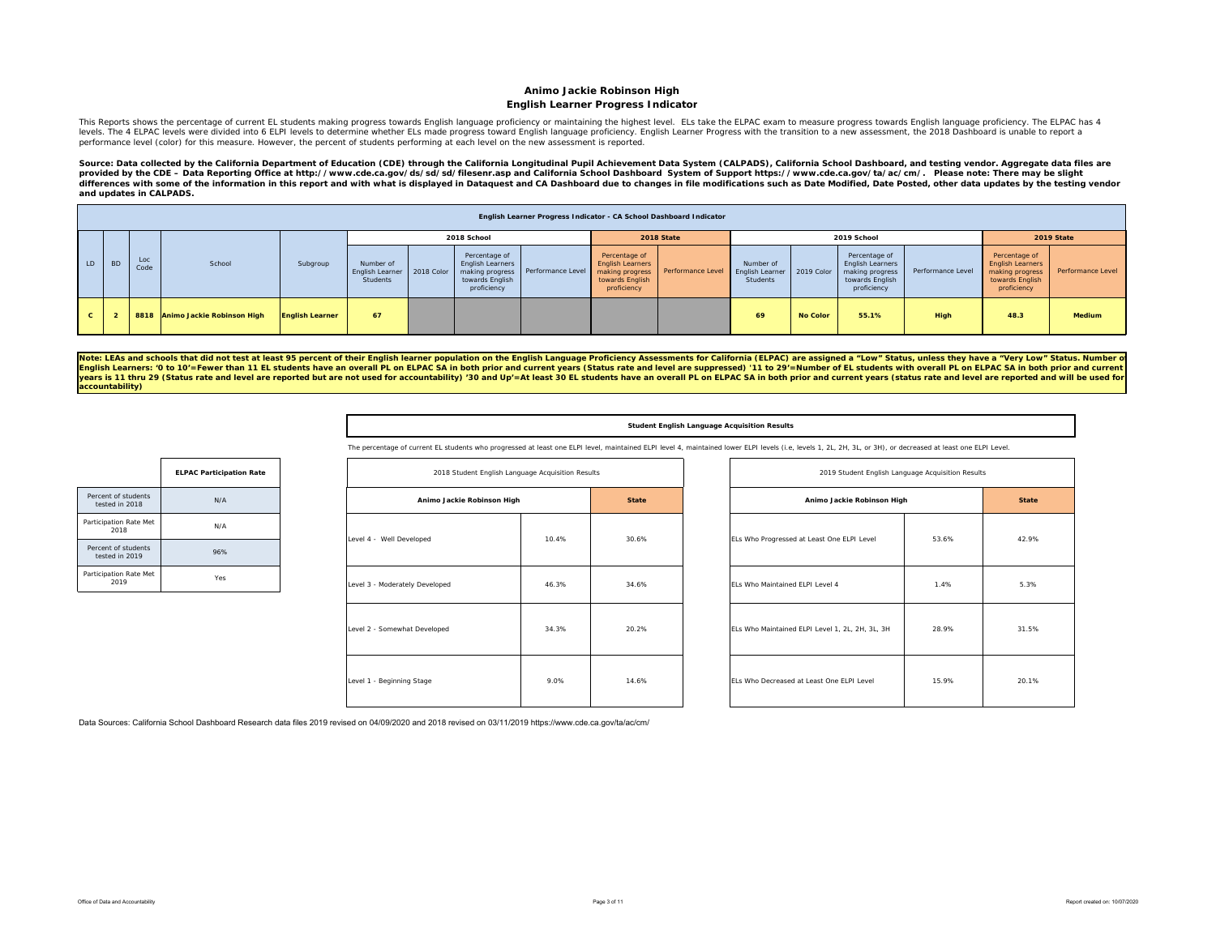# Animo Jackie Robinson High

## English Learner Progress Indicator

This Reports shows the percentage of current EL students making progress towards English language proficiency or maintaining the highest level. ELs take the ELPAC exam to measure progress towards English language proficiency. The ELPAC has 4 levels. The 4 ELPAC levels were divided into 6 ELPI levels to determine whether ELs made progress toward English language proficiency. English Learner Progress with the transition to a new assessment, the 2018 Dashboard is unable to report a performance level (color) for this measure. However, the percent of students performing at each level on the new assessment is reported.

**Source: Data collected by the California Department of Education (CDE) through the California Longitudinal Pupil Achievement Data System (CALPADS), California School Dashboard, and testing vendor. Aggregate data files are provided by the CDE – Data Reporting Office at http://www.cde.ca.gov/ds/sd/sd/filesenr.asp and California School Dashboard System of Support https://www.cde.ca.gov/ta/ac/cm/. Please note: There may be slight differences with some of the information in this report and with what is displayed in Dataquest and CA Dashboard due to changes in file modifications such as Date Modified, Date Posted, other data updates by the testing vendor and updates in CALPADS.**

| English Learner Progress Indicator - CA School Dashboard Indicator | | | | | | | | | | | | | | | | |
|---|---|---|---|---|---|---|---|---|---|---|---|---|---|---|---|---|
| | | | | | 2018 School | | | | 2018 State | | 2019 School | | | | 2019 State | |
| LD | BD | Loc Code | School | Subgroup | Number of English Learner Students | 2018 Color | Percentage of English Learners making progress towards English proficiency | Performance Level | Percentage of English Learners making progress towards English proficiency | Performance Level | Number of English Learner Students | 2019 Color | Percentage of English Learners making progress towards English proficiency | Performance Level | Percentage of English Learners making progress towards English proficiency | Performance Level |
| C | 2 | 8818 | Animo Jackie Robinson High | English Learner | 67 | | | | | | 69 | No Color | 55.1% | High | 48.3 | Medium |

**Note: LEAs and schools that did not test at least 95 percent of their English learner population on the English Language Proficiency Assessments for California (ELPAC) are assigned a "Low" Status, unless they have a "Very Low" Status. Number of English Learners: '0 to 10'=Fewer than 11 EL students have an overall PL on ELPAC SA in both prior and current years (Status rate and level are suppressed) '11 to 29'=Number of EL students with overall PL on ELPAC SA in both prior and current years is 11 thru 29 (Status rate and level are reported but are not used for accountability) '30 and Up'=At least 30 EL students have an overall PL on ELPAC SA in both prior and current years (status rate and level are reported and will be used for accountability)**

| | ELPAC Participation Rate |
|---|---|
| Percent of students tested in 2018 | N/A |
| Participation Rate Met 2018 | N/A |
| Percent of students tested in 2019 | 96% |
| Participation Rate Met 2019 | Yes |

**Student English Language Acquisition Results**

The percentage of current EL students who progressed at least one ELPI level, maintained ELPI level 4, maintained lower ELPI levels (i.e, levels 1, 2L, 2H, 3L, or 3H), or decreased at least one ELPI Level.

| 2018 Student English Language Acquisition Results | | |
|---|---|---|
| Animo Jackie Robinson High | | State |
| Level 4 - Well Developed | 10.4% | 30.6% |
| Level 3 - Moderately Developed | 46.3% | 34.6% |
| Level 2 - Somewhat Developed | 34.3% | 20.2% |
| Level 1 - Beginning Stage | 9.0% | 14.6% |

| 2019 Student English Language Acquisition Results | | |
|---|---|---|
| Animo Jackie Robinson High | | State |
| ELs Who Progressed at Least One ELPI Level | 53.6% | 42.9% |
| ELs Who Maintained ELPI Level 4 | 1.4% | 5.3% |
| ELs Who Maintained ELPI Level 1, 2L, 2H, 3L, 3H | 28.9% | 31.5% |
| ELs Who Decreased at Least One ELPI Level | 15.9% | 20.1% |

Data Sources: California School Dashboard Research data files 2019 revised on 04/09/2020 and 2018 revised on 03/11/2019 https://www.cde.ca.gov/ta/ac/cm/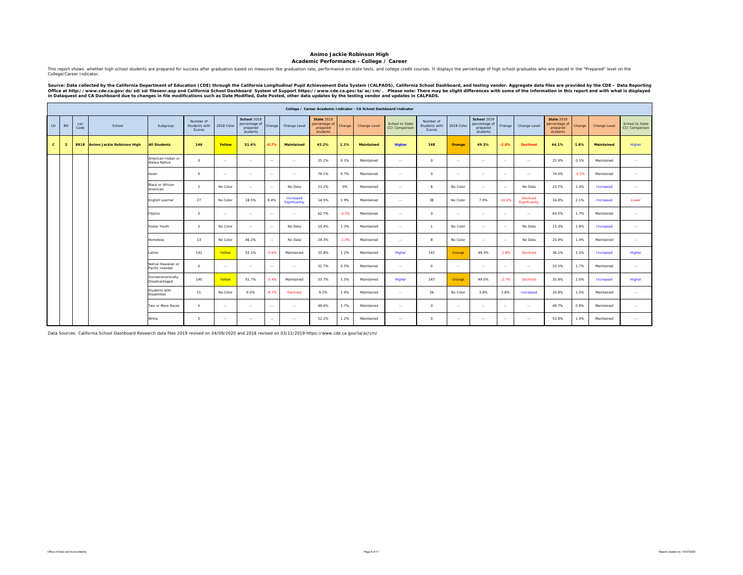# Animo Jackie Robinson High

## Academic Performance - College / Career

This report shows whether high school students are prepared for success after graduation based on measures like graduation rate, performance on state tests, and college credit courses. It displays the percentage of high school graduates who are placed in the "Prepared" level on the College/Career Indicator.

**Source: Data collected by the California Department of Education (CDE) through the California Longitudinal Pupil Achievement Data System (CALPADS), California School Dashboard, and testing vendor. Aggregate data files are provided by the CDE – Data Reporting Office at http://www.cde.ca.gov/ds/sd/sd/filesenr.asp and California School Dashboard System of Support https://www.cde.ca.gov/ta/ac/cm/. Please note: There may be slight differences with some of the information in this report and with what is displayed in Dataquest and CA Dashboard due to changes in file modifications such as Date Modified, Date Posted, other data updates by the testing vendor and updates in CALPADS.**

| College / Career Academic Indicator - CA School Dashboard Indicator | | | | | | | | | | | | | | | | | | | | | | | |
|---|---|---|---|---|---|---|---|---|---|---|---|---|---|---|---|---|---|---|---|---|---|---|---|
| LD | BD | Loc Code | School | Subgroup | Number of Students with Scores | 2018 Color | School 2018 percentage of prepared students | Change | Change Level | State 2018 percentage of prepared students | Change | Change Level | School to State CCI Comparison | Number of Students with Scores | 2019 Color | School 2019 percentage of prepared students | Change | Change Level | State 2019 percentage of prepared students | Change | Change Level | School to State CCI Comparison |
| **C** | **2** | **8818** | **Animo Jackie Robinson High** | **All Students** | **146** | **Yellow** | **51.4%** | **-0.7%** | **Maintained** | **42.2%** | **1.1%** | **Maintained** | **Higher** | **148** | **Orange** | **49.3%** | **-2.0%** | **Declined** | **44.1%** | **1.8%** | **Maintained** | **Higher** |
| | | | | American Indian or Alaska Native | 0 | -- | -- | -- | -- | 25.2% | 0.1% | Maintained | -- | 0 | -- | -- | -- | -- | 25.9% | 0.5% | Maintained | -- |
| | | | | Asian | 0 | -- | -- | -- | -- | 74.1% | 0.7% | Maintained | -- | 0 | -- | -- | -- | -- | 74.0% | -0.2% | Maintained | -- |
| | | | | Black or African American | 2 | No Color | -- | -- | No Data | 21.2% | 0% | Maintained | -- | 6 | No Color | -- | -- | No Data | 23.7% | 2.4% | Increased | -- |
| | | | | English Learner | 27 | No Color | 18.5% | 9.4% | Increased Significantly | 14.5% | 1.9% | Maintained | -- | 38 | No Color | 7.9% | -10.6% | Declined Significantly | 16.8% | 2.1% | Increased | Lower |
| | | | | Filipino | 0 | -- | -- | -- | -- | 62.7% | -0.3% | Maintained | -- | 0 | -- | -- | -- | -- | 64.5% | 1.7% | Maintained | -- |
| | | | | Foster Youth | 2 | No Color | -- | -- | No Data | 10.4% | 1.3% | Maintained | -- | 1 | No Color | -- | -- | No Data | 13.3% | 2.8% | Increased | -- |
| | | | | Homeless | 13 | No Color | 46.2% | -- | No Data | 24.3% | -1.3% | Maintained | -- | 8 | No Color | -- | -- | No Data | 25.9% | 1.4% | Maintained | -- |
| | | | | Latino | 142 | Yellow | 52.1% | -0.6% | Maintained | 33.8% | 1.2% | Maintained | Higher | 142 | Orange | 49.3% | -2.8% | Declined | 36.1% | 2.2% | Increased | Higher |
| | | | | Native Hawaiian or Pacific Islander | 0 | -- | -- | -- | -- | 31.7% | 0.5% | Maintained | -- | 0 | -- | -- | -- | -- | 33.5% | 1.7% | Maintained | -- |
| | | | | Socioeconomically Disadvantaged | 145 | Yellow | 51.7% | -0.4% | Maintained | 33.7% | 1.5% | Maintained | Higher | 147 | Orange | 49.0% | -2.7% | Declined | 35.8% | 2.0% | Increased | Higher |
| | | | | Students with Disabilities | 11 | No Color | 0.0% | -8.7% | Declined | 9.2% | 1.9% | Maintained | -- | 26 | No Color | 3.8% | 3.8% | Increased | 10.8% | 1.5% | Maintained | -- |
| | | | | Two or More Races | 0 | -- | -- | -- | -- | 48.6% | 1.7% | Maintained | -- | 0 | -- | -- | -- | -- | 49.7% | 0.9% | Maintained | -- |
| | | | | White | 0 | -- | -- | -- | -- | 52.2% | 1.2% | Maintained | -- | 0 | -- | -- | -- | -- | 53.8% | 1.4% | Maintained | -- |

Data Sources: California School Dashboard Research data files 2019 revised on 04/09/2020 and 2018 revised on 03/11/2019 https://www.cde.ca.gov/ta/ac/cm/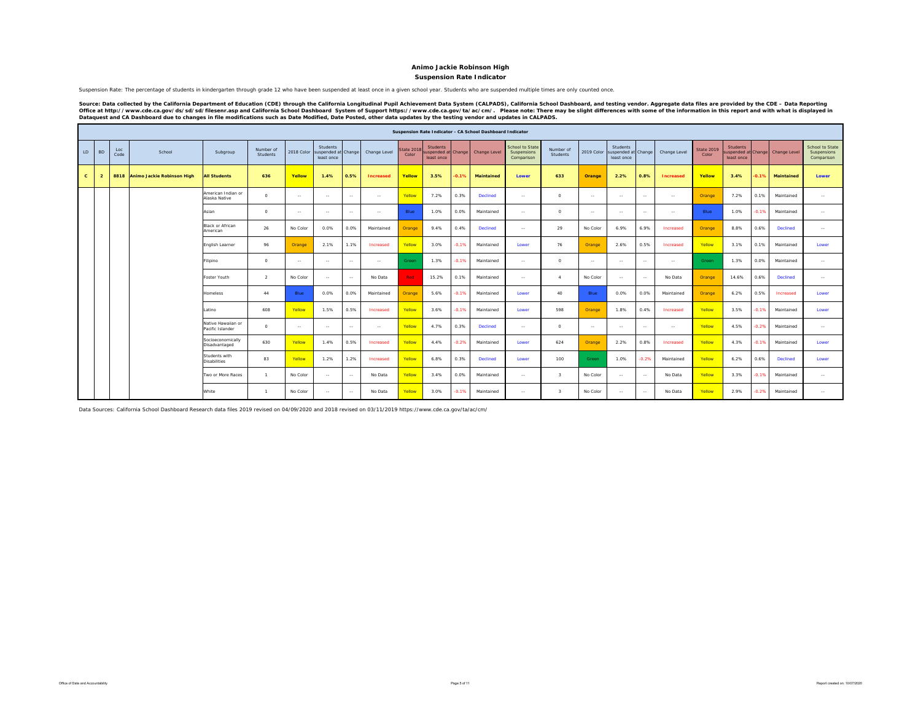# Animo Jackie Robinson High

## Suspension Rate Indicator

Suspension Rate: The percentage of students in kindergarten through grade 12 who have been suspended at least once in a given school year. Students who are suspended multiple times are only counted once.

**Source: Data collected by the California Department of Education (CDE) through the California Longitudinal Pupil Achievement Data System (CALPADS), California School Dashboard, and testing vendor. Aggregate data files are provided by the CDE – Data Reporting Office at http://www.cde.ca.gov/ds/sd/sd/filesenr.asp and California School Dashboard System of Support https://www.cde.ca.gov/ta/ac/cm/. Please note: There may be slight differences with some of the information in this report and with what is displayed in Dataquest and CA Dashboard due to changes in file modifications such as Date Modified, Date Posted, other data updates by the testing vendor and updates in CALPADS.**

| Suspension Rate Indicator - CA School Dashboard Indicator | | | | | | | | | | | | | | | | | | | | | | | | | |
|---|---|---|---|---|---|---|---|---|---|---|---|---|---|---|---|---|---|---|---|---|---|---|---|---|---|
| LD | BD | Loc Code | School | Subgroup | Number of Students | 2018 Color | Students suspended at least once | Change | Change Level | State 2018 Color | Students suspended at least once | Change | Change Level | School to State Suspensions Comparison | Number of Students | 2019 Color | Students suspended at least once | Change | Change Level | State 2019 Color | Students suspended at least once | Change | Change Level | School to State Suspensions Comparison |
| **C** | **2** | **8818** | **Animo Jackie Robinson High** | **All Students** | **636** | **Yellow** | **1.4%** | **0.5%** | **Increased** | **Yellow** | **3.5%** | **-0.1%** | **Maintained** | **Lower** | **633** | **Orange** | **2.2%** | **0.8%** | **Increased** | **Yellow** | **3.4%** | **-0.1%** | **Maintained** | **Lower** |
| | | | | American Indian or Alaska Native | 0 | -- | -- | -- | -- | Yellow | 7.2% | 0.3% | Declined | -- | 0 | -- | -- | -- | -- | Orange | 7.2% | 0.1% | Maintained | -- |
| | | | | Asian | 0 | -- | -- | -- | -- | Blue | 1.0% | 0.0% | Maintained | -- | 0 | -- | -- | -- | -- | Blue | 1.0% | -0.1% | Maintained | -- |
| | | | | Black or African American | 26 | No Color | 0.0% | 0.0% | Maintained | Orange | 9.4% | 0.4% | Declined | -- | 29 | No Color | 6.9% | 6.9% | Increased | Orange | 8.8% | 0.6% | Declined | -- |
| | | | | English Learner | 96 | Orange | 2.1% | 1.1% | Increased | Yellow | 3.0% | -0.1% | Maintained | Lower | 76 | Orange | 2.6% | 0.5% | Increased | Yellow | 3.1% | 0.1% | Maintained | Lower |
| | | | | Filipino | 0 | -- | -- | -- | -- | Green | 1.3% | -0.1% | Maintained | -- | 0 | -- | -- | -- | -- | Green | 1.3% | 0.0% | Maintained | -- |
| | | | | Foster Youth | 2 | No Color | -- | -- | No Data | Red | 15.2% | 0.1% | Maintained | -- | 4 | No Color | -- | -- | No Data | Orange | 14.6% | 0.6% | Declined | -- |
| | | | | Homeless | 44 | Blue | 0.0% | 0.0% | Maintained | Orange | 5.6% | -0.1% | Maintained | Lower | 40 | Blue | 0.0% | 0.0% | Maintained | Orange | 6.2% | 0.5% | Increased | Lower |
| | | | | Latino | 608 | Yellow | 1.5% | 0.5% | Increased | Yellow | 3.6% | -0.1% | Maintained | Lower | 598 | Orange | 1.8% | 0.4% | Increased | Yellow | 3.5% | -0.1% | Maintained | Lower |
| | | | | Native Hawaiian or Pacific Islander | 0 | -- | -- | -- | -- | Yellow | 4.7% | 0.3% | Declined | -- | 0 | -- | -- | -- | -- | Yellow | 4.5% | -0.2% | Maintained | -- |
| | | | | Socioeconomically Disadvantaged | 630 | Yellow | 1.4% | 0.5% | Increased | Yellow | 4.4% | -0.2% | Maintained | Lower | 624 | Orange | 2.2% | 0.8% | Increased | Yellow | 4.3% | -0.1% | Maintained | Lower |
| | | | | Students with Disabilities | 83 | Yellow | 1.2% | 1.2% | Increased | Yellow | 6.8% | 0.3% | Declined | Lower | 100 | Green | 1.0% | -0.2% | Maintained | Yellow | 6.2% | 0.6% | Declined | Lower |
| | | | | Two or More Races | 1 | No Color | -- | -- | No Data | Yellow | 3.4% | 0.0% | Maintained | -- | 3 | No Color | -- | -- | No Data | Yellow | 3.3% | -0.1% | Maintained | -- |
| | | | | White | 1 | No Color | -- | -- | No Data | Yellow | 3.0% | -0.1% | Maintained | -- | 3 | No Color | -- | -- | No Data | Yellow | 2.9% | -0.2% | Maintained | -- |

Data Sources: California School Dashboard Research data files 2019 revised on 04/09/2020 and 2018 revised on 03/11/2019 https://www.cde.ca.gov/ta/ac/cm/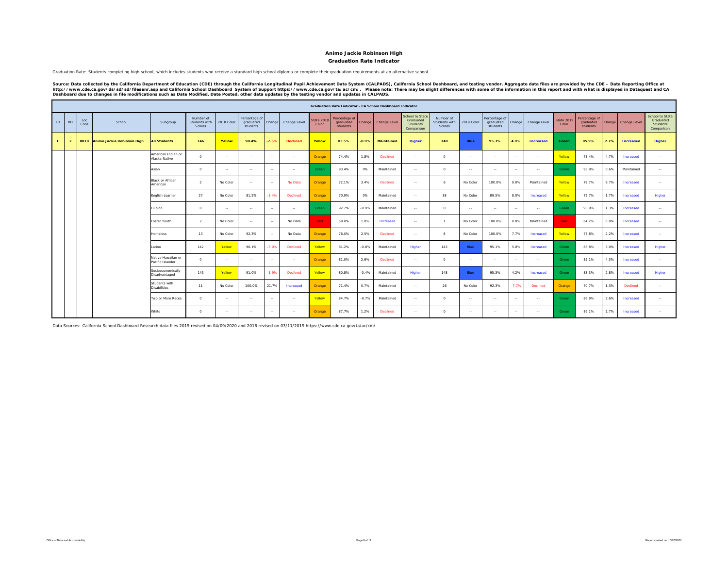# Animo Jackie Robinson High

## Graduation Rate Indicator

Graduation Rate: Students completing high school, which includes students who receive a standard high school diploma or complete their graduation requirements at an alternative school.

**Source: Data collected by the California Department of Education (CDE) through the California Longitudinal Pupil Achievement Data System (CALPADS), California School Dashboard, and testing vendor. Aggregate data files are provided by the CDE – Data Reporting Office at http://www.cde.ca.gov/ds/sd/sd/filesenr.asp and California School Dashboard System of Support https://www.cde.ca.gov/ta/ac/cm/. Please note: There may be slight differences with some of the information in this report and with what is displayed in Dataquest and CA Dashboard due to changes in file modifications such as Date Modified, Date Posted, other data updates by the testing vendor and updates in CALPADS.**

| Graduation Rate Indicator - CA School Dashboard Indicator | | | | | | | | | | | | | | | | | | | | | | | | | |
|---|---|---|---|---|---|---|---|---|---|---|---|---|---|---|---|---|---|---|---|---|---|---|---|---|---|
| LD | BD | Loc Code | School | Subgroup | Number of Students with Scores | 2018 Color | Percentage of graduated students | Change | Change Level | State 2018 Color | Percentage of graduated students | Change | Change Level | School to State Graduated Students Comparison | Number of Students with Scores | 2019 Color | Percentage of graduated students | Change | Change Level | State 2019 Color | Percentage of graduated students | Change | Change Level | School to State Graduated Students Comparison |
| **C** | **2** | **8818** | **Animo Jackie Robinson High** | **All Students** | **146** | **Yellow** | **90.4%** | **-2.5%** | **Declined** | **Yellow** | **83.5%** | **-0.9%** | **Maintained** | **Higher** | **149** | **Blue** | **95.3%** | **4.9%** | **Increased** | **Green** | **85.9%** | **2.7%** | **Increased** | **Higher** |
| | | | | American Indian or Alaska Native | 0 | -- | -- | -- | -- | Orange | 74.4% | 1.8% | Declined | -- | 0 | -- | -- | -- | -- | Yellow | 78.4% | 4.7% | Increased | -- |
| | | | | Asian | 0 | -- | -- | -- | -- | Green | 93.4% | 0% | Maintained | -- | 0 | -- | -- | -- | -- | Green | 93.9% | 0.6% | Maintained | -- |
| | | | | Black or African American | 2 | No Color | -- | -- | No Data | Orange | 72.1% | 3.4% | Declined | -- | 6 | No Color | 100.0% | 0.0% | Maintained | Yellow | 78.7% | 6.7% | Increased | -- |
| | | | | English Learner | 27 | No Color | 81.5% | -3.4% | Declined | Orange | 70.9% | 0% | Maintained | -- | 38 | No Color | 89.5% | 8.0% | Increased | Yellow | 72.7% | 1.7% | Increased | Higher |
| | | | | Filipino | 0 | -- | -- | -- | -- | Green | 92.7% | -0.9% | Maintained | -- | 0 | -- | -- | -- | -- | Green | 93.9% | 1.3% | Increased | -- |
| | | | | Foster Youth | 2 | No Color | -- | -- | No Data | Red | 59.0% | 1.0% | Increased | -- | 1 | No Color | 100.0% | 0.0% | Maintained | Red | 64.2% | 5.0% | Increased | -- |
| | | | | Homeless | 13 | No Color | 92.3% | -- | No Data | Orange | 76.0% | 2.5% | Declined | -- | 8 | No Color | 100.0% | 7.7% | Increased | Yellow | 77.8% | 2.2% | Increased | -- |
| | | | | Latino | 142 | Yellow | 90.1% | -3.0% | Declined | Yellow | 81.2% | -0.8% | Maintained | Higher | 143 | Blue | 95.1% | 5.0% | Increased | Green | 83.8% | 3.0% | Increased | Higher |
| | | | | Native Hawaiian or Pacific Islander | 0 | -- | -- | -- | -- | Orange | 81.0% | 2.6% | Declined | -- | 0 | -- | -- | -- | -- | Green | 85.1% | 4.3% | Increased | -- |
| | | | | Socioeconomically Disadvantaged | 145 | Yellow | 91.0% | -1.9% | Declined | Yellow | 80.8% | -0.4% | Maintained | Higher | 148 | Blue | 95.3% | 4.2% | Increased | Green | 83.3% | 2.8% | Increased | Higher |
| | | | | Students with Disabilities | 11 | No Color | 100.0% | 21.7% | Increased | Orange | 71.4% | 0.7% | Maintained | -- | 26 | No Color | 92.3% | -7.7% | Declined | Orange | 70.7% | 1.3% | Declined | -- |
| | | | | Two or More Races | 0 | -- | -- | -- | -- | Yellow | 84.7% | -0.7% | Maintained | -- | 0 | -- | -- | -- | -- | Green | 86.9% | 2.6% | Increased | -- |
| | | | | White | 0 | -- | -- | -- | -- | Orange | 87.7% | 1.2% | Declined | -- | 0 | -- | -- | -- | -- | Green | 89.1% | 1.7% | Increased | -- |

Data Sources: California School Dashboard Research data files 2019 revised on 04/09/2020 and 2018 revised on 03/11/2019 https://www.cde.ca.gov/ta/ac/cm/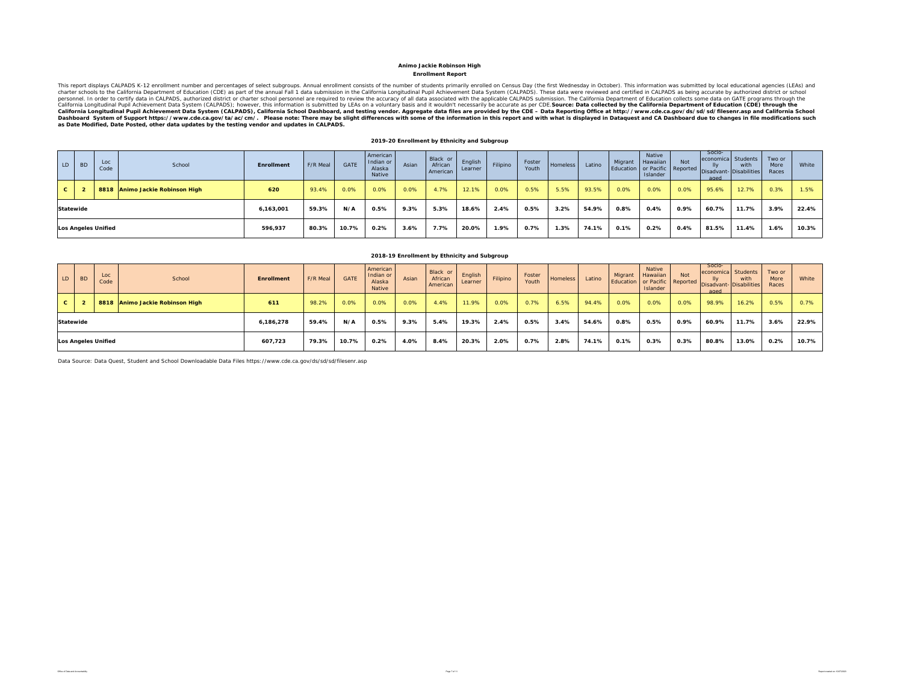# Animo Jackie Robinson High

## Enrollment Report

This report displays CALPADS K-12 enrollment number and percentages of select subgroups. Annual enrollment consists of the number of students primarily enrolled on Census Day (the first Wednesday in October). This information was submitted by local educational agencies (LEAs) and charter schools to the California Department of Education (CDE) as part of the annual Fall 1 data submission in the California Longitudinal Pupil Achievement Data System (CALPADS). These data were reviewed and certified in CALPADS as being accurate by authorized district or school personnel. In order to certify data in CALPADS, authorized district or charter school personnel are required to review the accuracy of all data associated with the applicable CALPADS submission. The California Department of Education collects some data on GATE programs through the California Longitudinal Pupil Achievement Data System (CALPADS); however, this information is submitted by LEAs on a voluntary basis and it wouldn't necessarily be accurate as per CDE. **Source: Data collected by the California Department of Education (CDE) through the California Longitudinal Pupil Achievement Data System (CALPADS), California School Dashboard, and testing vendor. Aggregate data files are provided by the CDE – Data Reporting Office at http://www.cde.ca.gov/ds/sd/sd/filesenr.asp and California School Dashboard System of Support https://www.cde.ca.gov/ta/ac/cm/. Please note: There may be slight differences with some of the information in this report and with what is displayed in Dataquest and CA Dashboard due to changes in file modifications such as Date Modified, Date Posted, other data updates by the testing vendor and updates in CALPADS.**

### 2019-20 Enrollment by Ethnicity and Subgroup

| LD | BD | Loc Code | School | Enrollment | F/R Meal | GATE | American Indian or Alaska Native | Asian | Black or African American | English Learner | Filipino | Foster Youth | Homeless | Latino | Migrant Education | Native Hawaiian or Pacific Islander | Not Reported | Socio-economically Disadvant-aged | Students with Disabilities | Two or More Races | White |
|---|---|---|---|---|---|---|---|---|---|---|---|---|---|---|---|---|---|---|---|---|---|
| C | 2 | 8818 | Animo Jackie Robinson High | 620 | 93.4% | 0.0% | 0.0% | 0.0% | 4.7% | 12.1% | 0.0% | 0.5% | 5.5% | 93.5% | 0.0% | 0.0% | 0.0% | 95.6% | 12.7% | 0.3% | 1.5% |
| Statewide | | | | 6,163,001 | 59.3% | N/A | 0.5% | 9.3% | 5.3% | 18.6% | 2.4% | 0.5% | 3.2% | 54.9% | 0.8% | 0.4% | 0.9% | 60.7% | 11.7% | 3.9% | 22.4% |
| Los Angeles Unified | | | | 596,937 | 80.3% | 10.7% | 0.2% | 3.6% | 7.7% | 20.0% | 1.9% | 0.7% | 1.3% | 74.1% | 0.1% | 0.2% | 0.4% | 81.5% | 11.4% | 1.6% | 10.3% |

### 2018-19 Enrollment by Ethnicity and Subgroup

| LD | BD | Loc Code | School | Enrollment | F/R Meal | GATE | American Indian or Alaska Native | Asian | Black or African American | English Learner | Filipino | Foster Youth | Homeless | Latino | Migrant Education | Native Hawaiian or Pacific Islander | Not Reported | Socio-economically Disadvant-aged | Students with Disabilities | Two or More Races | White |
|---|---|---|---|---|---|---|---|---|---|---|---|---|---|---|---|---|---|---|---|---|---|
| C | 2 | 8818 | Animo Jackie Robinson High | 611 | 98.2% | 0.0% | 0.0% | 0.0% | 4.4% | 11.9% | 0.0% | 0.7% | 6.5% | 94.4% | 0.0% | 0.0% | 0.0% | 98.9% | 16.2% | 0.5% | 0.7% |
| Statewide | | | | 6,186,278 | 59.4% | N/A | 0.5% | 9.3% | 5.4% | 19.3% | 2.4% | 0.5% | 3.4% | 54.6% | 0.8% | 0.5% | 0.9% | 60.9% | 11.7% | 3.6% | 22.9% |
| Los Angeles Unified | | | | 607,723 | 79.3% | 10.7% | 0.2% | 4.0% | 8.4% | 20.3% | 2.0% | 0.7% | 2.8% | 74.1% | 0.1% | 0.3% | 0.3% | 80.8% | 13.0% | 0.2% | 10.7% |

Data Source: Data Quest, Student and School Downloadable Data Files https://www.cde.ca.gov/ds/sd/sd/filesenr.asp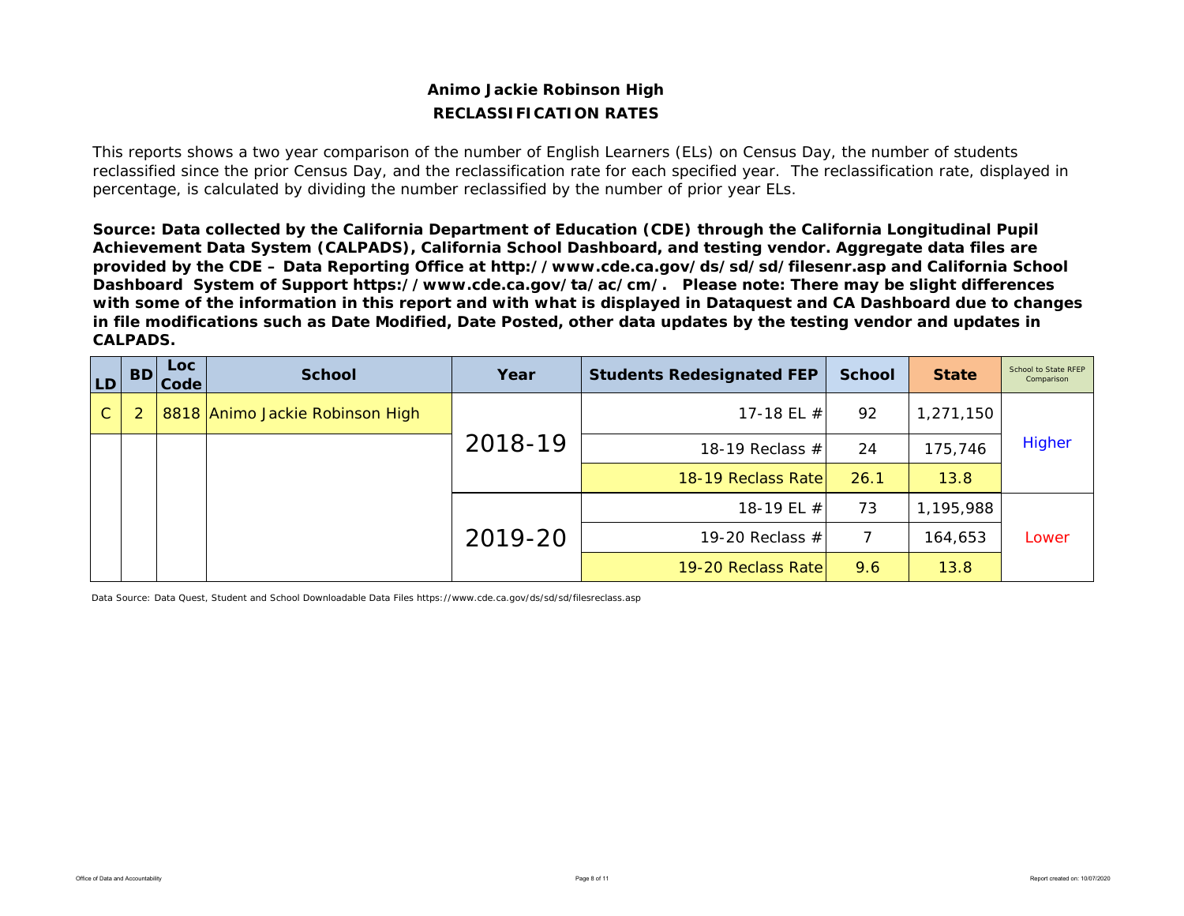## Animo Jackie Robinson High
## RECLASSIFICATION RATES

This reports shows a two year comparison of the number of English Learners (ELs) on Census Day, the number of students reclassified since the prior Census Day, and the reclassification rate for each specified year. The reclassification rate, displayed in percentage, is calculated by dividing the number reclassified by the number of prior year ELs.

**Source: Data collected by the California Department of Education (CDE) through the California Longitudinal Pupil Achievement Data System (CALPADS), California School Dashboard, and testing vendor. Aggregate data files are provided by the CDE – Data Reporting Office at http://www.cde.ca.gov/ds/sd/sd/filesenr.asp and California School Dashboard System of Support https://www.cde.ca.gov/ta/ac/cm/. Please note: There may be slight differences with some of the information in this report and with what is displayed in Dataquest and CA Dashboard due to changes in file modifications such as Date Modified, Date Posted, other data updates by the testing vendor and updates in CALPADS.**

| LD | BD | Loc Code | School | Year | Students Redesignated FEP | School | State | School to State RFEP Comparison |
|---|---|---|---|---|---|---|---|---|
| C | 2 | 8818 | Animo Jackie Robinson High | 2018-19 | 17-18 EL # | 92 | 1,271,150 | Higher |
| | | | | | 18-19 Reclass # | 24 | 175,746 | |
| | | | | | 18-19 Reclass Rate | 26.1 | 13.8 | |
| | | | | 2019-20 | 18-19 EL # | 73 | 1,195,988 | Lower |
| | | | | | 19-20 Reclass # | 7 | 164,653 | |
| | | | | | 19-20 Reclass Rate | 9.6 | 13.8 | |

Data Source: Data Quest, Student and School Downloadable Data Files https://www.cde.ca.gov/ds/sd/sd/filesreclass.asp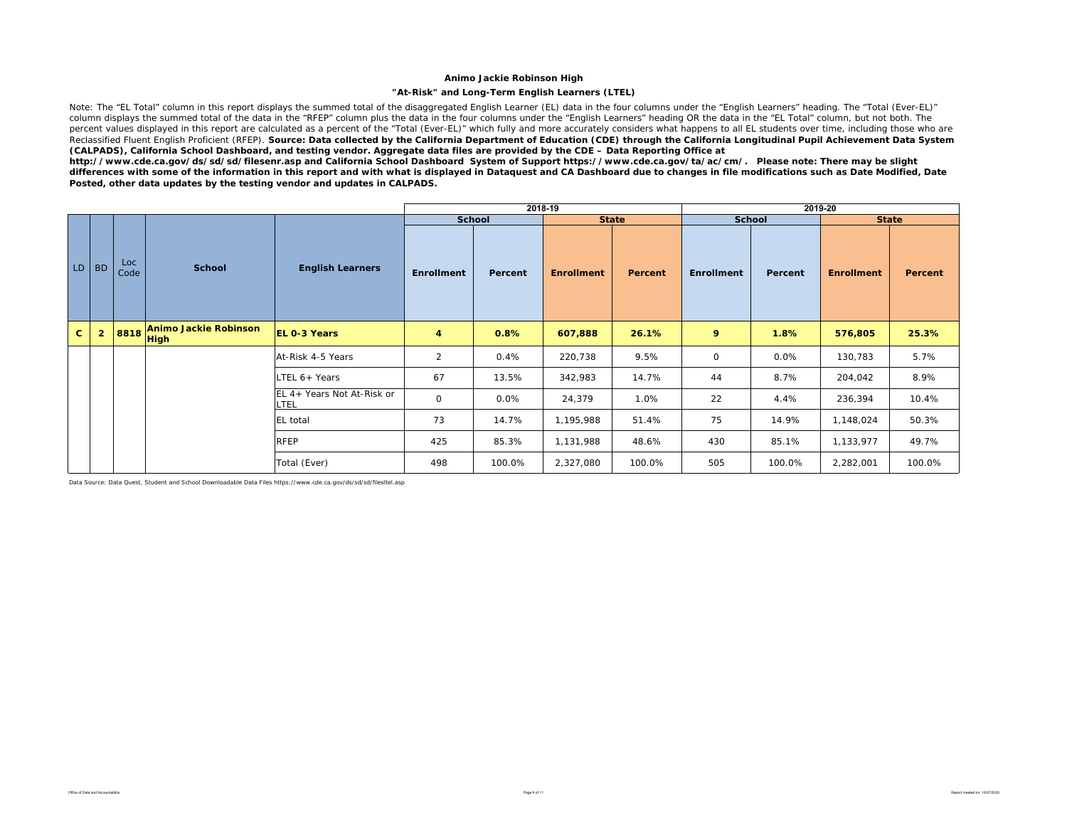## Animo Jackie Robinson High

### "At-Risk" and Long-Term English Learners (LTEL)

Note: The "EL Total" column in this report displays the summed total of the disaggregated English Learner (EL) data in the four columns under the "English Learners" heading. The "Total (Ever-EL)" column displays the summed total of the data in the "RFEP" column plus the data in the four columns under the "English Learners" heading OR the data in the "EL Total" column, but not both. The percent values displayed in this report are calculated as a percent of the "Total (Ever-EL)" which fully and more accurately considers what happens to all EL students over time, including those who are Reclassified Fluent English Proficient (RFEP). **Source: Data collected by the California Department of Education (CDE) through the California Longitudinal Pupil Achievement Data System (CALPADS), California School Dashboard, and testing vendor. Aggregate data files are provided by the CDE – Data Reporting Office at http://www.cde.ca.gov/ds/sd/sd/filesenr.asp and California School Dashboard System of Support https://www.cde.ca.gov/ta/ac/cm/. Please note: There may be slight differences with some of the information in this report and with what is displayed in Dataquest and CA Dashboard due to changes in file modifications such as Date Modified, Date Posted, other data updates by the testing vendor and updates in CALPADS.**

| | | | | | 2018-19 | | | | 2019-20 | | | |
|---|---|---|---|---|---|---|---|---|---|---|---|---|
| | | | | | School | | State | | School | | State | |
| LD | BD | Loc Code | School | English Learners | Enrollment | Percent | Enrollment | Percent | Enrollment | Percent | Enrollment | Percent |
| **C** | **2** | **8818** | **Animo Jackie Robinson High** | **EL 0-3 Years** | **4** | **0.8%** | **607,888** | **26.1%** | **9** | **1.8%** | **576,805** | **25.3%** |
| | | | | At-Risk 4-5 Years | 2 | 0.4% | 220,738 | 9.5% | 0 | 0.0% | 130,783 | 5.7% |
| | | | | LTEL 6+ Years | 67 | 13.5% | 342,983 | 14.7% | 44 | 8.7% | 204,042 | 8.9% |
| | | | | EL 4+ Years Not At-Risk or LTEL | 0 | 0.0% | 24,379 | 1.0% | 22 | 4.4% | 236,394 | 10.4% |
| | | | | EL total | 73 | 14.7% | 1,195,988 | 51.4% | 75 | 14.9% | 1,148,024 | 50.3% |
| | | | | RFEP | 425 | 85.3% | 1,131,988 | 48.6% | 430 | 85.1% | 1,133,977 | 49.7% |
| | | | | Total (Ever) | 498 | 100.0% | 2,327,080 | 100.0% | 505 | 100.0% | 2,282,001 | 100.0% |

Data Source: Data Quest, Student and School Downloadable Data Files https://www.cde.ca.gov/ds/sd/sd/filesltel.asp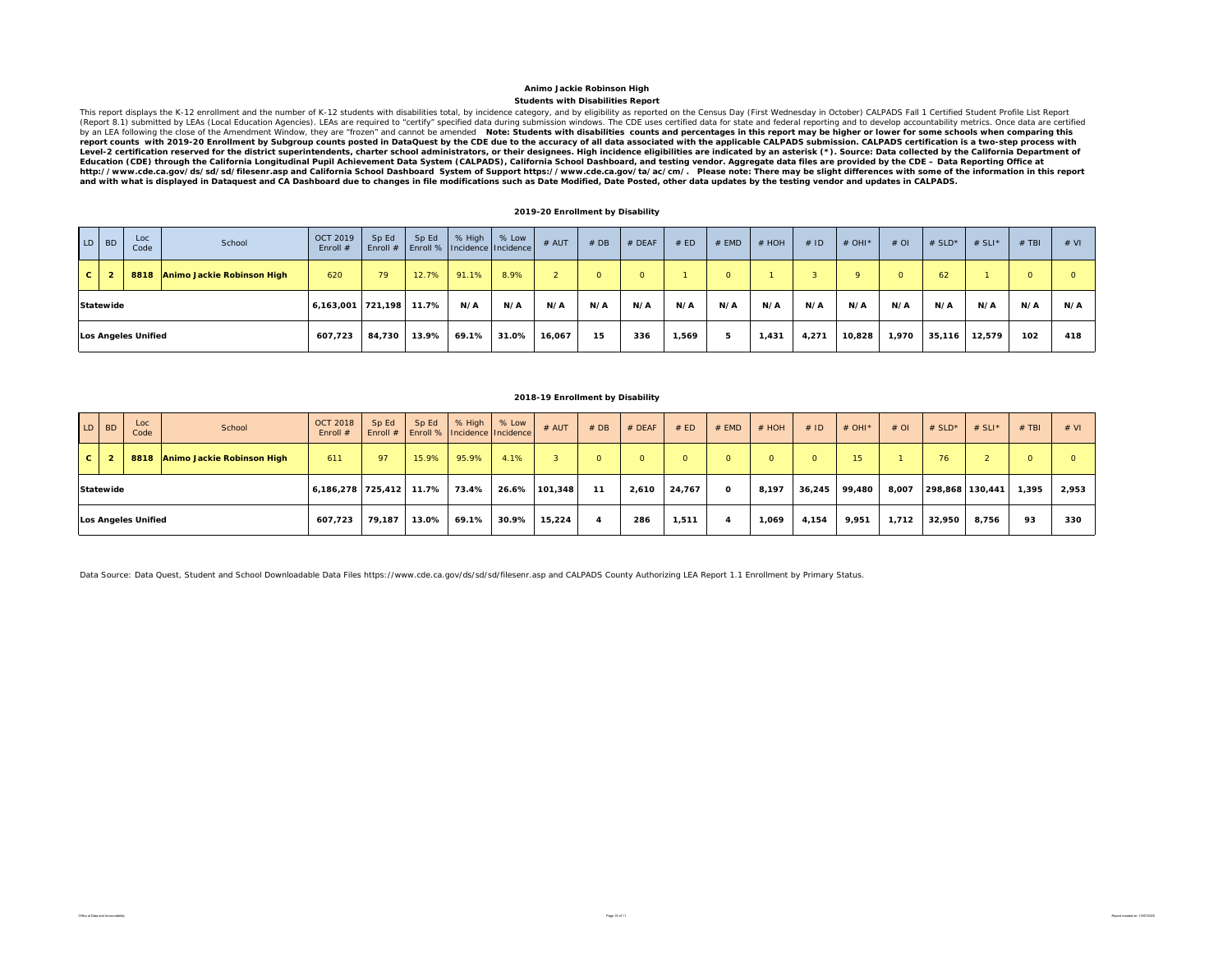**Animo Jackie Robinson High**

**Students with Disabilities Report**

This report displays the K-12 enrollment and the number of K-12 students with disabilities total, by incidence category, and by eligibility as reported on the Census Day (First Wednesday in October) CALPADS Fall 1 Certified Student Profile List Report (Report 8.1) submitted by LEAs (Local Education Agencies). LEAs are required to "certify" specified data during submission windows. The CDE uses certified data for state and federal reporting and to develop accountability metrics. Once data are certified by an LEA following the close of the Amendment Window, they are "frozen" and cannot be amended **Note: Students with disabilities counts and percentages in this report may be higher or lower for some schools when comparing this report counts with 2019-20 Enrollment by Subgroup counts posted in DataQuest by the CDE due to the accuracy of all data associated with the applicable CALPADS submission. CALPADS certification is a two-step process with Level-2 certification reserved for the district superintendents, charter school administrators, or their designees. High incidence eligibilities are indicated by an asterisk (*). Source: Data collected by the California Department of Education (CDE) through the California Longitudinal Pupil Achievement Data System (CALPADS), California School Dashboard, and testing vendor. Aggregate data files are provided by the CDE – Data Reporting Office at http://www.cde.ca.gov/ds/sd/sd/filesenr.asp and California School Dashboard System of Support https://www.cde.ca.gov/ta/ac/cm/. Please note: There may be slight differences with some of the information in this report and with what is displayed in Dataquest and CA Dashboard due to changes in file modifications such as Date Modified, Date Posted, other data updates by the testing vendor and updates in CALPADS.**

**2019-20 Enrollment by Disability**

| LD | BD | Loc Code | School | OCT 2019 Enroll # | Sp Ed Enroll # | Sp Ed Enroll % | % High Incidence | % Low Incidence | # AUT | # DB | # DEAF | # ED | # EMD | # HOH | # ID | # OHI* | # OI | # SLD* | # SLI* | # TBI | # VI |
|---|---|---|---|---|---|---|---|---|---|---|---|---|---|---|---|---|---|---|---|---|---|
| C | 2 | 8818 | Animo Jackie Robinson High | 620 | 79 | 12.7% | 91.1% | 8.9% | 2 | 0 | 0 | 1 | 0 | 1 | 3 | 9 | 0 | 62 | 1 | 0 | 0 |
| Statewide | | | | 6,163,001 | 721,198 | 11.7% | N/A | N/A | N/A | N/A | N/A | N/A | N/A | N/A | N/A | N/A | N/A | N/A | N/A | N/A | N/A |
| Los Angeles Unified | | | | 607,723 | 84,730 | 13.9% | 69.1% | 31.0% | 16,067 | 15 | 336 | 1,569 | 5 | 1,431 | 4,271 | 10,828 | 1,970 | 35,116 | 12,579 | 102 | 418 |

**2018-19 Enrollment by Disability**

| LD | BD | Loc Code | School | OCT 2018 Enroll # | Sp Ed Enroll # | Sp Ed Enroll % | % High Incidence | % Low Incidence | # AUT | # DB | # DEAF | # ED | # EMD | # HOH | # ID | # OHI* | # OI | # SLD* | # SLI* | # TBI | # VI |
|---|---|---|---|---|---|---|---|---|---|---|---|---|---|---|---|---|---|---|---|---|---|
| C | 2 | 8818 | Animo Jackie Robinson High | 611 | 97 | 15.9% | 95.9% | 4.1% | 3 | 0 | 0 | 0 | 0 | 0 | 0 | 15 | 1 | 76 | 2 | 0 | 0 |
| Statewide | | | | 6,186,278 | 725,412 | 11.7% | 73.4% | 26.6% | 101,348 | 11 | 2,610 | 24,767 | 0 | 8,197 | 36,245 | 99,480 | 8,007 | 298,868 | 130,441 | 1,395 | 2,953 |
| Los Angeles Unified | | | | 607,723 | 79,187 | 13.0% | 69.1% | 30.9% | 15,224 | 4 | 286 | 1,511 | 4 | 1,069 | 4,154 | 9,951 | 1,712 | 32,950 | 8,756 | 93 | 330 |

Data Source: Data Quest, Student and School Downloadable Data Files https://www.cde.ca.gov/ds/sd/sd/filesenr.asp and CALPADS County Authorizing LEA Report 1.1 Enrollment by Primary Status.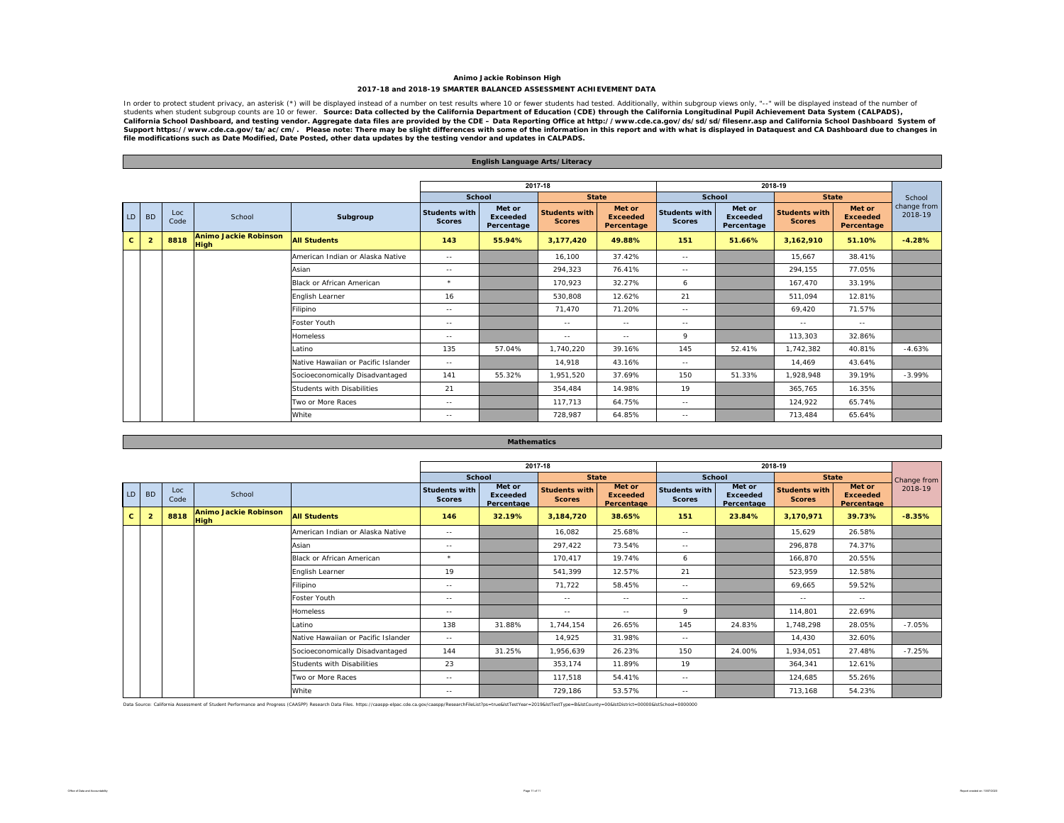## Animo Jackie Robinson High

### 2017-18 and 2018-19 SMARTER BALANCED ASSESSMENT ACHIEVEMENT DATA

In order to protect student privacy, an asterisk (*) will be displayed instead of a number on test results where 10 or fewer students had tested. Additionally, within subgroup views only, "--" will be displayed instead of the number of students when student subgroup counts are 10 or fewer. **Source: Data collected by the California Department of Education (CDE) through the California Longitudinal Pupil Achievement Data System (CALPADS), California School Dashboard, and testing vendor. Aggregate data files are provided by the CDE – Data Reporting Office at http://www.cde.ca.gov/ds/sd/sd/filesenr.asp and California School Dashboard System of Support https://www.cde.ca.gov/ta/ac/cm/. Please note: There may be slight differences with some of the information in this report and with what is displayed in Dataquest and CA Dashboard due to changes in file modifications such as Date Modified, Date Posted, other data updates by the testing vendor and updates in CALPADS.**

### English Language Arts/Literacy

| | | | | | 2017-18 | | | | 2018-19 | | | | |
|---|---|---|---|---|---|---|---|---|---|---|---|---|---|
| | | | | | School | | State | | School | | State | | School change from 2018-19 |
| LD | BD | Loc Code | School | Subgroup | Students with Scores | Met or Exceeded Percentage | Students with Scores | Met or Exceeded Percentage | Students with Scores | Met or Exceeded Percentage | Students with Scores | Met or Exceeded Percentage | |
| **C** | **2** | **8818** | **Animo Jackie Robinson High** | **All Students** | **143** | **55.94%** | **3,177,420** | **49.88%** | **151** | **51.66%** | **3,162,910** | **51.10%** | **-4.28%** |
| | | | | American Indian or Alaska Native | -- | | 16,100 | 37.42% | -- | | 15,667 | 38.41% | |
| | | | | Asian | -- | | 294,323 | 76.41% | -- | | 294,155 | 77.05% | |
| | | | | Black or African American | * | | 170,923 | 32.27% | 6 | | 167,470 | 33.19% | |
| | | | | English Learner | 16 | | 530,808 | 12.62% | 21 | | 511,094 | 12.81% | |
| | | | | Filipino | -- | | 71,470 | 71.20% | -- | | 69,420 | 71.57% | |
| | | | | Foster Youth | -- | | -- | -- | -- | | -- | -- | |
| | | | | Homeless | -- | | -- | -- | 9 | | 113,303 | 32.86% | |
| | | | | Latino | 135 | 57.04% | 1,740,220 | 39.16% | 145 | 52.41% | 1,742,382 | 40.81% | -4.63% |
| | | | | Native Hawaiian or Pacific Islander | -- | | 14,918 | 43.16% | -- | | 14,469 | 43.64% | |
| | | | | Socioeconomically Disadvantaged | 141 | 55.32% | 1,951,520 | 37.69% | 150 | 51.33% | 1,928,948 | 39.19% | -3.99% |
| | | | | Students with Disabilities | 21 | | 354,484 | 14.98% | 19 | | 365,765 | 16.35% | |
| | | | | Two or More Races | -- | | 117,713 | 64.75% | -- | | 124,922 | 65.74% | |
| | | | | White | -- | | 728,987 | 64.85% | -- | | 713,484 | 65.64% | |

### Mathematics

| | | | | | 2017-18 | | | | 2018-19 | | | | |
|---|---|---|---|---|---|---|---|---|---|---|---|---|---|
| | | | | | School | | State | | School | | State | | Change from 2018-19 |
| LD | BD | Loc Code | School | | Students with Scores | Met or Exceeded Percentage | Students with Scores | Met or Exceeded Percentage | Students with Scores | Met or Exceeded Percentage | Students with Scores | Met or Exceeded Percentage | |
| **C** | **2** | **8818** | **Animo Jackie Robinson High** | **All Students** | **146** | **32.19%** | **3,184,720** | **38.65%** | **151** | **23.84%** | **3,170,971** | **39.73%** | **-8.35%** |
| | | | | American Indian or Alaska Native | -- | | 16,082 | 25.68% | -- | | 15,629 | 26.58% | |
| | | | | Asian | -- | | 297,422 | 73.54% | -- | | 296,878 | 74.37% | |
| | | | | Black or African American | * | | 170,417 | 19.74% | 6 | | 166,870 | 20.55% | |
| | | | | English Learner | 19 | | 541,399 | 12.57% | 21 | | 523,959 | 12.58% | |
| | | | | Filipino | -- | | 71,722 | 58.45% | -- | | 69,665 | 59.52% | |
| | | | | Foster Youth | -- | | -- | -- | -- | | -- | -- | |
| | | | | Homeless | -- | | -- | -- | 9 | | 114,801 | 22.69% | |
| | | | | Latino | 138 | 31.88% | 1,744,154 | 26.65% | 145 | 24.83% | 1,748,298 | 28.05% | -7.05% |
| | | | | Native Hawaiian or Pacific Islander | -- | | 14,925 | 31.98% | -- | | 14,430 | 32.60% | |
| | | | | Socioeconomically Disadvantaged | 144 | 31.25% | 1,956,639 | 26.23% | 150 | 24.00% | 1,934,051 | 27.48% | -7.25% |
| | | | | Students with Disabilities | 23 | | 353,174 | 11.89% | 19 | | 364,341 | 12.61% | |
| | | | | Two or More Races | -- | | 117,518 | 54.41% | -- | | 124,685 | 55.26% | |
| | | | | White | -- | | 729,186 | 53.57% | -- | | 713,168 | 54.23% | |

Data Source: California Assessment of Student Performance and Progress (CAASPP) Research Data Files. https://caaspp-elpac.cde.ca.gov/caaspp/ResearchFileList?ps=true&lstTestYear=2019&lstTestType=B&lstCounty=00&lstDistrict=00000&lstSchool=0000000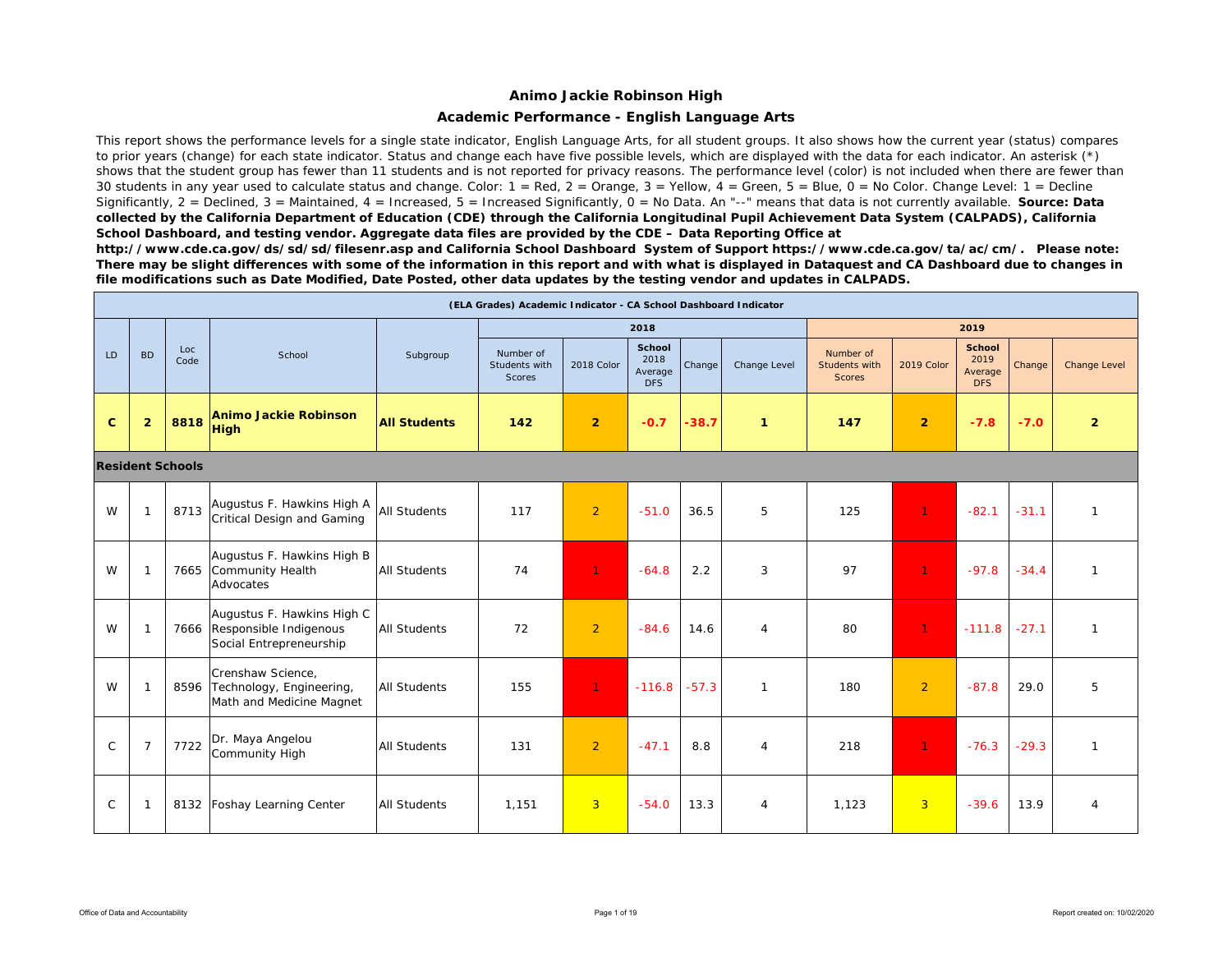## Animo Jackie Robinson High

### Academic Performance - English Language Arts

This report shows the performance levels for a single state indicator, English Language Arts, for all student groups. It also shows how the current year (status) compares to prior years (change) for each state indicator. Status and change each have five possible levels, which are displayed with the data for each indicator. An asterisk (*) shows that the student group has fewer than 11 students and is not reported for privacy reasons. The performance level (color) is not included when there are fewer than 30 students in any year used to calculate status and change. Color: 1 = Red, 2 = Orange, 3 = Yellow, 4 = Green, 5 = Blue, 0 = No Color. Change Level: 1 = Decline Significantly, 2 = Declined, 3 = Maintained, 4 = Increased, 5 = Increased Significantly, 0 = No Data. An "--" means that data is not currently available. **Source: Data collected by the California Department of Education (CDE) through the California Longitudinal Pupil Achievement Data System (CALPADS), California School Dashboard, and testing vendor. Aggregate data files are provided by the CDE – Data Reporting Office at http://www.cde.ca.gov/ds/sd/sd/filesenr.asp and California School Dashboard System of Support https://www.cde.ca.gov/ta/ac/cm/. Please note: There may be slight differences with some of the information in this report and with what is displayed in Dataquest and CA Dashboard due to changes in file modifications such as Date Modified, Date Posted, other data updates by the testing vendor and updates in CALPADS.**

| (ELA Grades) Academic Indicator - CA School Dashboard Indicator | | | | | | | | | | | | | | |
|---|---|---|---|---|---|---|---|---|---|---|---|---|---|---|
| | | | | | 2018 | | | | | 2019 | | | | |
| LD | BD | Loc Code | School | Subgroup | Number of Students with Scores | 2018 Color | School 2018 Average DFS | Change | Change Level | Number of Students with Scores | 2019 Color | School 2019 Average DFS | Change | Change Level |
| **C** | **2** | **8818** | **Animo Jackie Robinson High** | **All Students** | **142** | **2** | **-0.7** | **-38.7** | **1** | **147** | **2** | **-7.8** | **-7.0** | **2** |
| **Resident Schools** | | | | | | | | | | | | | | |
| W | 1 | 8713 | Augustus F. Hawkins High A Critical Design and Gaming | All Students | 117 | 2 | -51.0 | 36.5 | 5 | 125 | 1 | -82.1 | -31.1 | 1 |
| W | 1 | 7665 | Augustus F. Hawkins High B Community Health Advocates | All Students | 74 | 1 | -64.8 | 2.2 | 3 | 97 | 1 | -97.8 | -34.4 | 1 |
| W | 1 | 7666 | Augustus F. Hawkins High C Responsible Indigenous Social Entrepreneurship | All Students | 72 | 2 | -84.6 | 14.6 | 4 | 80 | 1 | -111.8 | -27.1 | 1 |
| W | 1 | 8596 | Crenshaw Science, Technology, Engineering, Math and Medicine Magnet | All Students | 155 | 1 | -116.8 | -57.3 | 1 | 180 | 2 | -87.8 | 29.0 | 5 |
| C | 7 | 7722 | Dr. Maya Angelou Community High | All Students | 131 | 2 | -47.1 | 8.8 | 4 | 218 | 1 | -76.3 | -29.3 | 1 |
| C | 1 | 8132 | Foshay Learning Center | All Students | 1,151 | 3 | -54.0 | 13.3 | 4 | 1,123 | 3 | -39.6 | 13.9 | 4 |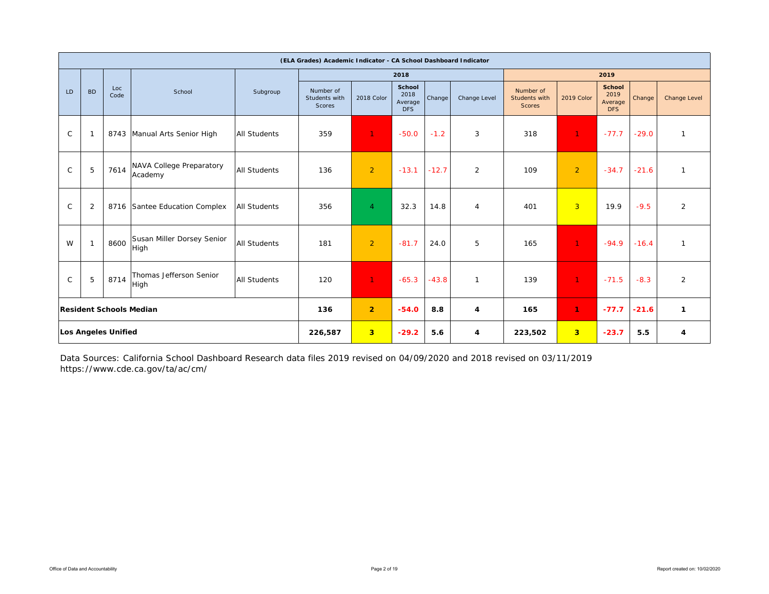| (ELA Grades) Academic Indicator - CA School Dashboard Indicator | | | | | | | | | | | | | | |
|---|---|---|---|---|---|---|---|---|---|---|---|---|---|---|
| | | | | | 2018 | | | | | 2019 | | | | |
| LD | BD | Loc Code | School | Subgroup | Number of Students with Scores | 2018 Color | School 2018 Average DFS | Change | Change Level | Number of Students with Scores | 2019 Color | School 2019 Average DFS | Change | Change Level |
| C | 1 | 8743 | Manual Arts Senior High | All Students | 359 | 1 | -50.0 | -1.2 | 3 | 318 | 1 | -77.7 | -29.0 | 1 |
| C | 5 | 7614 | NAVA College Preparatory Academy | All Students | 136 | 2 | -13.1 | -12.7 | 2 | 109 | 2 | -34.7 | -21.6 | 1 |
| C | 2 | 8716 | Santee Education Complex | All Students | 356 | 4 | 32.3 | 14.8 | 4 | 401 | 3 | 19.9 | -9.5 | 2 |
| W | 1 | 8600 | Susan Miller Dorsey Senior High | All Students | 181 | 2 | -81.7 | 24.0 | 5 | 165 | 1 | -94.9 | -16.4 | 1 |
| C | 5 | 8714 | Thomas Jefferson Senior High | All Students | 120 | 1 | -65.3 | -43.8 | 1 | 139 | 1 | -71.5 | -8.3 | 2 |
| **Resident Schools Median** | | | | | **136** | **2** | **-54.0** | **8.8** | **4** | **165** | **1** | **-77.7** | **-21.6** | **1** |
| **Los Angeles Unified** | | | | | **226,587** | **3** | **-29.2** | **5.6** | **4** | **223,502** | **3** | **-23.7** | **5.5** | **4** |

Data Sources: California School Dashboard Research data files 2019 revised on 04/09/2020 and 2018 revised on 03/11/2019
https://www.cde.ca.gov/ta/ac/cm/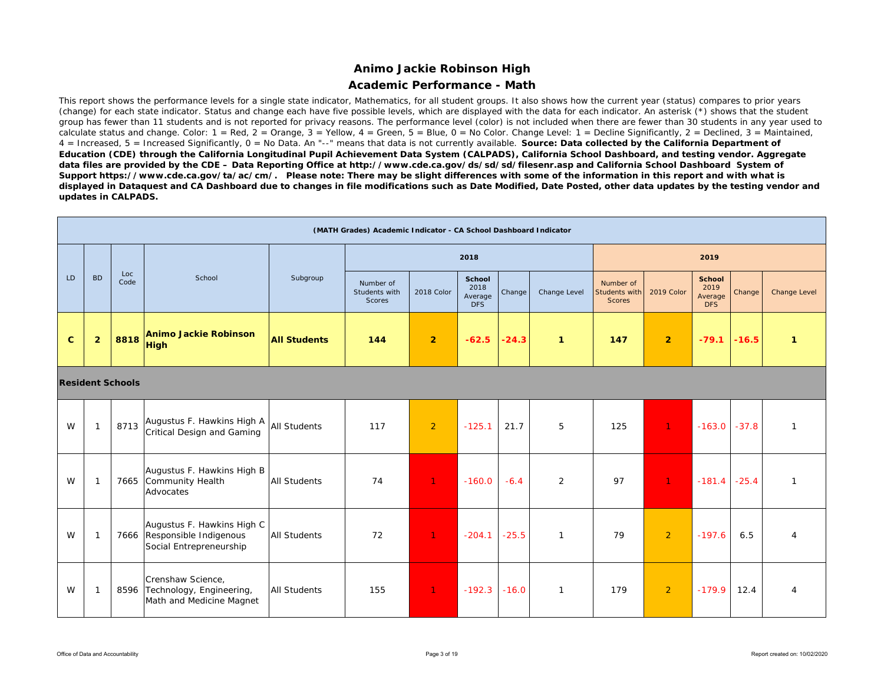# Animo Jackie Robinson High

## Academic Performance - Math

This report shows the performance levels for a single state indicator, Mathematics, for all student groups. It also shows how the current year (status) compares to prior years (change) for each state indicator. Status and change each have five possible levels, which are displayed with the data for each indicator. An asterisk (*) shows that the student group has fewer than 11 students and is not reported for privacy reasons. The performance level (color) is not included when there are fewer than 30 students in any year used to calculate status and change. Color: 1 = Red, 2 = Orange, 3 = Yellow, 4 = Green, 5 = Blue, 0 = No Color. Change Level: 1 = Decline Significantly, 2 = Declined, 3 = Maintained, 4 = Increased, 5 = Increased Significantly, 0 = No Data. An "--" means that data is not currently available. **Source: Data collected by the California Department of Education (CDE) through the California Longitudinal Pupil Achievement Data System (CALPADS), California School Dashboard, and testing vendor. Aggregate data files are provided by the CDE – Data Reporting Office at http://www.cde.ca.gov/ds/sd/sd/filesenr.asp and California School Dashboard System of Support https://www.cde.ca.gov/ta/ac/cm/. Please note: There may be slight differences with some of the information in this report and with what is displayed in Dataquest and CA Dashboard due to changes in file modifications such as Date Modified, Date Posted, other data updates by the testing vendor and updates in CALPADS.**

| (MATH Grades) Academic Indicator - CA School Dashboard Indicator | | | | | | | | | | | | | | |
|---|---|---|---|---|---|---|---|---|---|---|---|---|---|---|
| | | | | | 2018 | | | | | 2019 | | | | |
| LD | BD | Loc Code | School | Subgroup | Number of Students with Scores | 2018 Color | School 2018 Average DFS | Change | Change Level | Number of Students with Scores | 2019 Color | School 2019 Average DFS | Change | Change Level |
| **C** | **2** | **8818** | **Animo Jackie Robinson High** | **All Students** | **144** | **2** | **-62.5** | **-24.3** | **1** | **147** | **2** | **-79.1** | **-16.5** | **1** |
| **Resident Schools** | | | | | | | | | | | | | | |
| W | 1 | 8713 | Augustus F. Hawkins High A Critical Design and Gaming | All Students | 117 | 2 | -125.1 | 21.7 | 5 | 125 | 1 | -163.0 | -37.8 | 1 |
| W | 1 | 7665 | Augustus F. Hawkins High B Community Health Advocates | All Students | 74 | 1 | -160.0 | -6.4 | 2 | 97 | 1 | -181.4 | -25.4 | 1 |
| W | 1 | 7666 | Augustus F. Hawkins High C Responsible Indigenous Social Entrepreneurship | All Students | 72 | 1 | -204.1 | -25.5 | 1 | 79 | 2 | -197.6 | 6.5 | 4 |
| W | 1 | 8596 | Crenshaw Science, Technology, Engineering, Math and Medicine Magnet | All Students | 155 | 1 | -192.3 | -16.0 | 1 | 179 | 2 | -179.9 | 12.4 | 4 |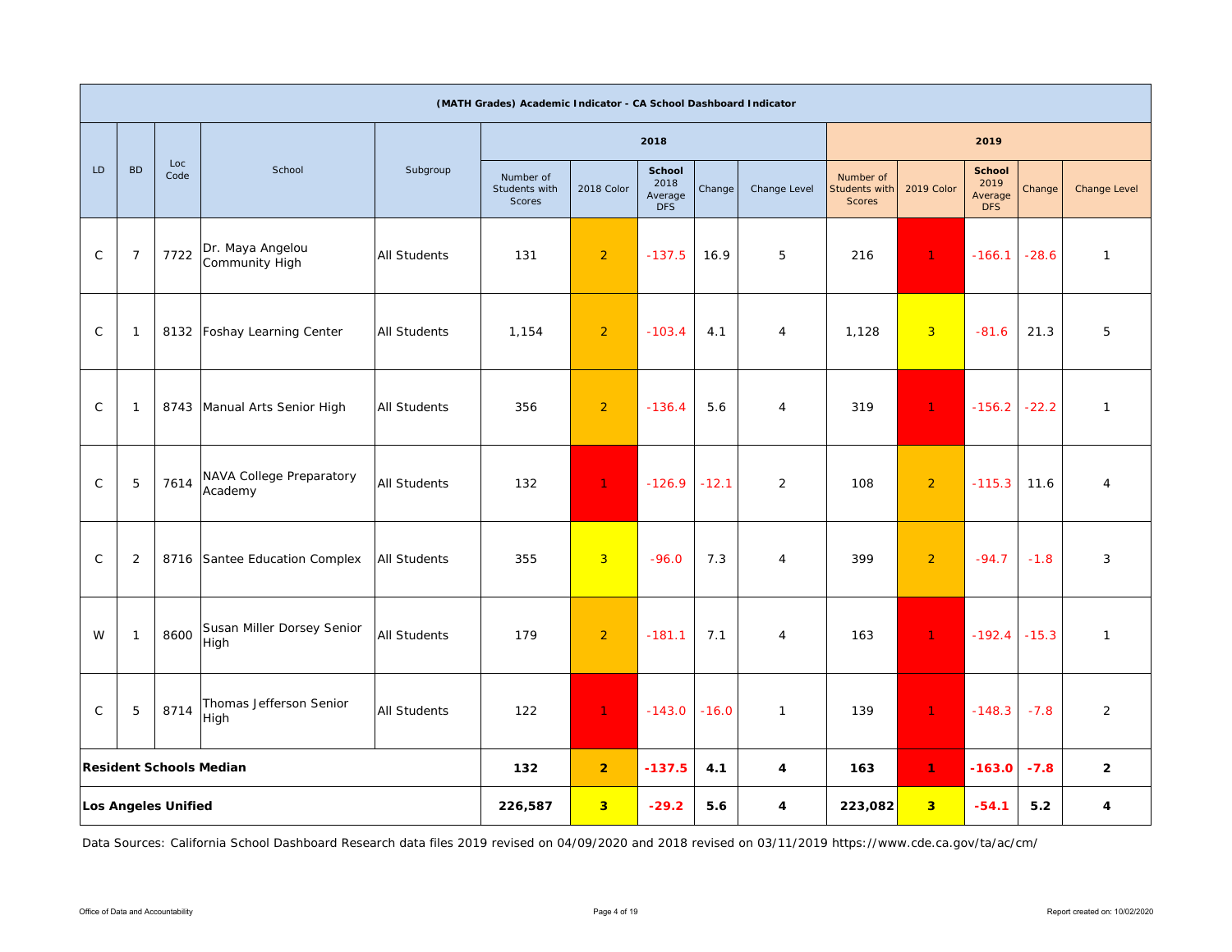| (MATH Grades) Academic Indicator - CA School Dashboard Indicator | | | | | | | | | | | | | | | |
|---|---|---|---|---|---|---|---|---|---|---|---|---|---|---|---|
| | | | | | 2018 | | | | | 2019 | | | | | |
| LD | BD | Loc Code | School | Subgroup | Number of Students with Scores | 2018 Color | School 2018 Average DFS | Change | Change Level | Number of Students with Scores | 2019 Color | School 2019 Average DFS | Change | Change Level |
| C | 7 | 7722 | Dr. Maya Angelou Community High | All Students | 131 | 2 | -137.5 | 16.9 | 5 | 216 | 1 | -166.1 | -28.6 | 1 |
| C | 1 | 8132 | Foshay Learning Center | All Students | 1,154 | 2 | -103.4 | 4.1 | 4 | 1,128 | 3 | -81.6 | 21.3 | 5 |
| C | 1 | 8743 | Manual Arts Senior High | All Students | 356 | 2 | -136.4 | 5.6 | 4 | 319 | 1 | -156.2 | -22.2 | 1 |
| C | 5 | 7614 | NAVA College Preparatory Academy | All Students | 132 | 1 | -126.9 | -12.1 | 2 | 108 | 2 | -115.3 | 11.6 | 4 |
| C | 2 | 8716 | Santee Education Complex | All Students | 355 | 3 | -96.0 | 7.3 | 4 | 399 | 2 | -94.7 | -1.8 | 3 |
| W | 1 | 8600 | Susan Miller Dorsey Senior High | All Students | 179 | 2 | -181.1 | 7.1 | 4 | 163 | 1 | -192.4 | -15.3 | 1 |
| C | 5 | 8714 | Thomas Jefferson Senior High | All Students | 122 | 1 | -143.0 | -16.0 | 1 | 139 | 1 | -148.3 | -7.8 | 2 |
| **Resident Schools Median** | | | | | **132** | **2** | **-137.5** | **4.1** | **4** | **163** | **1** | **-163.0** | **-7.8** | **2** |
| **Los Angeles Unified** | | | | | **226,587** | **3** | **-29.2** | **5.6** | **4** | **223,082** | **3** | **-54.1** | **5.2** | **4** |

Data Sources: California School Dashboard Research data files 2019 revised on 04/09/2020 and 2018 revised on 03/11/2019 https://www.cde.ca.gov/ta/ac/cm/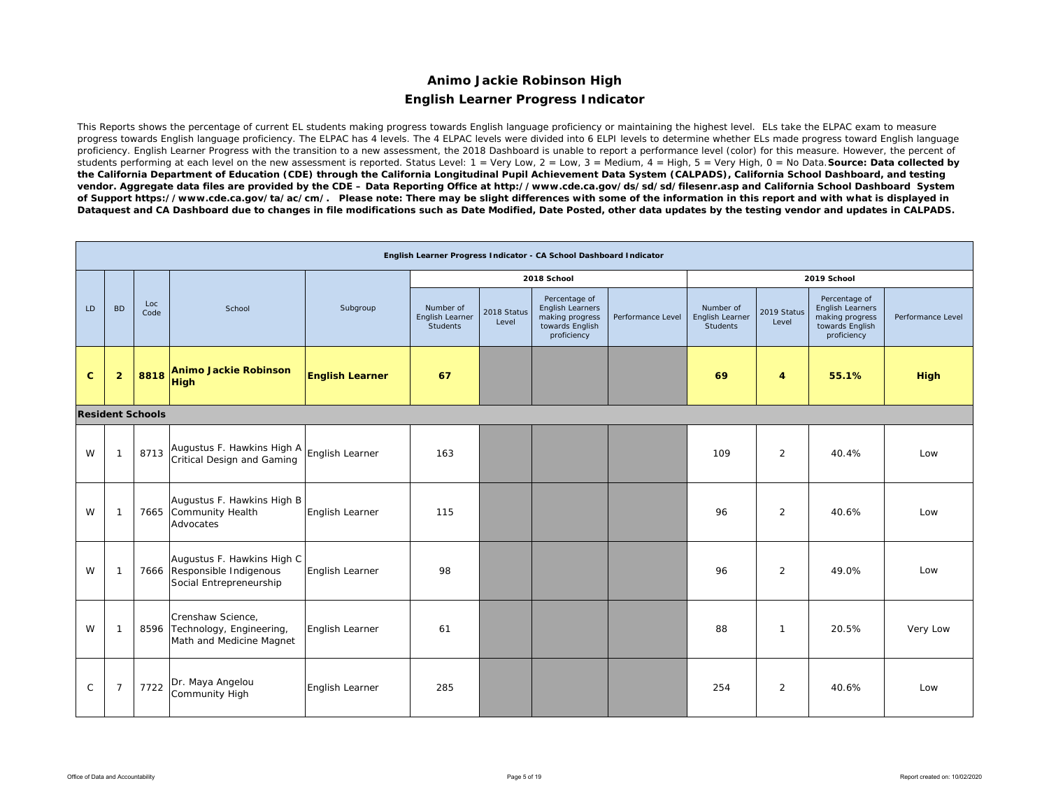# Animo Jackie Robinson High

## English Learner Progress Indicator

This Reports shows the percentage of current EL students making progress towards English language proficiency or maintaining the highest level. ELs take the ELPAC exam to measure progress towards English language proficiency. The ELPAC has 4 levels. The 4 ELPAC levels were divided into 6 ELPI levels to determine whether ELs made progress toward English language proficiency. English Learner Progress with the transition to a new assessment, the 2018 Dashboard is unable to report a performance level (color) for this measure. However, the percent of students performing at each level on the new assessment is reported. Status Level: 1 = Very Low, 2 = Low, 3 = Medium, 4 = High, 5 = Very High, 0 = No Data. **Source: Data collected by the California Department of Education (CDE) through the California Longitudinal Pupil Achievement Data System (CALPADS), California School Dashboard, and testing vendor. Aggregate data files are provided by the CDE – Data Reporting Office at http://www.cde.ca.gov/ds/sd/sd/filesenr.asp and California School Dashboard System of Support https://www.cde.ca.gov/ta/ac/cm/. Please note: There may be slight differences with some of the information in this report and with what is displayed in Dataquest and CA Dashboard due to changes in file modifications such as Date Modified, Date Posted, other data updates by the testing vendor and updates in CALPADS.**

| English Learner Progress Indicator - CA School Dashboard Indicator | | | | | | | | | | | | |
|---|---|---|---|---|---|---|---|---|---|---|---|---|
| | | | | | 2018 School | | | | 2019 School | | | |
| LD | BD | Loc Code | School | Subgroup | Number of English Learner Students | 2018 Status Level | Percentage of English Learners making progress towards English proficiency | Performance Level | Number of English Learner Students | 2019 Status Level | Percentage of English Learners making progress towards English proficiency | Performance Level |
| **C** | **2** | **8818** | **Animo Jackie Robinson High** | **English Learner** | **67** | | | | **69** | **4** | **55.1%** | **High** |
| **Resident Schools** | | | | | | | | | | | | |
| W | 1 | 8713 | Augustus F. Hawkins High A Critical Design and Gaming | English Learner | 163 | | | | 109 | 2 | 40.4% | Low |
| W | 1 | 7665 | Augustus F. Hawkins High B Community Health Advocates | English Learner | 115 | | | | 96 | 2 | 40.6% | Low |
| W | 1 | 7666 | Augustus F. Hawkins High C Responsible Indigenous Social Entrepreneurship | English Learner | 98 | | | | 96 | 2 | 49.0% | Low |
| W | 1 | 8596 | Crenshaw Science, Technology, Engineering, Math and Medicine Magnet | English Learner | 61 | | | | 88 | 1 | 20.5% | Very Low |
| C | 7 | 7722 | Dr. Maya Angelou Community High | English Learner | 285 | | | | 254 | 2 | 40.6% | Low |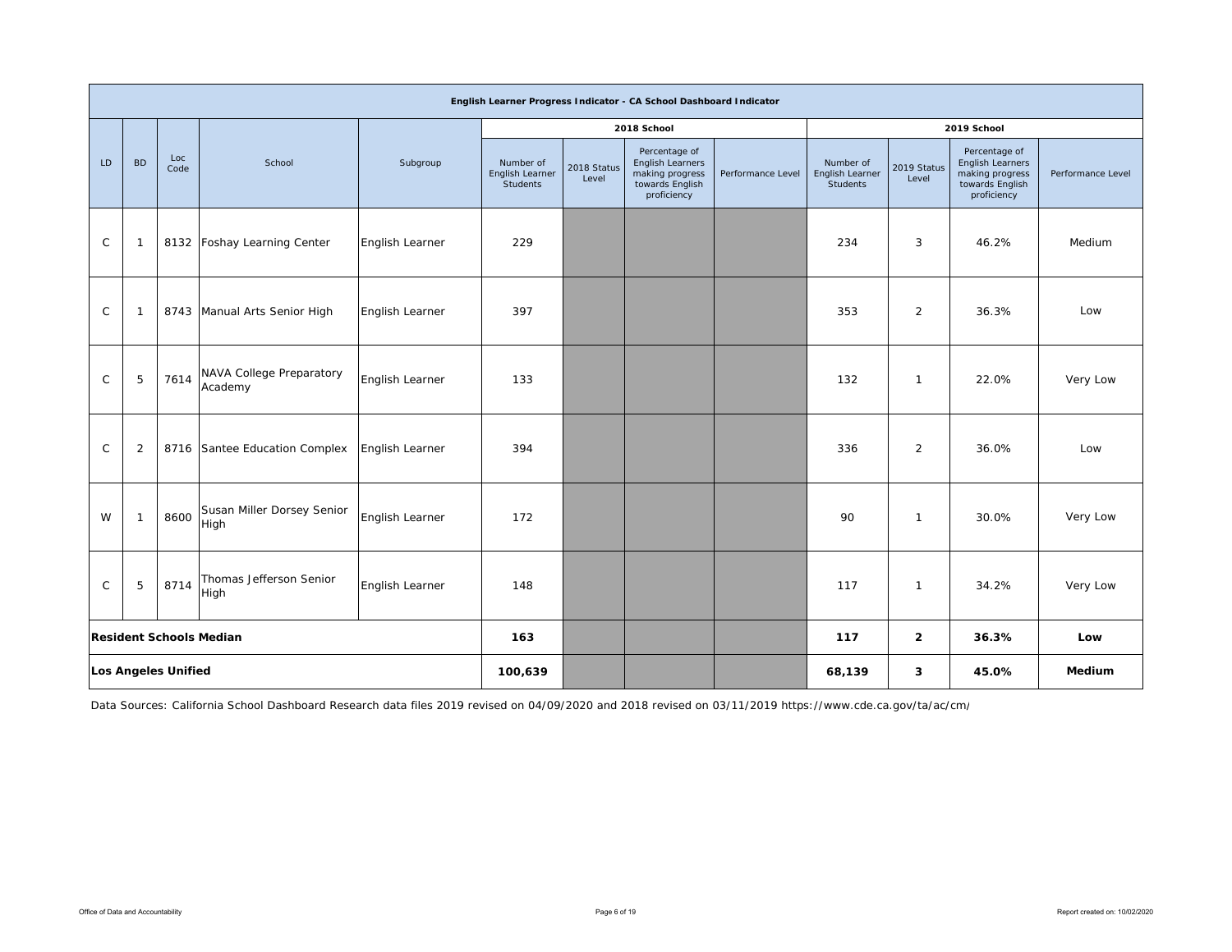| English Learner Progress Indicator - CA School Dashboard Indicator | | | | | | | | | | | | |
|---|---|---|---|---|---|---|---|---|---|---|---|---|
| | | | | | 2018 School | | | | 2019 School | | | |
| LD | BD | Loc Code | School | Subgroup | Number of English Learner Students | 2018 Status Level | Percentage of English Learners making progress towards English proficiency | Performance Level | Number of English Learner Students | 2019 Status Level | Percentage of English Learners making progress towards English proficiency | Performance Level |
| C | 1 | 8132 | Foshay Learning Center | English Learner | 229 | | | | 234 | 3 | 46.2% | Medium |
| C | 1 | 8743 | Manual Arts Senior High | English Learner | 397 | | | | 353 | 2 | 36.3% | Low |
| C | 5 | 7614 | NAVA College Preparatory Academy | English Learner | 133 | | | | 132 | 1 | 22.0% | Very Low |
| C | 2 | 8716 | Santee Education Complex | English Learner | 394 | | | | 336 | 2 | 36.0% | Low |
| W | 1 | 8600 | Susan Miller Dorsey Senior High | English Learner | 172 | | | | 90 | 1 | 30.0% | Very Low |
| C | 5 | 8714 | Thomas Jefferson Senior High | English Learner | 148 | | | | 117 | 1 | 34.2% | Very Low |
| **Resident Schools Median** | | | | | **163** | | | | **117** | **2** | **36.3%** | **Low** |
| **Los Angeles Unified** | | | | | **100,639** | | | | **68,139** | **3** | **45.0%** | **Medium** |

Data Sources: California School Dashboard Research data files 2019 revised on 04/09/2020 and 2018 revised on 03/11/2019 https://www.cde.ca.gov/ta/ac/cm/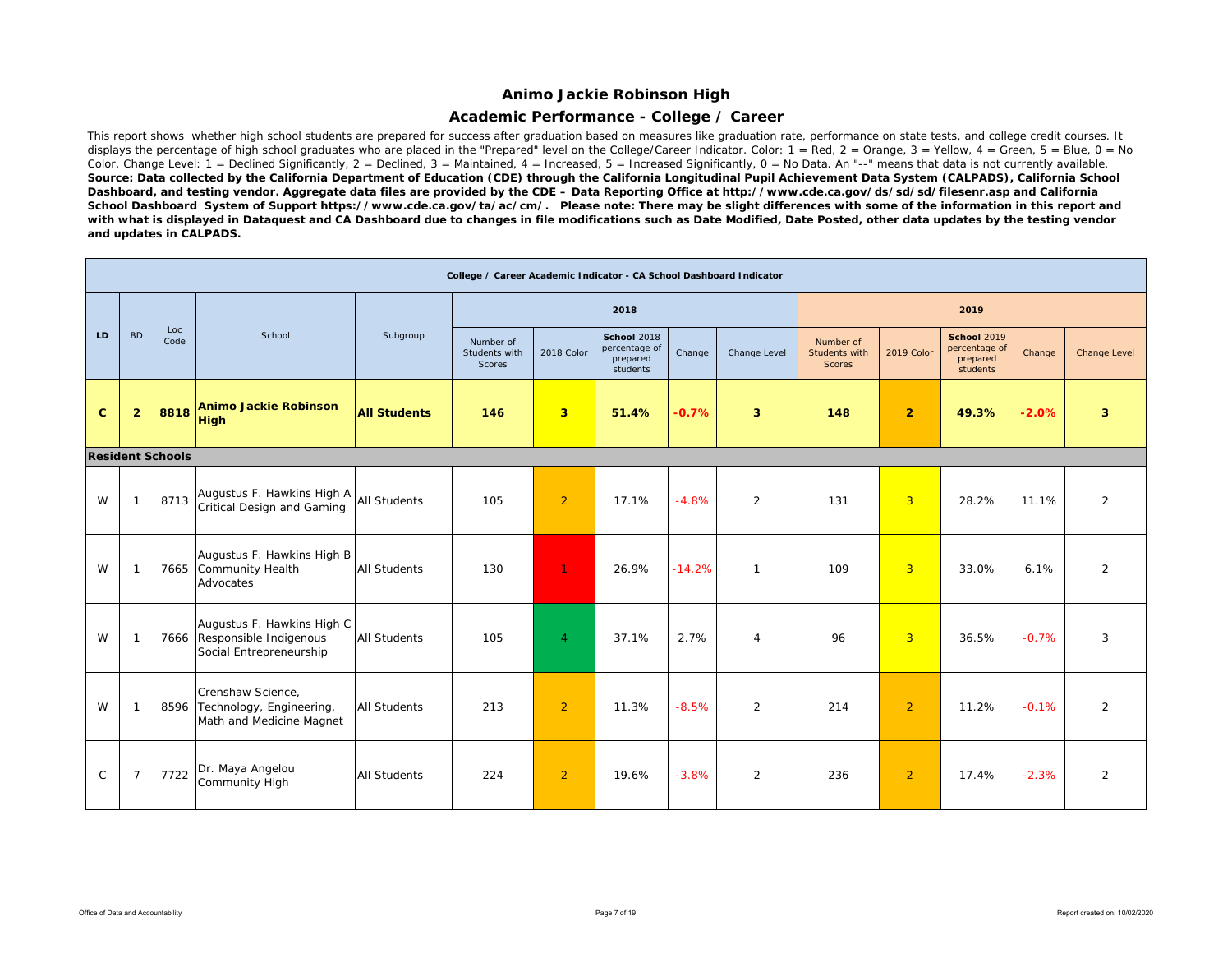# Animo Jackie Robinson High

## Academic Performance - College / Career

This report shows whether high school students are prepared for success after graduation based on measures like graduation rate, performance on state tests, and college credit courses. It displays the percentage of high school graduates who are placed in the "Prepared" level on the College/Career Indicator. Color: 1 = Red, 2 = Orange, 3 = Yellow, 4 = Green, 5 = Blue, 0 = No Color. Change Level: 1 = Declined Significantly, 2 = Declined, 3 = Maintained, 4 = Increased, 5 = Increased Significantly, 0 = No Data. An "--" means that data is not currently available.
**Source: Data collected by the California Department of Education (CDE) through the California Longitudinal Pupil Achievement Data System (CALPADS), California School Dashboard, and testing vendor. Aggregate data files are provided by the CDE – Data Reporting Office at http://www.cde.ca.gov/ds/sd/sd/filesenr.asp and California School Dashboard System of Support https://www.cde.ca.gov/ta/ac/cm/. Please note: There may be slight differences with some of the information in this report and with what is displayed in Dataquest and CA Dashboard due to changes in file modifications such as Date Modified, Date Posted, other data updates by the testing vendor and updates in CALPADS.**

| College / Career Academic Indicator - CA School Dashboard Indicator | | | | | | | | | | | | | | |
|---|---|---|---|---|---|---|---|---|---|---|---|---|---|---|
| | | | | | 2018 | | | | | 2019 | | | | |
| LD | BD | Loc Code | School | Subgroup | Number of Students with Scores | 2018 Color | School 2018 percentage of prepared students | Change | Change Level | Number of Students with Scores | 2019 Color | School 2019 percentage of prepared students | Change | Change Level |
| **C** | **2** | **8818** | **Animo Jackie Robinson High** | **All Students** | **146** | **3** | **51.4%** | **-0.7%** | **3** | **148** | **2** | **49.3%** | **-2.0%** | **3** |
| **Resident Schools** | | | | | | | | | | | | | | |
| W | 1 | 8713 | Augustus F. Hawkins High A Critical Design and Gaming | All Students | 105 | 2 | 17.1% | -4.8% | 2 | 131 | 3 | 28.2% | 11.1% | 2 |
| W | 1 | 7665 | Augustus F. Hawkins High B Community Health Advocates | All Students | 130 | 1 | 26.9% | -14.2% | 1 | 109 | 3 | 33.0% | 6.1% | 2 |
| W | 1 | 7666 | Augustus F. Hawkins High C Responsible Indigenous Social Entrepreneurship | All Students | 105 | 4 | 37.1% | 2.7% | 4 | 96 | 3 | 36.5% | -0.7% | 3 |
| W | 1 | 8596 | Crenshaw Science, Technology, Engineering, Math and Medicine Magnet | All Students | 213 | 2 | 11.3% | -8.5% | 2 | 214 | 2 | 11.2% | -0.1% | 2 |
| C | 7 | 7722 | Dr. Maya Angelou Community High | All Students | 224 | 2 | 19.6% | -3.8% | 2 | 236 | 2 | 17.4% | -2.3% | 2 |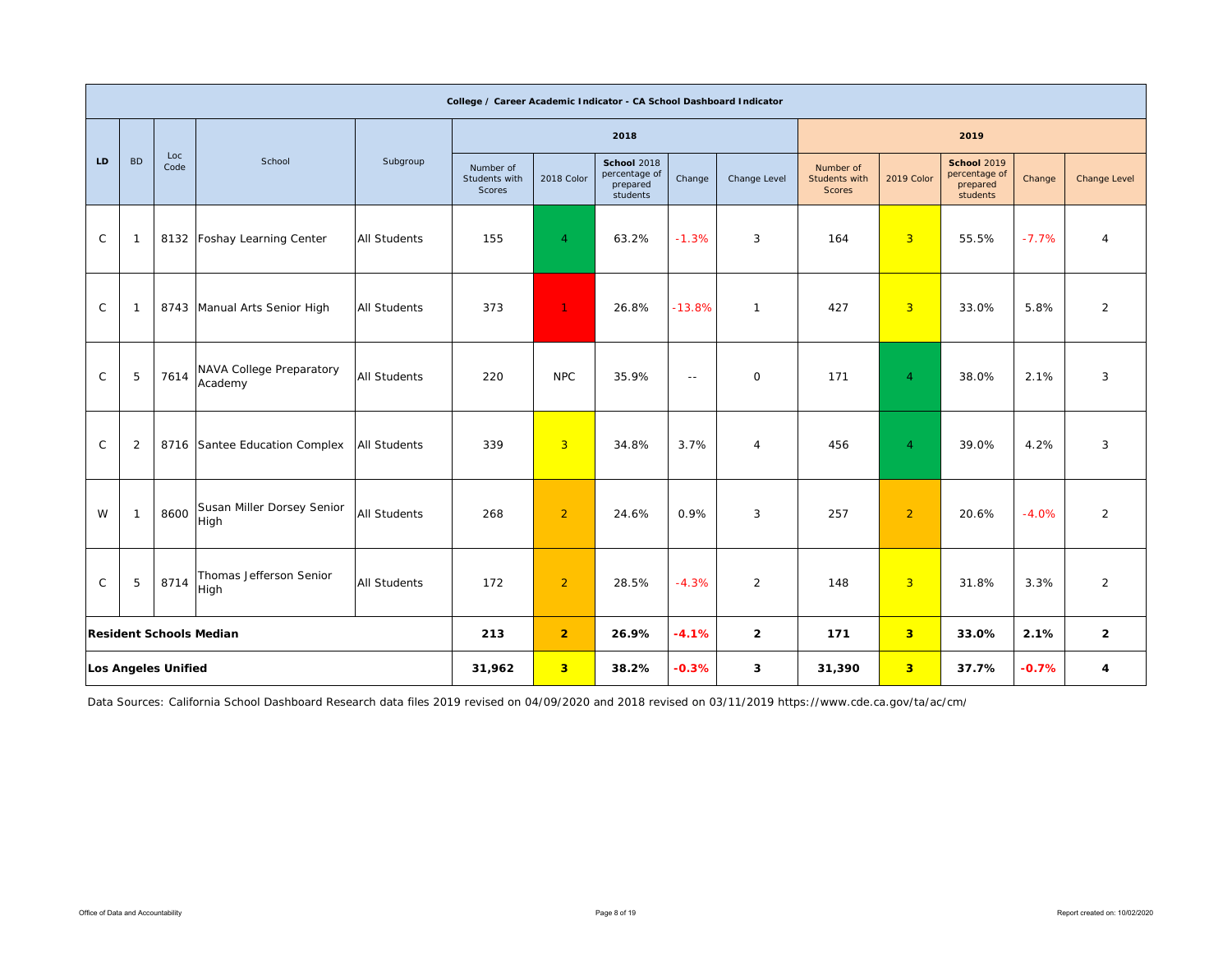| College / Career Academic Indicator - CA School Dashboard Indicator | | | | | | | | | | | | | | |
|---|---|---|---|---|---|---|---|---|---|---|---|---|---|---|
| LD | BD | Loc Code | School | Subgroup | 2018 | | | | | 2019 | | | | |
| | | | | | Number of Students with Scores | 2018 Color | **School** 2018 percentage of prepared students | Change | Change Level | Number of Students with Scores | 2019 Color | **School** 2019 percentage of prepared students | Change | Change Level |
| C | 1 | 8132 | Foshay Learning Center | All Students | 155 | 4 | 63.2% | -1.3% | 3 | 164 | 3 | 55.5% | -7.7% | 4 |
| C | 1 | 8743 | Manual Arts Senior High | All Students | 373 | 1 | 26.8% | -13.8% | 1 | 427 | 3 | 33.0% | 5.8% | 2 |
| C | 5 | 7614 | NAVA College Preparatory Academy | All Students | 220 | NPC | 35.9% | -- | 0 | 171 | 4 | 38.0% | 2.1% | 3 |
| C | 2 | 8716 | Santee Education Complex | All Students | 339 | 3 | 34.8% | 3.7% | 4 | 456 | 4 | 39.0% | 4.2% | 3 |
| W | 1 | 8600 | Susan Miller Dorsey Senior High | All Students | 268 | 2 | 24.6% | 0.9% | 3 | 257 | 2 | 20.6% | -4.0% | 2 |
| C | 5 | 8714 | Thomas Jefferson Senior High | All Students | 172 | 2 | 28.5% | -4.3% | 2 | 148 | 3 | 31.8% | 3.3% | 2 |
| **Resident Schools Median** | | | | | **213** | **2** | **26.9%** | **-4.1%** | **2** | **171** | **3** | **33.0%** | **2.1%** | **2** |
| **Los Angeles Unified** | | | | | **31,962** | **3** | **38.2%** | **-0.3%** | **3** | **31,390** | **3** | **37.7%** | **-0.7%** | **4** |

Data Sources: California School Dashboard Research data files 2019 revised on 04/09/2020 and 2018 revised on 03/11/2019 https://www.cde.ca.gov/ta/ac/cm/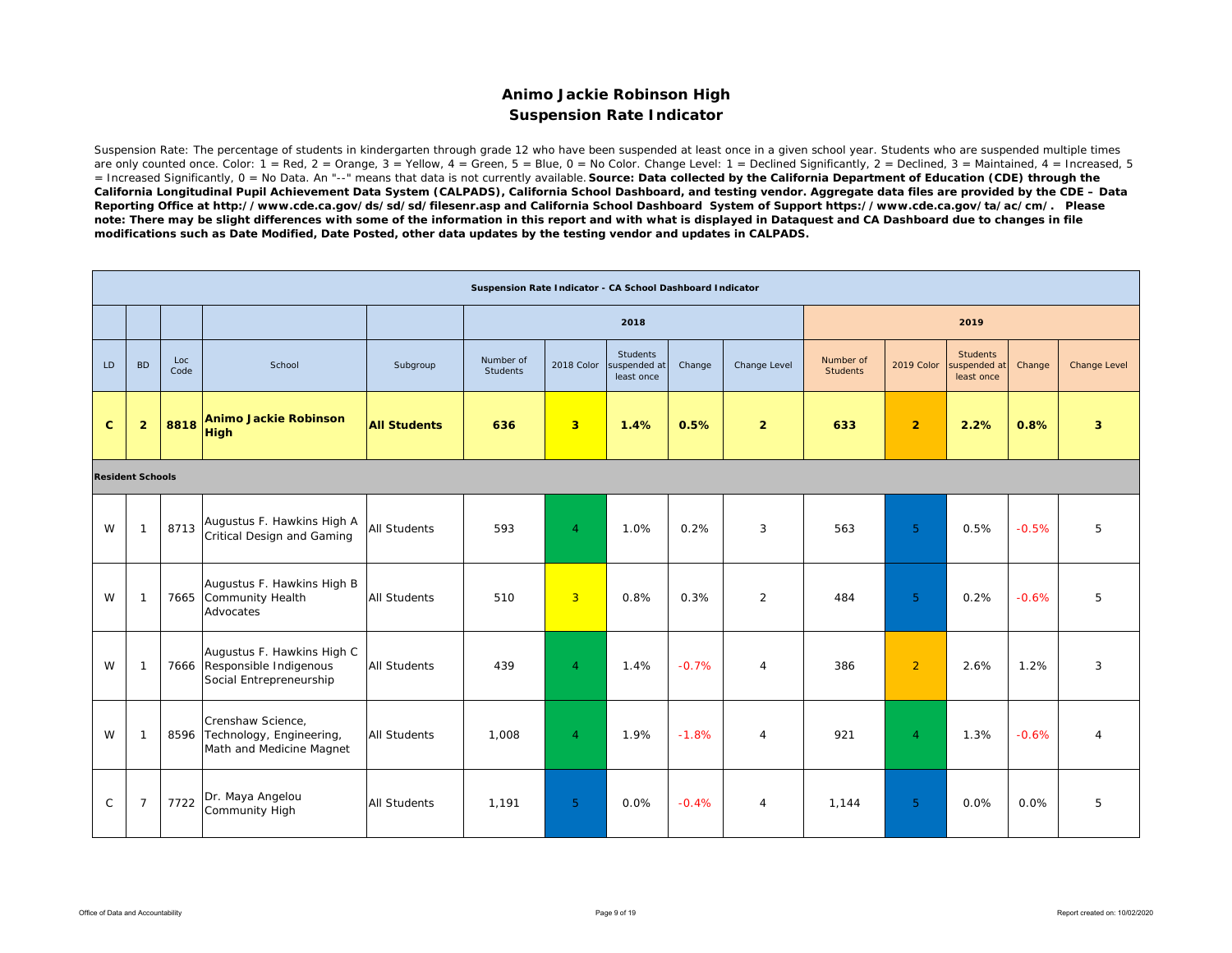# Animo Jackie Robinson High
## Suspension Rate Indicator

Suspension Rate: The percentage of students in kindergarten through grade 12 who have been suspended at least once in a given school year. Students who are suspended multiple times are only counted once. Color: 1 = Red, 2 = Orange, 3 = Yellow, 4 = Green, 5 = Blue, 0 = No Color. Change Level: 1 = Declined Significantly, 2 = Declined, 3 = Maintained, 4 = Increased, 5 = Increased Significantly, 0 = No Data. An "--" means that data is not currently available. **Source: Data collected by the California Department of Education (CDE) through the California Longitudinal Pupil Achievement Data System (CALPADS), California School Dashboard, and testing vendor. Aggregate data files are provided by the CDE – Data Reporting Office at http://www.cde.ca.gov/ds/sd/sd/filesenr.asp and California School Dashboard System of Support https://www.cde.ca.gov/ta/ac/cm/. Please note: There may be slight differences with some of the information in this report and with what is displayed in Dataquest and CA Dashboard due to changes in file modifications such as Date Modified, Date Posted, other data updates by the testing vendor and updates in CALPADS.**

| Suspension Rate Indicator - CA School Dashboard Indicator | | | | | | | | | | | | | | |
|---|---|---|---|---|---|---|---|---|---|---|---|---|---|---|
| | | | | | 2018 | | | | | 2019 | | | | |
| LD | BD | Loc Code | School | Subgroup | Number of Students | 2018 Color | Students suspended at least once | Change | Change Level | Number of Students | 2019 Color | Students suspended at least once | Change | Change Level |
| **C** | **2** | **8818** | **Animo Jackie Robinson High** | **All Students** | **636** | **3** | **1.4%** | **0.5%** | **2** | **633** | **2** | **2.2%** | **0.8%** | **3** |
| **Resident Schools** | | | | | | | | | | | | | | |
| W | 1 | 8713 | Augustus F. Hawkins High A Critical Design and Gaming | All Students | 593 | 4 | 1.0% | 0.2% | 3 | 563 | 5 | 0.5% | -0.5% | 5 |
| W | 1 | 7665 | Augustus F. Hawkins High B Community Health Advocates | All Students | 510 | 3 | 0.8% | 0.3% | 2 | 484 | 5 | 0.2% | -0.6% | 5 |
| W | 1 | 7666 | Augustus F. Hawkins High C Responsible Indigenous Social Entrepreneurship | All Students | 439 | 4 | 1.4% | -0.7% | 4 | 386 | 2 | 2.6% | 1.2% | 3 |
| W | 1 | 8596 | Crenshaw Science, Technology, Engineering, Math and Medicine Magnet | All Students | 1,008 | 4 | 1.9% | -1.8% | 4 | 921 | 4 | 1.3% | -0.6% | 4 |
| C | 7 | 7722 | Dr. Maya Angelou Community High | All Students | 1,191 | 5 | 0.0% | -0.4% | 4 | 1,144 | 5 | 0.0% | 0.0% | 5 |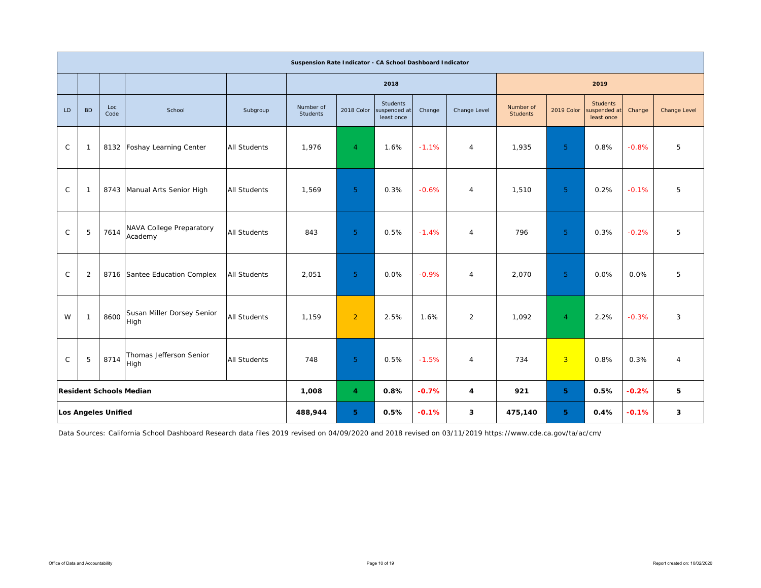| Suspension Rate Indicator - CA School Dashboard Indicator | | | | | | | | | | | | | | |
|---|---|---|---|---|---|---|---|---|---|---|---|---|---|---|
| | | | | | 2018 | | | | | 2019 | | | | |
| LD | BD | Loc Code | School | Subgroup | Number of Students | 2018 Color | Students suspended at least once | Change | Change Level | Number of Students | 2019 Color | Students suspended at least once | Change | Change Level |
| C | 1 | 8132 | Foshay Learning Center | All Students | 1,976 | 4 | 1.6% | -1.1% | 4 | 1,935 | 5 | 0.8% | -0.8% | 5 |
| C | 1 | 8743 | Manual Arts Senior High | All Students | 1,569 | 5 | 0.3% | -0.6% | 4 | 1,510 | 5 | 0.2% | -0.1% | 5 |
| C | 5 | 7614 | NAVA College Preparatory Academy | All Students | 843 | 5 | 0.5% | -1.4% | 4 | 796 | 5 | 0.3% | -0.2% | 5 |
| C | 2 | 8716 | Santee Education Complex | All Students | 2,051 | 5 | 0.0% | -0.9% | 4 | 2,070 | 5 | 0.0% | 0.0% | 5 |
| W | 1 | 8600 | Susan Miller Dorsey Senior High | All Students | 1,159 | 2 | 2.5% | 1.6% | 2 | 1,092 | 4 | 2.2% | -0.3% | 3 |
| C | 5 | 8714 | Thomas Jefferson Senior High | All Students | 748 | 5 | 0.5% | -1.5% | 4 | 734 | 3 | 0.8% | 0.3% | 4 |
| **Resident Schools Median** | | | | | **1,008** | **4** | **0.8%** | **-0.7%** | **4** | **921** | **5** | **0.5%** | **-0.2%** | **5** |
| **Los Angeles Unified** | | | | | **488,944** | **5** | **0.5%** | **-0.1%** | **3** | **475,140** | **5** | **0.4%** | **-0.1%** | **3** |

Data Sources: California School Dashboard Research data files 2019 revised on 04/09/2020 and 2018 revised on 03/11/2019 https://www.cde.ca.gov/ta/ac/cm/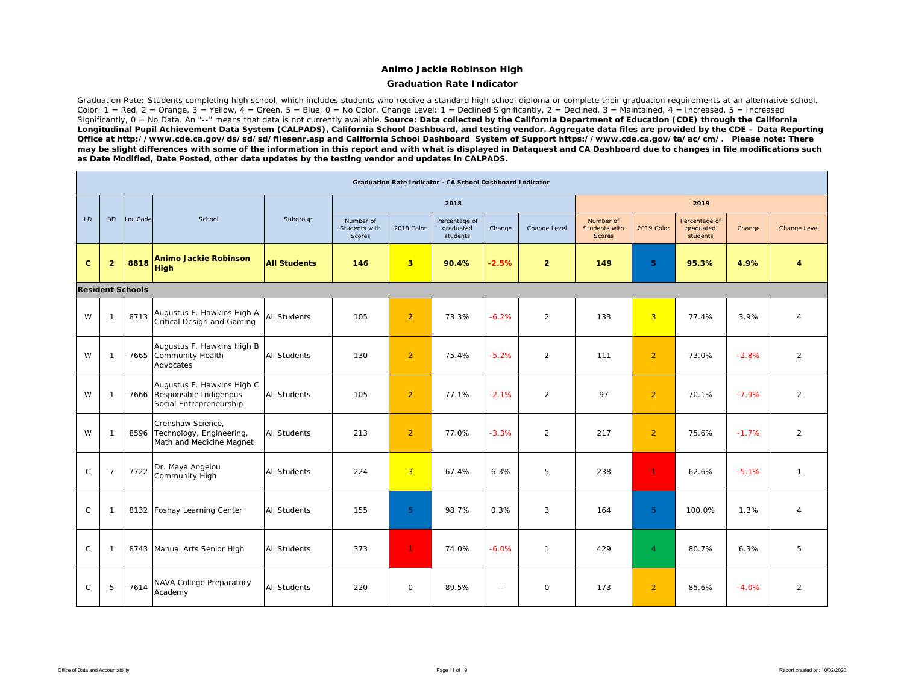## Animo Jackie Robinson High

### Graduation Rate Indicator

Graduation Rate: Students completing high school, which includes students who receive a standard high school diploma or complete their graduation requirements at an alternative school. Color: 1 = Red, 2 = Orange, 3 = Yellow, 4 = Green, 5 = Blue, 0 = No Color. Change Level: 1 = Declined Significantly, 2 = Declined, 3 = Maintained, 4 = Increased, 5 = Increased Significantly, 0 = No Data. An "--" means that data is not currently available. **Source: Data collected by the California Department of Education (CDE) through the California Longitudinal Pupil Achievement Data System (CALPADS), California School Dashboard, and testing vendor. Aggregate data files are provided by the CDE – Data Reporting Office at http://www.cde.ca.gov/ds/sd/sd/filesenr.asp and California School Dashboard System of Support https://www.cde.ca.gov/ta/ac/cm/. Please note: There may be slight differences with some of the information in this report and with what is displayed in Dataquest and CA Dashboard due to changes in file modifications such as Date Modified, Date Posted, other data updates by the testing vendor and updates in CALPADS.**

| Graduation Rate Indicator - CA School Dashboard Indicator | | | | | | | | | | | | | | |
|---|---|---|---|---|---|---|---|---|---|---|---|---|---|---|
| | | | | | 2018 | | | | | 2019 | | | | |
| LD | BD | Loc Code | School | Subgroup | Number of Students with Scores | 2018 Color | Percentage of graduated students | Change | Change Level | Number of Students with Scores | 2019 Color | Percentage of graduated students | Change | Change Level |
| **C** | **2** | **8818** | **Animo Jackie Robinson High** | **All Students** | **146** | **3** | **90.4%** | **-2.5%** | **2** | **149** | **5** | **95.3%** | **4.9%** | **4** |
| **Resident Schools** | | | | | | | | | | | | | | |
| W | 1 | 8713 | Augustus F. Hawkins High A Critical Design and Gaming | All Students | 105 | 2 | 73.3% | -6.2% | 2 | 133 | 3 | 77.4% | 3.9% | 4 |
| W | 1 | 7665 | Augustus F. Hawkins High B Community Health Advocates | All Students | 130 | 2 | 75.4% | -5.2% | 2 | 111 | 2 | 73.0% | -2.8% | 2 |
| W | 1 | 7666 | Augustus F. Hawkins High C Responsible Indigenous Social Entrepreneurship | All Students | 105 | 2 | 77.1% | -2.1% | 2 | 97 | 2 | 70.1% | -7.9% | 2 |
| W | 1 | 8596 | Crenshaw Science, Technology, Engineering, Math and Medicine Magnet | All Students | 213 | 2 | 77.0% | -3.3% | 2 | 217 | 2 | 75.6% | -1.7% | 2 |
| C | 7 | 7722 | Dr. Maya Angelou Community High | All Students | 224 | 3 | 67.4% | 6.3% | 5 | 238 | 1 | 62.6% | -5.1% | 1 |
| C | 1 | 8132 | Foshay Learning Center | All Students | 155 | 5 | 98.7% | 0.3% | 3 | 164 | 5 | 100.0% | 1.3% | 4 |
| C | 1 | 8743 | Manual Arts Senior High | All Students | 373 | 1 | 74.0% | -6.0% | 1 | 429 | 4 | 80.7% | 6.3% | 5 |
| C | 5 | 7614 | NAVA College Preparatory Academy | All Students | 220 | 0 | 89.5% | -- | 0 | 173 | 2 | 85.6% | -4.0% | 2 |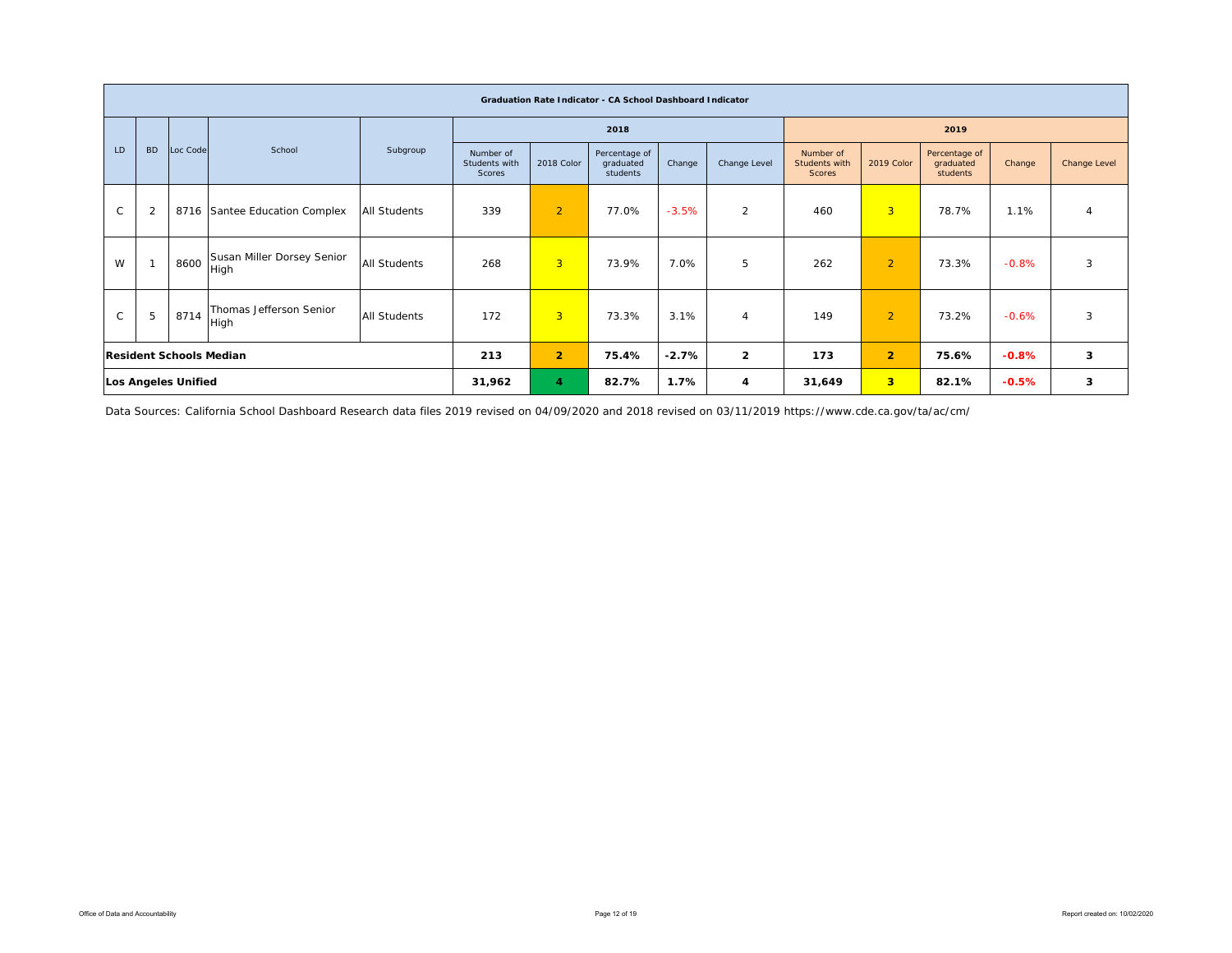| Graduation Rate Indicator - CA School Dashboard Indicator | | | | | | | | | | | | | | |
|---|---|---|---|---|---|---|---|---|---|---|---|---|---|---|
| | | | | | 2018 | | | | | 2019 | | | | |
| LD | BD | Loc Code | School | Subgroup | Number of Students with Scores | 2018 Color | Percentage of graduated students | Change | Change Level | Number of Students with Scores | 2019 Color | Percentage of graduated students | Change | Change Level |
| C | 2 | 8716 | Santee Education Complex | All Students | 339 | 2 | 77.0% | -3.5% | 2 | 460 | 3 | 78.7% | 1.1% | 4 |
| W | 1 | 8600 | Susan Miller Dorsey Senior High | All Students | 268 | 3 | 73.9% | 7.0% | 5 | 262 | 2 | 73.3% | -0.8% | 3 |
| C | 5 | 8714 | Thomas Jefferson Senior High | All Students | 172 | 3 | 73.3% | 3.1% | 4 | 149 | 2 | 73.2% | -0.6% | 3 |
| **Resident Schools Median** | | | | | **213** | **2** | **75.4%** | **-2.7%** | **2** | **173** | **2** | **75.6%** | **-0.8%** | **3** |
| **Los Angeles Unified** | | | | | **31,962** | **4** | **82.7%** | **1.7%** | **4** | **31,649** | **3** | **82.1%** | **-0.5%** | **3** |

Data Sources: California School Dashboard Research data files 2019 revised on 04/09/2020 and 2018 revised on 03/11/2019 https://www.cde.ca.gov/ta/ac/cm/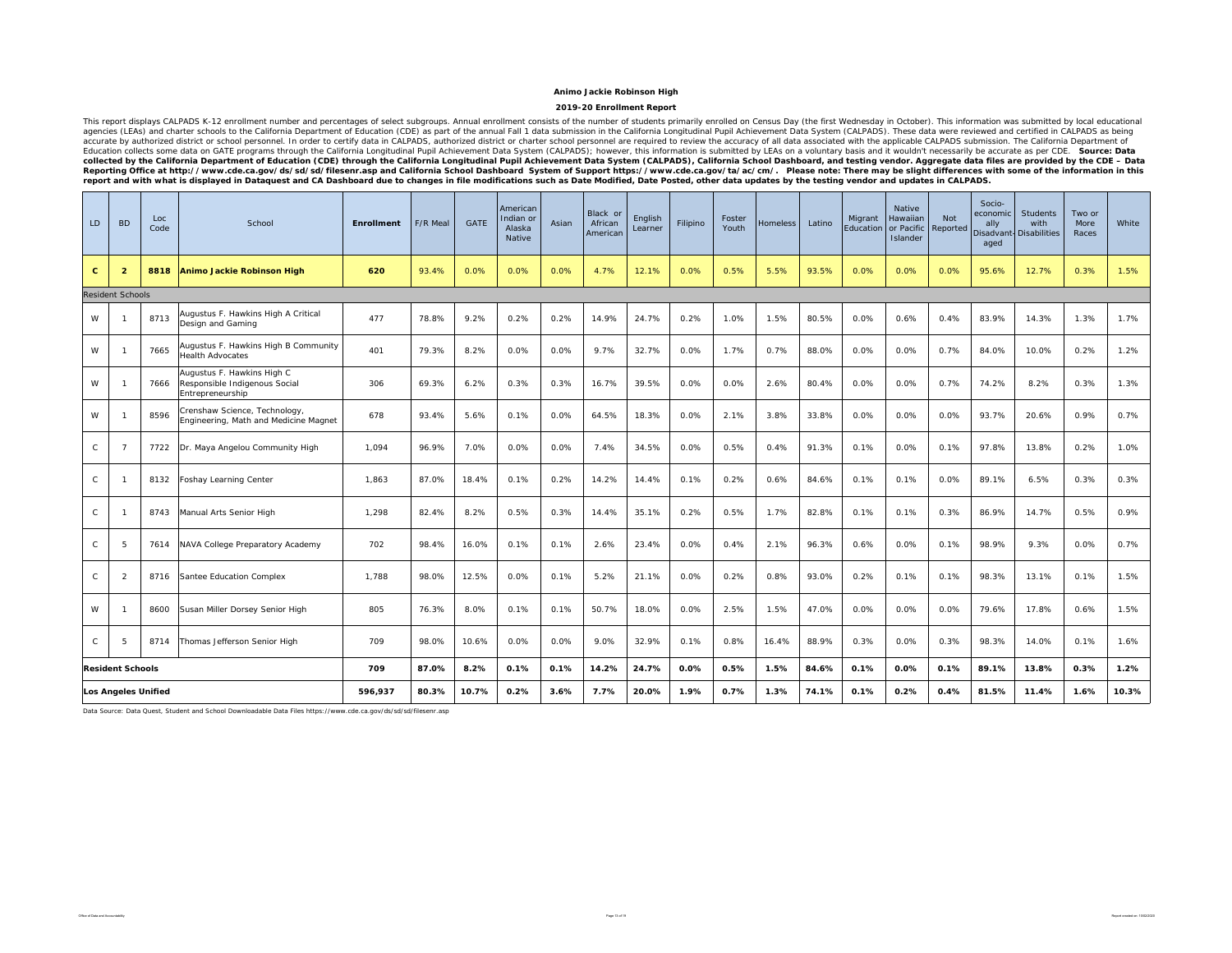**Animo Jackie Robinson High**

**2019-20 Enrollment Report**

This report displays CALPADS K-12 enrollment number and percentages of select subgroups. Annual enrollment consists of the number of students primarily enrolled on Census Day (the first Wednesday in October). This information was submitted by local educational agencies (LEAs) and charter schools to the California Department of Education (CDE) as part of the annual Fall 1 data submission in the California Longitudinal Pupil Achievement Data System (CALPADS). These data were reviewed and certified in CALPADS as being accurate by authorized district or school personnel. In order to certify data in CALPADS, authorized district or charter school personnel are required to review the accuracy of all data associated with the applicable CALPADS submission. The California Department of Education collects some data on GATE programs through the California Longitudinal Pupil Achievement Data System (CALPADS); however, this information is submitted by LEAs on a voluntary basis and it wouldn't necessarily be accurate as per CDE. **Source: Data collected by the California Department of Education (CDE) through the California Longitudinal Pupil Achievement Data System (CALPADS), California School Dashboard, and testing vendor. Aggregate data files are provided by the CDE – Data Reporting Office at http://www.cde.ca.gov/ds/sd/sd/filesenr.asp and California School Dashboard System of Support https://www.cde.ca.gov/ta/ac/cm/. Please note: There may be slight differences with some of the information in this report and with what is displayed in Dataquest and CA Dashboard due to changes in file modifications such as Date Modified, Date Posted, other data updates by the testing vendor and updates in CALPADS.**

| LD | BD | Loc Code | School | Enrollment | F/R Meal | GATE | American Indian or Alaska Native | Asian | Black or African American | English Learner | Filipino | Foster Youth | Homeless | Latino | Migrant Education | Native Hawaiian or Pacific Islander | Not Reported | Socio-economically Disadvantaged | Students with Disabilities | Two or More Races | White |
|---|---|---|---|---|---|---|---|---|---|---|---|---|---|---|---|---|---|---|---|---|---|
| **C** | **2** | **8818** | **Animo Jackie Robinson High** | **620** | 93.4% | 0.0% | 0.0% | 0.0% | 4.7% | 12.1% | 0.0% | 0.5% | 5.5% | 93.5% | 0.0% | 0.0% | 0.0% | 95.6% | 12.7% | 0.3% | 1.5% |
| Resident Schools | | | | | | | | | | | | | | | | | | | | | |
| W | 1 | 8713 | Augustus F. Hawkins High A Critical Design and Gaming | 477 | 78.8% | 9.2% | 0.2% | 0.2% | 14.9% | 24.7% | 0.2% | 1.0% | 1.5% | 80.5% | 0.0% | 0.6% | 0.4% | 83.9% | 14.3% | 1.3% | 1.7% |
| W | 1 | 7665 | Augustus F. Hawkins High B Community Health Advocates | 401 | 79.3% | 8.2% | 0.0% | 0.0% | 9.7% | 32.7% | 0.0% | 1.7% | 0.7% | 88.0% | 0.0% | 0.0% | 0.7% | 84.0% | 10.0% | 0.2% | 1.2% |
| W | 1 | 7666 | Augustus F. Hawkins High C Responsible Indigenous Social Entrepreneurship | 306 | 69.3% | 6.2% | 0.3% | 0.3% | 16.7% | 39.5% | 0.0% | 0.0% | 2.6% | 80.4% | 0.0% | 0.0% | 0.7% | 74.2% | 8.2% | 0.3% | 1.3% |
| W | 1 | 8596 | Crenshaw Science, Technology, Engineering, Math and Medicine Magnet | 678 | 93.4% | 5.6% | 0.1% | 0.0% | 64.5% | 18.3% | 0.0% | 2.1% | 3.8% | 33.8% | 0.0% | 0.0% | 0.0% | 93.7% | 20.6% | 0.9% | 0.7% |
| C | 7 | 7722 | Dr. Maya Angelou Community High | 1,094 | 96.9% | 7.0% | 0.0% | 0.0% | 7.4% | 34.5% | 0.0% | 0.5% | 0.4% | 91.3% | 0.1% | 0.0% | 0.1% | 97.8% | 13.8% | 0.2% | 1.0% |
| C | 1 | 8132 | Foshay Learning Center | 1,863 | 87.0% | 18.4% | 0.1% | 0.2% | 14.2% | 14.4% | 0.1% | 0.2% | 0.6% | 84.6% | 0.1% | 0.1% | 0.0% | 89.1% | 6.5% | 0.3% | 0.3% |
| C | 1 | 8743 | Manual Arts Senior High | 1,298 | 82.4% | 8.2% | 0.5% | 0.3% | 14.4% | 35.1% | 0.2% | 0.5% | 1.7% | 82.8% | 0.1% | 0.1% | 0.3% | 86.9% | 14.7% | 0.5% | 0.9% |
| C | 5 | 7614 | NAVA College Preparatory Academy | 702 | 98.4% | 16.0% | 0.1% | 0.1% | 2.6% | 23.4% | 0.0% | 0.4% | 2.1% | 96.3% | 0.6% | 0.0% | 0.1% | 98.9% | 9.3% | 0.0% | 0.7% |
| C | 2 | 8716 | Santee Education Complex | 1,788 | 98.0% | 12.5% | 0.0% | 0.1% | 5.2% | 21.1% | 0.0% | 0.2% | 0.8% | 93.0% | 0.2% | 0.1% | 0.1% | 98.3% | 13.1% | 0.1% | 1.5% |
| W | 1 | 8600 | Susan Miller Dorsey Senior High | 805 | 76.3% | 8.0% | 0.1% | 0.1% | 50.7% | 18.0% | 0.0% | 2.5% | 1.5% | 47.0% | 0.0% | 0.0% | 0.0% | 79.6% | 17.8% | 0.6% | 1.5% |
| C | 5 | 8714 | Thomas Jefferson Senior High | 709 | 98.0% | 10.6% | 0.0% | 0.0% | 9.0% | 32.9% | 0.1% | 0.8% | 16.4% | 88.9% | 0.3% | 0.0% | 0.3% | 98.3% | 14.0% | 0.1% | 1.6% |
| **Resident Schools** | | | | **709** | **87.0%** | **8.2%** | **0.1%** | **0.1%** | **14.2%** | **24.7%** | **0.0%** | **0.5%** | **1.5%** | **84.6%** | **0.1%** | **0.0%** | **0.1%** | **89.1%** | **13.8%** | **0.3%** | **1.2%** |
| **Los Angeles Unified** | | | | **596,937** | **80.3%** | **10.7%** | **0.2%** | **3.6%** | **7.7%** | **20.0%** | **1.9%** | **0.7%** | **1.3%** | **74.1%** | **0.1%** | **0.2%** | **0.4%** | **81.5%** | **11.4%** | **1.6%** | **10.3%** |

Data Source: Data Quest, Student and School Downloadable Data Files https://www.cde.ca.gov/ds/sd/sd/filesenr.asp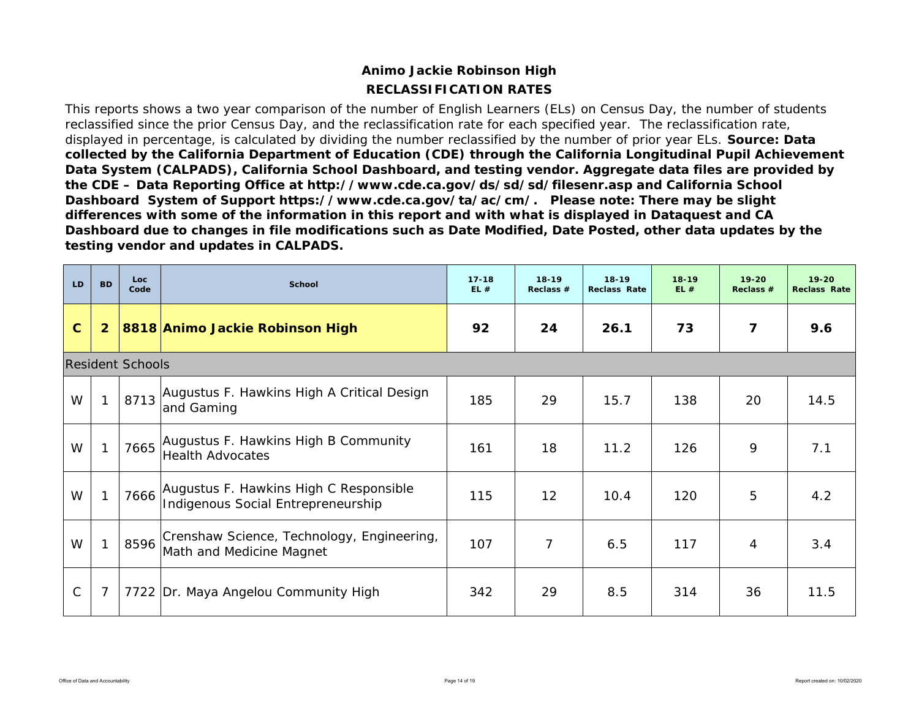# Animo Jackie Robinson High

## RECLASSIFICATION RATES

This reports shows a two year comparison of the number of English Learners (ELs) on Census Day, the number of students reclassified since the prior Census Day, and the reclassification rate for each specified year. The reclassification rate, displayed in percentage, is calculated by dividing the number reclassified by the number of prior year ELs. **Source: Data collected by the California Department of Education (CDE) through the California Longitudinal Pupil Achievement Data System (CALPADS), California School Dashboard, and testing vendor. Aggregate data files are provided by the CDE – Data Reporting Office at http://www.cde.ca.gov/ds/sd/sd/filesenr.asp and California School Dashboard System of Support https://www.cde.ca.gov/ta/ac/cm/. Please note: There may be slight differences with some of the information in this report and with what is displayed in Dataquest and CA Dashboard due to changes in file modifications such as Date Modified, Date Posted, other data updates by the testing vendor and updates in CALPADS.**

| LD | BD | Loc Code | School | 17-18 EL # | 18-19 Reclass # | 18-19 Reclass Rate | 18-19 EL # | 19-20 Reclass # | 19-20 Reclass Rate |
|---|---|---|---|---|---|---|---|---|---|
| **C** | **2** | **8818** | **Animo Jackie Robinson High** | **92** | **24** | **26.1** | **73** | **7** | **9.6** |
| Resident Schools | | | | | | | | | |
| W | 1 | 8713 | Augustus F. Hawkins High A Critical Design and Gaming | 185 | 29 | 15.7 | 138 | 20 | 14.5 |
| W | 1 | 7665 | Augustus F. Hawkins High B Community Health Advocates | 161 | 18 | 11.2 | 126 | 9 | 7.1 |
| W | 1 | 7666 | Augustus F. Hawkins High C Responsible Indigenous Social Entrepreneurship | 115 | 12 | 10.4 | 120 | 5 | 4.2 |
| W | 1 | 8596 | Crenshaw Science, Technology, Engineering, Math and Medicine Magnet | 107 | 7 | 6.5 | 117 | 4 | 3.4 |
| C | 7 | 7722 | Dr. Maya Angelou Community High | 342 | 29 | 8.5 | 314 | 36 | 11.5 |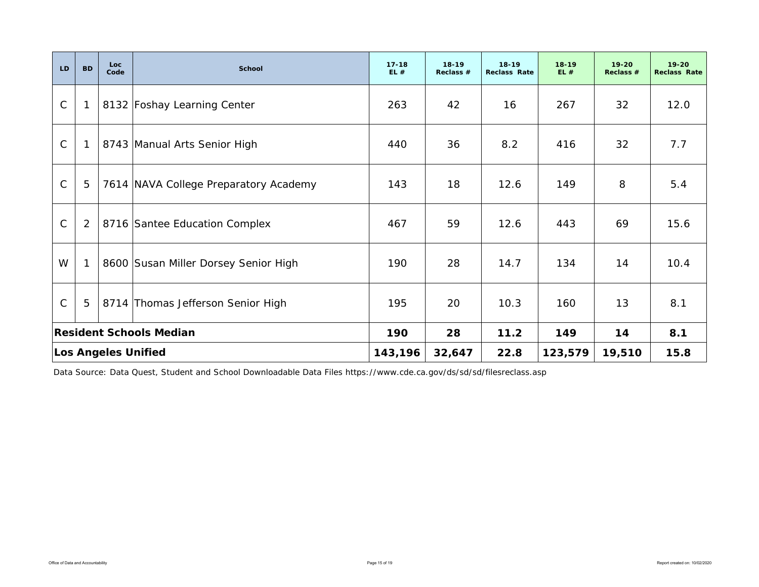| LD | BD | Loc Code | School | 17-18 EL # | 18-19 Reclass # | 18-19 Reclass Rate | 18-19 EL # | 19-20 Reclass # | 19-20 Reclass Rate |
|---|---|---|---|---|---|---|---|---|---|
| C | 1 | 8132 | Foshay Learning Center | 263 | 42 | 16 | 267 | 32 | 12.0 |
| C | 1 | 8743 | Manual Arts Senior High | 440 | 36 | 8.2 | 416 | 32 | 7.7 |
| C | 5 | 7614 | NAVA College Preparatory Academy | 143 | 18 | 12.6 | 149 | 8 | 5.4 |
| C | 2 | 8716 | Santee Education Complex | 467 | 59 | 12.6 | 443 | 69 | 15.6 |
| W | 1 | 8600 | Susan Miller Dorsey Senior High | 190 | 28 | 14.7 | 134 | 14 | 10.4 |
| C | 5 | 8714 | Thomas Jefferson Senior High | 195 | 20 | 10.3 | 160 | 13 | 8.1 |
| **Resident Schools Median** | | | | **190** | **28** | **11.2** | **149** | **14** | **8.1** |
| **Los Angeles Unified** | | | | **143,196** | **32,647** | **22.8** | **123,579** | **19,510** | **15.8** |

Data Source: Data Quest, Student and School Downloadable Data Files https://www.cde.ca.gov/ds/sd/sd/filesreclass.asp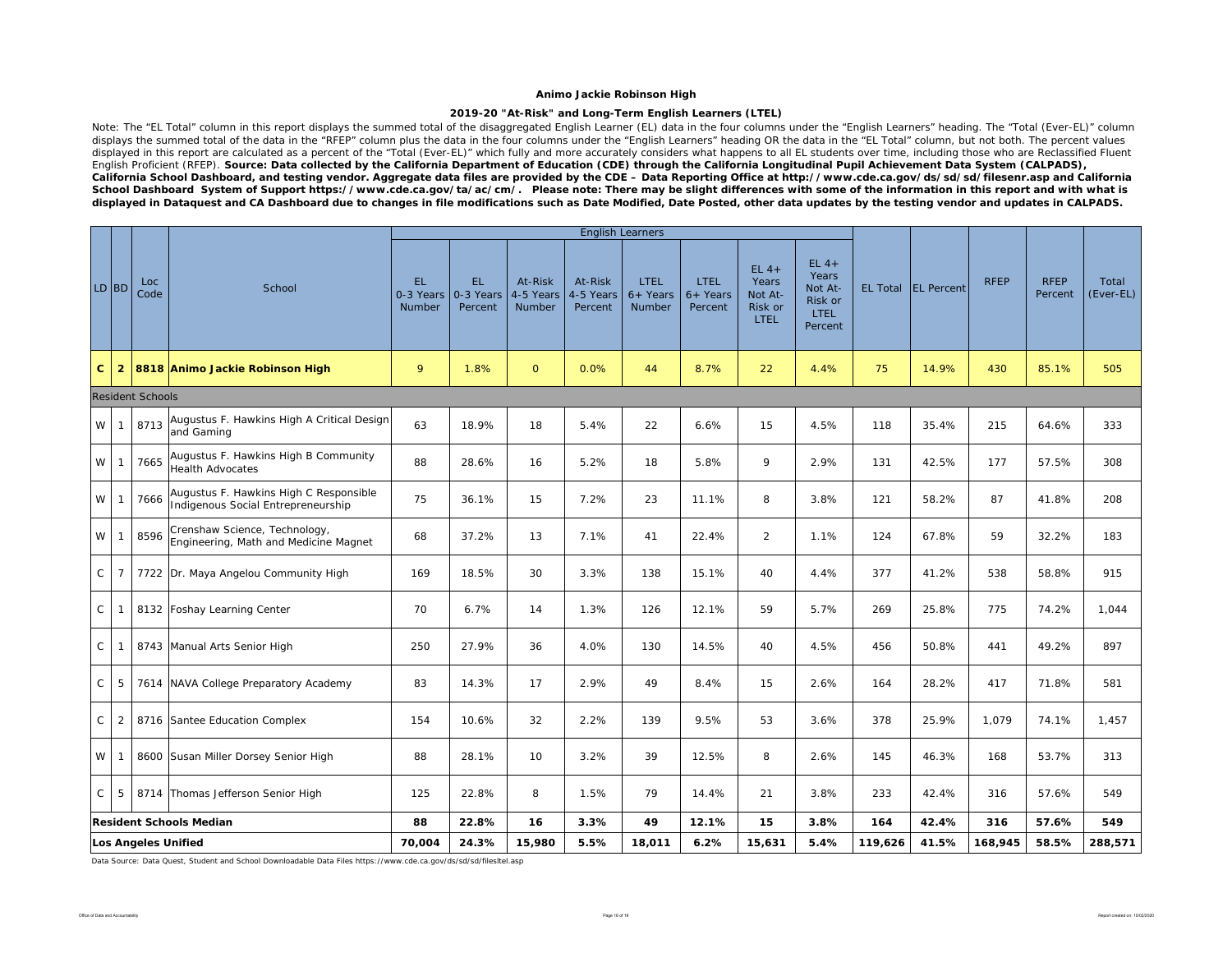**Animo Jackie Robinson High**

**2019-20 "At-Risk" and Long-Term English Learners (LTEL)**

Note: The "EL Total" column in this report displays the summed total of the disaggregated English Learner (EL) data in the four columns under the "English Learners" heading. The "Total (Ever-EL)" column displays the summed total of the data in the "RFEP" column plus the data in the four columns under the "English Learners" heading OR the data in the "EL Total" column, but not both. The percent values displayed in this report are calculated as a percent of the "Total (Ever-EL)" which fully and more accurately considers what happens to all EL students over time, including those who are Reclassified Fluent English Proficient (RFEP). **Source: Data collected by the California Department of Education (CDE) through the California Longitudinal Pupil Achievement Data System (CALPADS), California School Dashboard, and testing vendor. Aggregate data files are provided by the CDE – Data Reporting Office at http://www.cde.ca.gov/ds/sd/sd/filesenr.asp and California School Dashboard System of Support https://www.cde.ca.gov/ta/ac/cm/. Please note: There may be slight differences with some of the information in this report and with what is displayed in Dataquest and CA Dashboard due to changes in file modifications such as Date Modified, Date Posted, other data updates by the testing vendor and updates in CALPADS.**

| LD | BD | Loc Code | School | English Learners | | | | | | | | | | | | |
|---|---|---|---|---|---|---|---|---|---|---|---|---|---|---|---|---|
| | | | | EL 0-3 Years Number | EL 0-3 Years Percent | At-Risk 4-5 Years Number | At-Risk 4-5 Years Percent | LTEL 6+ Years Number | LTEL 6+ Years Percent | EL 4+ Years Not At-Risk or LTEL | EL 4+ Years Not At-Risk or LTEL Percent | EL Total | EL Percent | RFEP | RFEP Percent | Total (Ever-EL) |
| **C** | **2** | **8818** | **Animo Jackie Robinson High** | 9 | 1.8% | 0 | 0.0% | 44 | 8.7% | 22 | 4.4% | 75 | 14.9% | 430 | 85.1% | 505 |
| Resident Schools | | | | | | | | | | | | | | | | |
| W | 1 | 8713 | Augustus F. Hawkins High A Critical Design and Gaming | 63 | 18.9% | 18 | 5.4% | 22 | 6.6% | 15 | 4.5% | 118 | 35.4% | 215 | 64.6% | 333 |
| W | 1 | 7665 | Augustus F. Hawkins High B Community Health Advocates | 88 | 28.6% | 16 | 5.2% | 18 | 5.8% | 9 | 2.9% | 131 | 42.5% | 177 | 57.5% | 308 |
| W | 1 | 7666 | Augustus F. Hawkins High C Responsible Indigenous Social Entrepreneurship | 75 | 36.1% | 15 | 7.2% | 23 | 11.1% | 8 | 3.8% | 121 | 58.2% | 87 | 41.8% | 208 |
| W | 1 | 8596 | Crenshaw Science, Technology, Engineering, Math and Medicine Magnet | 68 | 37.2% | 13 | 7.1% | 41 | 22.4% | 2 | 1.1% | 124 | 67.8% | 59 | 32.2% | 183 |
| C | 7 | 7722 | Dr. Maya Angelou Community High | 169 | 18.5% | 30 | 3.3% | 138 | 15.1% | 40 | 4.4% | 377 | 41.2% | 538 | 58.8% | 915 |
| C | 1 | 8132 | Foshay Learning Center | 70 | 6.7% | 14 | 1.3% | 126 | 12.1% | 59 | 5.7% | 269 | 25.8% | 775 | 74.2% | 1,044 |
| C | 1 | 8743 | Manual Arts Senior High | 250 | 27.9% | 36 | 4.0% | 130 | 14.5% | 40 | 4.5% | 456 | 50.8% | 441 | 49.2% | 897 |
| C | 5 | 7614 | NAVA College Preparatory Academy | 83 | 14.3% | 17 | 2.9% | 49 | 8.4% | 15 | 2.6% | 164 | 28.2% | 417 | 71.8% | 581 |
| C | 2 | 8716 | Santee Education Complex | 154 | 10.6% | 32 | 2.2% | 139 | 9.5% | 53 | 3.6% | 378 | 25.9% | 1,079 | 74.1% | 1,457 |
| W | 1 | 8600 | Susan Miller Dorsey Senior High | 88 | 28.1% | 10 | 3.2% | 39 | 12.5% | 8 | 2.6% | 145 | 46.3% | 168 | 53.7% | 313 |
| C | 5 | 8714 | Thomas Jefferson Senior High | 125 | 22.8% | 8 | 1.5% | 79 | 14.4% | 21 | 3.8% | 233 | 42.4% | 316 | 57.6% | 549 |
| **Resident Schools Median** | | | | **88** | **22.8%** | **16** | **3.3%** | **49** | **12.1%** | **15** | **3.8%** | **164** | **42.4%** | **316** | **57.6%** | **549** |
| **Los Angeles Unified** | | | | **70,004** | **24.3%** | **15,980** | **5.5%** | **18,011** | **6.2%** | **15,631** | **5.4%** | **119,626** | **41.5%** | **168,945** | **58.5%** | **288,571** |

Data Source: Data Quest, Student and School Downloadable Data Files https://www.cde.ca.gov/ds/sd/sd/filesltel.asp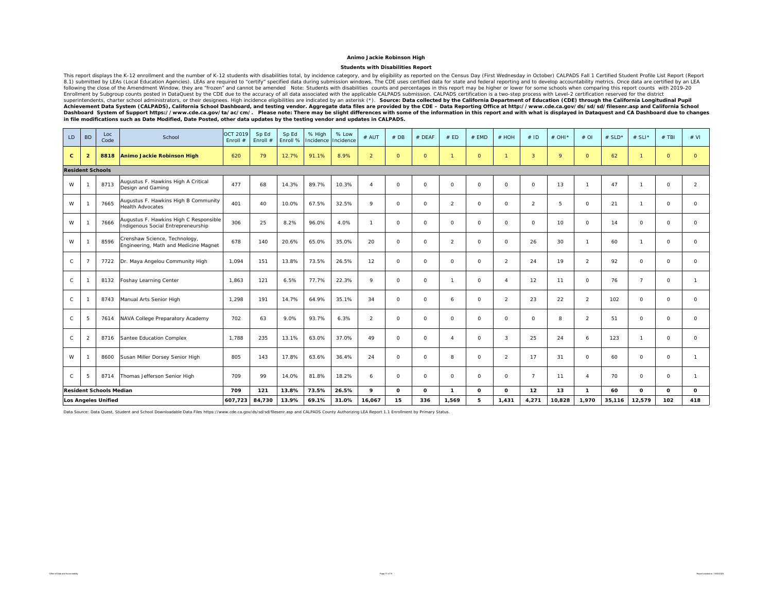## Animo Jackie Robinson High

### Students with Disabilities Report

This report displays the K-12 enrollment and the number of K-12 students with disabilities total, by incidence category, and by eligibility as reported on the Census Day (First Wednesday in October) CALPADS Fall 1 Certified Student Profile List Report (Report 8.1) submitted by LEAs (Local Education Agencies). LEAs are required to "certify" specified data during submission windows. The CDE uses certified data for state and federal reporting and to develop accountability metrics. Once data are certified by an LEA following the close of the Amendment Window, they are "frozen" and cannot be amended Note: Students with disabilities counts and percentages in this report may be higher or lower for some schools when comparing this report counts with 2019-20 Enrollment by Subgroup counts posted in DataQuest by the CDE due to the accuracy of all data associated with the applicable CALPADS submission. CALPADS certification is a two-step process with Level-2 certification reserved for the district superintendents, charter school administrators, or their designees. High incidence eligibilities are indicated by an asterisk (*). **Source: Data collected by the California Department of Education (CDE) through the California Longitudinal Pupil Achievement Data System (CALPADS), California School Dashboard, and testing vendor. Aggregate data files are provided by the CDE – Data Reporting Office at http://www.cde.ca.gov/ds/sd/sd/filesenr.asp and California School Dashboard System of Support https://www.cde.ca.gov/ta/ac/cm/. Please note: There may be slight differences with some of the information in this report and with what is displayed in Dataquest and CA Dashboard due to changes in file modifications such as Date Modified, Date Posted, other data updates by the testing vendor and updates in CALPADS.**

| LD | BD | Loc Code | School | OCT 2019 Enroll # | Sp Ed Enroll # | Sp Ed Enroll % | % High Incidence | % Low Incidence | # AUT | # DB | # DEAF | # ED | # EMD | # HOH | # ID | # OHI* | # OI | # SLD* | # SLI* | # TBI | # VI |
|---|---|---|---|---|---|---|---|---|---|---|---|---|---|---|---|---|---|---|---|---|---|
| **C** | **2** | **8818** | **Animo Jackie Robinson High** | 620 | 79 | 12.7% | 91.1% | 8.9% | 2 | 0 | 0 | 1 | 0 | 1 | 3 | 9 | 0 | 62 | 1 | 0 | 0 |
| **Resident Schools** | | | | | | | | | | | | | | | | | | | | | |
| W | 1 | 8713 | Augustus F. Hawkins High A Critical Design and Gaming | 477 | 68 | 14.3% | 89.7% | 10.3% | 4 | 0 | 0 | 0 | 0 | 0 | 0 | 13 | 1 | 47 | 1 | 0 | 2 |
| W | 1 | 7665 | Augustus F. Hawkins High B Community Health Advocates | 401 | 40 | 10.0% | 67.5% | 32.5% | 9 | 0 | 0 | 2 | 0 | 0 | 2 | 5 | 0 | 21 | 1 | 0 | 0 |
| W | 1 | 7666 | Augustus F. Hawkins High C Responsible Indigenous Social Entrepreneurship | 306 | 25 | 8.2% | 96.0% | 4.0% | 1 | 0 | 0 | 0 | 0 | 0 | 0 | 10 | 0 | 14 | 0 | 0 | 0 |
| W | 1 | 8596 | Crenshaw Science, Technology, Engineering, Math and Medicine Magnet | 678 | 140 | 20.6% | 65.0% | 35.0% | 20 | 0 | 0 | 2 | 0 | 0 | 26 | 30 | 1 | 60 | 1 | 0 | 0 |
| C | 7 | 7722 | Dr. Maya Angelou Community High | 1,094 | 151 | 13.8% | 73.5% | 26.5% | 12 | 0 | 0 | 0 | 0 | 2 | 24 | 19 | 2 | 92 | 0 | 0 | 0 |
| C | 1 | 8132 | Foshay Learning Center | 1,863 | 121 | 6.5% | 77.7% | 22.3% | 9 | 0 | 0 | 1 | 0 | 4 | 12 | 11 | 0 | 76 | 7 | 0 | 1 |
| C | 1 | 8743 | Manual Arts Senior High | 1,298 | 191 | 14.7% | 64.9% | 35.1% | 34 | 0 | 0 | 6 | 0 | 2 | 23 | 22 | 2 | 102 | 0 | 0 | 0 |
| C | 5 | 7614 | NAVA College Preparatory Academy | 702 | 63 | 9.0% | 93.7% | 6.3% | 2 | 0 | 0 | 0 | 0 | 0 | 0 | 8 | 2 | 51 | 0 | 0 | 0 |
| C | 2 | 8716 | Santee Education Complex | 1,788 | 235 | 13.1% | 63.0% | 37.0% | 49 | 0 | 0 | 4 | 0 | 3 | 25 | 24 | 6 | 123 | 1 | 0 | 0 |
| W | 1 | 8600 | Susan Miller Dorsey Senior High | 805 | 143 | 17.8% | 63.6% | 36.4% | 24 | 0 | 0 | 8 | 0 | 2 | 17 | 31 | 0 | 60 | 0 | 0 | 1 |
| C | 5 | 8714 | Thomas Jefferson Senior High | 709 | 99 | 14.0% | 81.8% | 18.2% | 6 | 0 | 0 | 0 | 0 | 0 | 7 | 11 | 4 | 70 | 0 | 0 | 1 |
| **Resident Schools Median** | | | | **709** | **121** | **13.8%** | **73.5%** | **26.5%** | **9** | **0** | **0** | **1** | **0** | **0** | **12** | **13** | **1** | **60** | **0** | **0** | **0** |
| **Los Angeles Unified** | | | | **607,723** | **84,730** | **13.9%** | **69.1%** | **31.0%** | **16,067** | **15** | **336** | **1,569** | **5** | **1,431** | **4,271** | **10,828** | **1,970** | **35,116** | **12,579** | **102** | **418** |

Data Source: Data Quest, Student and School Downloadable Data Files https://www.cde.ca.gov/ds/sd/sd/filesenr.asp and CALPADS County Authorizing LEA Report 1.1 Enrollment by Primary Status.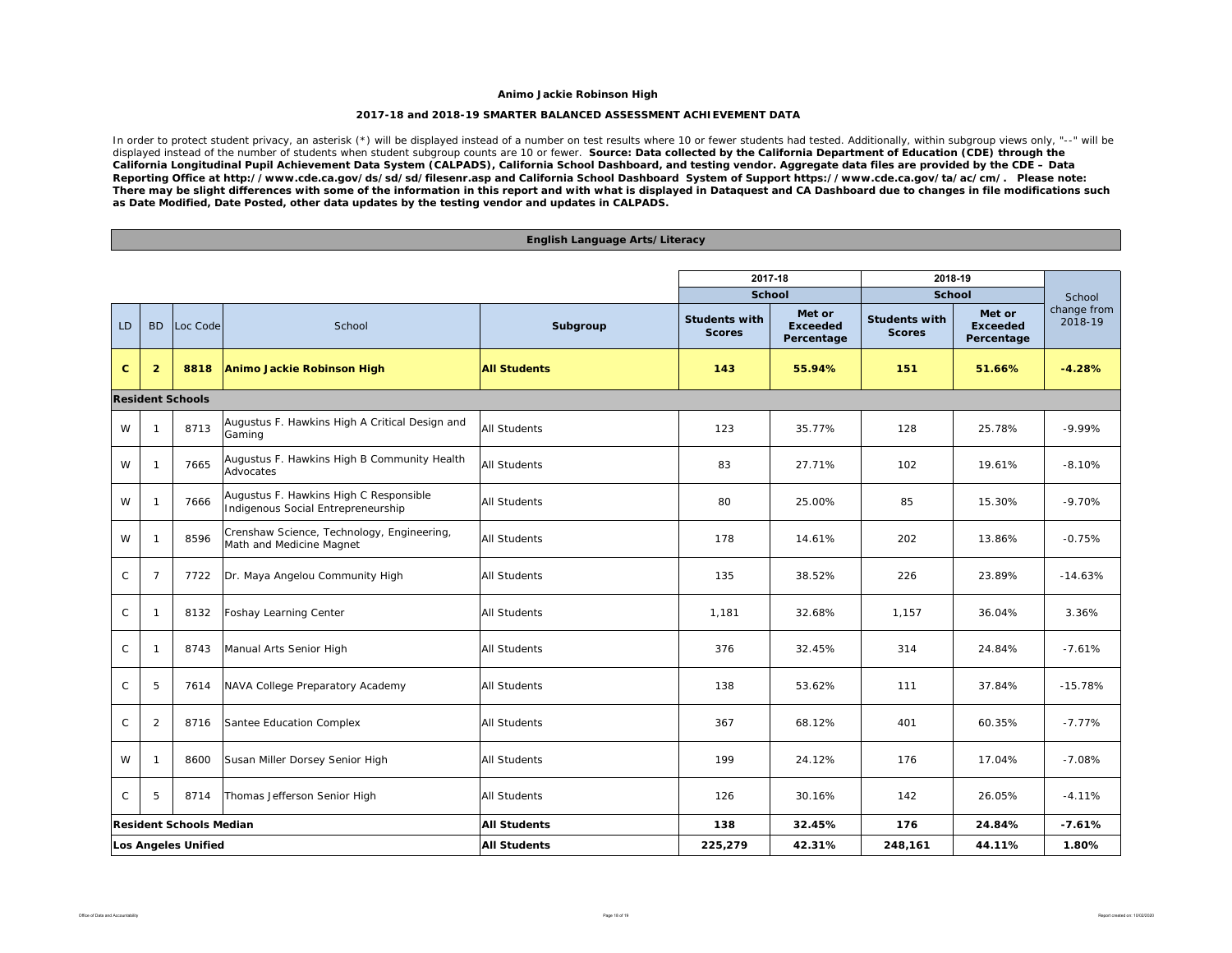**Animo Jackie Robinson High**

**2017-18 and 2018-19 SMARTER BALANCED ASSESSMENT ACHIEVEMENT DATA**

In order to protect student privacy, an asterisk (*) will be displayed instead of a number on test results where 10 or fewer students had tested. Additionally, within subgroup views only, "--" will be displayed instead of the number of students when student subgroup counts are 10 or fewer. **Source: Data collected by the California Department of Education (CDE) through the California Longitudinal Pupil Achievement Data System (CALPADS), California School Dashboard, and testing vendor. Aggregate data files are provided by the CDE – Data Reporting Office at http://www.cde.ca.gov/ds/sd/sd/filesenr.asp and California School Dashboard System of Support https://www.cde.ca.gov/ta/ac/cm/. Please note: There may be slight differences with some of the information in this report and with what is displayed in Dataquest and CA Dashboard due to changes in file modifications such as Date Modified, Date Posted, other data updates by the testing vendor and updates in CALPADS.**

**English Language Arts/Literacy**

| | | | | | 2017-18 | | 2018-19 | | |
|---|---|---|---|---|---|---|---|---|---|
| | | | | | School | | School | | |
| LD | BD | Loc Code | School | Subgroup | Students with Scores | Met or Exceeded Percentage | Students with Scores | Met or Exceeded Percentage | School change from 2018-19 |
| **C** | **2** | **8818** | **Animo Jackie Robinson High** | **All Students** | **143** | **55.94%** | **151** | **51.66%** | **-4.28%** |
| **Resident Schools** | | | | | | | | | |
| W | 1 | 8713 | Augustus F. Hawkins High A Critical Design and Gaming | All Students | 123 | 35.77% | 128 | 25.78% | -9.99% |
| W | 1 | 7665 | Augustus F. Hawkins High B Community Health Advocates | All Students | 83 | 27.71% | 102 | 19.61% | -8.10% |
| W | 1 | 7666 | Augustus F. Hawkins High C Responsible Indigenous Social Entrepreneurship | All Students | 80 | 25.00% | 85 | 15.30% | -9.70% |
| W | 1 | 8596 | Crenshaw Science, Technology, Engineering, Math and Medicine Magnet | All Students | 178 | 14.61% | 202 | 13.86% | -0.75% |
| C | 7 | 7722 | Dr. Maya Angelou Community High | All Students | 135 | 38.52% | 226 | 23.89% | -14.63% |
| C | 1 | 8132 | Foshay Learning Center | All Students | 1,181 | 32.68% | 1,157 | 36.04% | 3.36% |
| C | 1 | 8743 | Manual Arts Senior High | All Students | 376 | 32.45% | 314 | 24.84% | -7.61% |
| C | 5 | 7614 | NAVA College Preparatory Academy | All Students | 138 | 53.62% | 111 | 37.84% | -15.78% |
| C | 2 | 8716 | Santee Education Complex | All Students | 367 | 68.12% | 401 | 60.35% | -7.77% |
| W | 1 | 8600 | Susan Miller Dorsey Senior High | All Students | 199 | 24.12% | 176 | 17.04% | -7.08% |
| C | 5 | 8714 | Thomas Jefferson Senior High | All Students | 126 | 30.16% | 142 | 26.05% | -4.11% |
| **Resident Schools Median** | | | | **All Students** | **138** | **32.45%** | **176** | **24.84%** | **-7.61%** |
| **Los Angeles Unified** | | | | **All Students** | **225,279** | **42.31%** | **248,161** | **44.11%** | **1.80%** |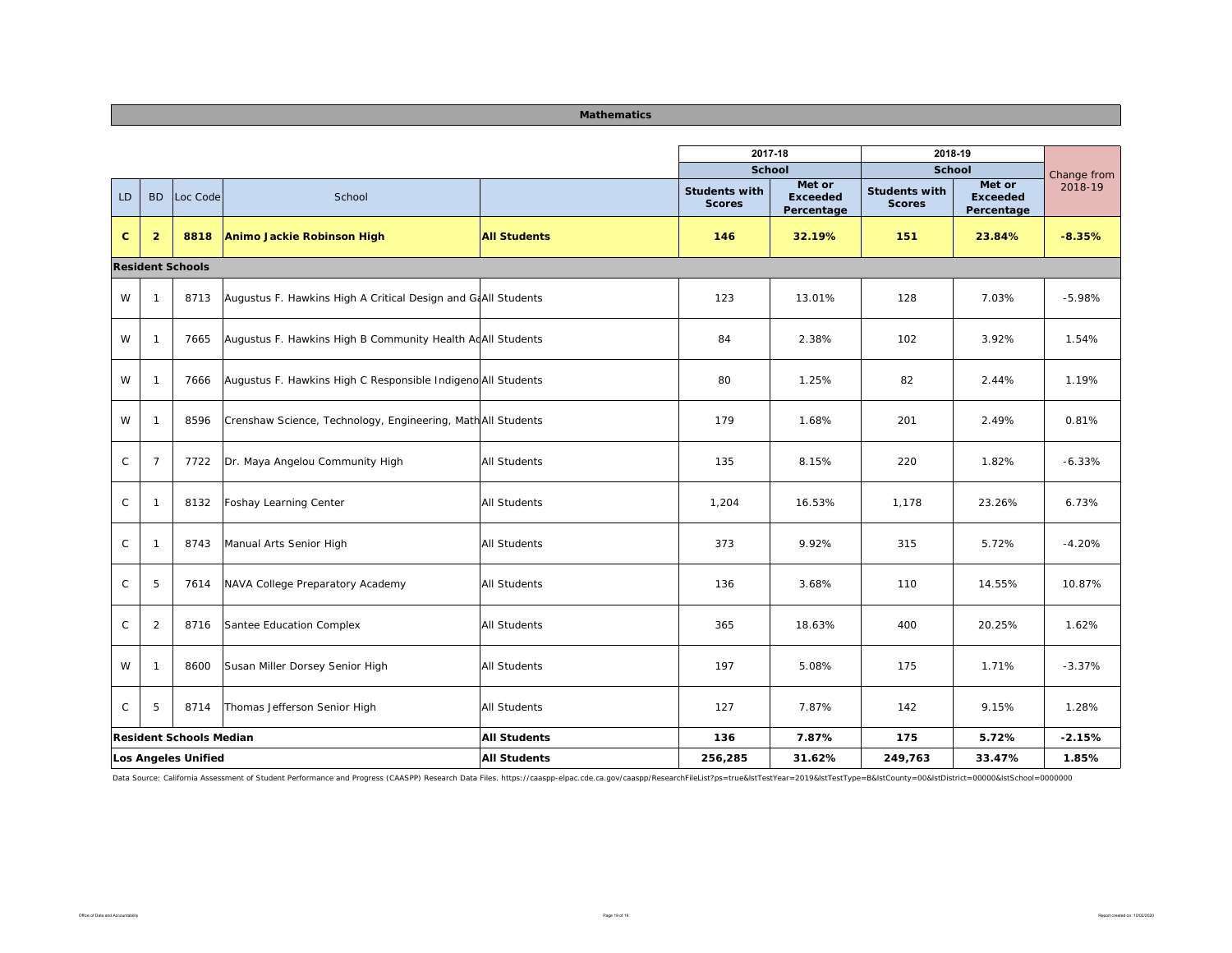## Mathematics

| LD | BD | Loc Code | School | | 2017-18 School Students with Scores | 2017-18 School Met or Exceeded Percentage | 2018-19 School Students with Scores | 2018-19 School Met or Exceeded Percentage | Change from 2018-19 |
|---|---|---|---|---|---|---|---|---|---|
| **C** | **2** | **8818** | **Animo Jackie Robinson High** | **All Students** | **146** | **32.19%** | **151** | **23.84%** | **-8.35%** |
| **Resident Schools** | | | | | | | | | |
| W | 1 | 8713 | Augustus F. Hawkins High A Critical Design and Ga | All Students | 123 | 13.01% | 128 | 7.03% | -5.98% |
| W | 1 | 7665 | Augustus F. Hawkins High B Community Health Ac | All Students | 84 | 2.38% | 102 | 3.92% | 1.54% |
| W | 1 | 7666 | Augustus F. Hawkins High C Responsible Indigeno | All Students | 80 | 1.25% | 82 | 2.44% | 1.19% |
| W | 1 | 8596 | Crenshaw Science, Technology, Engineering, Math | All Students | 179 | 1.68% | 201 | 2.49% | 0.81% |
| C | 7 | 7722 | Dr. Maya Angelou Community High | All Students | 135 | 8.15% | 220 | 1.82% | -6.33% |
| C | 1 | 8132 | Foshay Learning Center | All Students | 1,204 | 16.53% | 1,178 | 23.26% | 6.73% |
| C | 1 | 8743 | Manual Arts Senior High | All Students | 373 | 9.92% | 315 | 5.72% | -4.20% |
| C | 5 | 7614 | NAVA College Preparatory Academy | All Students | 136 | 3.68% | 110 | 14.55% | 10.87% |
| C | 2 | 8716 | Santee Education Complex | All Students | 365 | 18.63% | 400 | 20.25% | 1.62% |
| W | 1 | 8600 | Susan Miller Dorsey Senior High | All Students | 197 | 5.08% | 175 | 1.71% | -3.37% |
| C | 5 | 8714 | Thomas Jefferson Senior High | All Students | 127 | 7.87% | 142 | 9.15% | 1.28% |
| **Resident Schools Median** | | | | **All Students** | **136** | **7.87%** | **175** | **5.72%** | **-2.15%** |
| **Los Angeles Unified** | | | | **All Students** | **256,285** | **31.62%** | **249,763** | **33.47%** | **1.85%** |

Data Source: California Assessment of Student Performance and Progress (CAASPP) Research Data Files. https://caaspp-elpac.cde.ca.gov/caaspp/ResearchFileList?ps=true&lstTestYear=2019&lstTestType=B&lstCounty=00&lstDistrict=00000&lstSchool=0000000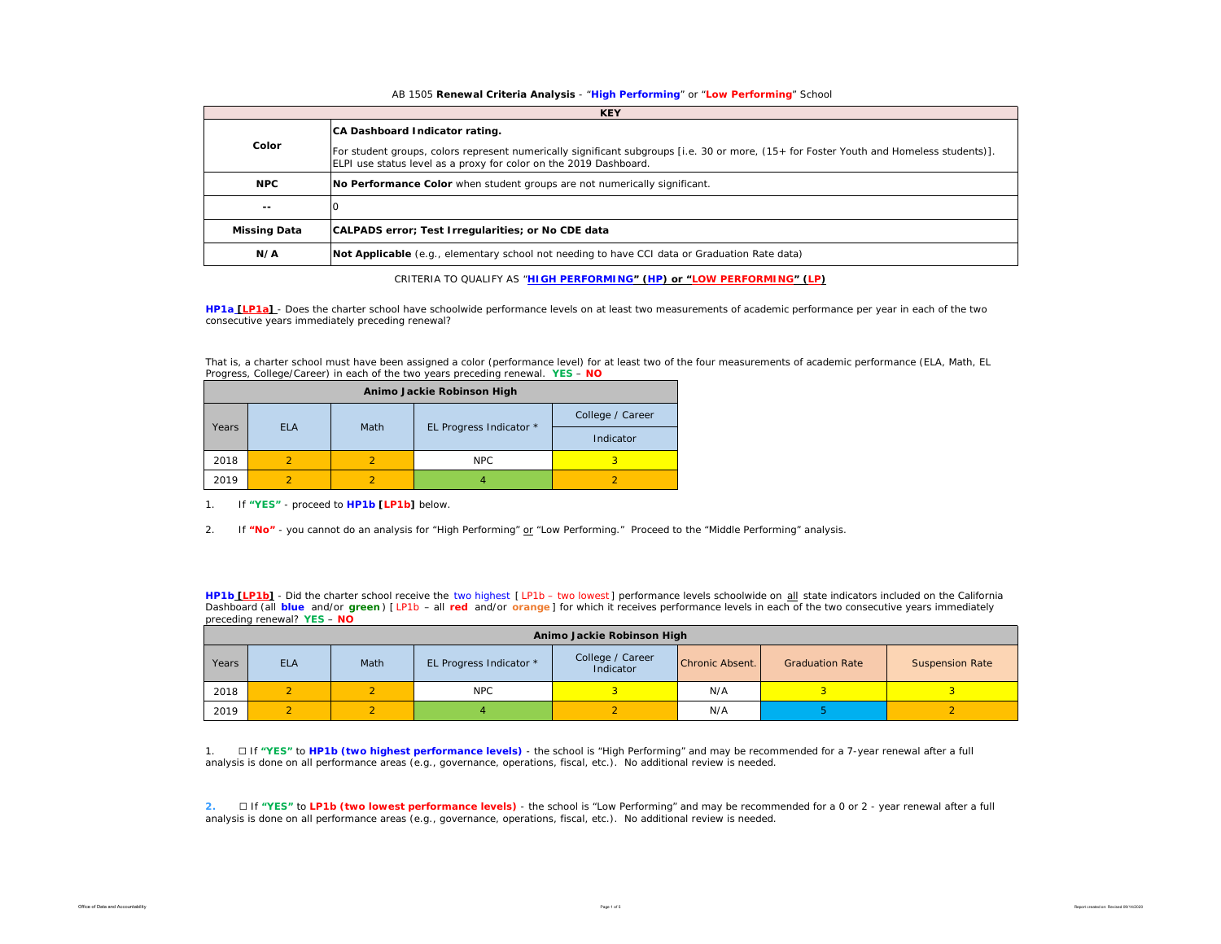AB 1505 **Renewal Criteria Analysis** - "**High Performing**" or "**Low Performing**" School

| KEY | |
|---|---|
| Color | **CA Dashboard Indicator rating.** For student groups, colors represent numerically significant subgroups [i.e. 30 or more, (15+ for Foster Youth and Homeless students)]. ELPI use status level as a proxy for color on the 2019 Dashboard. |
| NPC | **No Performance Color** when student groups are not numerically significant. |
| -- | 0 |
| Missing Data | **CALPADS error; Test Irregularities; or No CDE data** |
| N/A | **Not Applicable** (e.g., elementary school not needing to have CCI data or Graduation Rate data) |

CRITERIA TO QUALIFY AS "**HIGH PERFORMING" (HP) or "LOW PERFORMING" (LP)**

**HP1a [LP1a]** - Does the charter school have schoolwide performance levels on at least two measurements of academic performance per year in each of the two consecutive years immediately preceding renewal?

That is, a charter school must have been assigned a color (performance level) for at least two of the four measurements of academic performance (ELA, Math, EL Progress, College/Career) in each of the two years preceding renewal. **YES** – **NO**

| Animo Jackie Robinson High | | | | |
|---|---|---|---|---|
| Years | ELA | Math | EL Progress Indicator * | College / Career Indicator |
| 2018 | 2 | 2 | NPC | 3 |
| 2019 | 2 | 2 | 4 | 2 |

1. If **"YES"** - proceed to **HP1b [LP1b]** below.

2. If **"No"** - you cannot do an analysis for "High Performing" or "Low Performing." Proceed to the "Middle Performing" analysis.

**HP1b [LP1b]** - Did the charter school receive the two highest [ LP1b – two lowest ] performance levels schoolwide on all state indicators included on the California Dashboard (all **blue** and/or **green**) [ LP1b – all **red** and/or **orange** ] for which it receives performance levels in each of the two consecutive years immediately preceding renewal? **YES** – **NO**

| Animo Jackie Robinson High | | | | | | | |
|---|---|---|---|---|---|---|---|
| Years | ELA | Math | EL Progress Indicator * | College / Career Indicator | Chronic Absent. | Graduation Rate | Suspension Rate |
| 2018 | 2 | 2 | NPC | 3 | N/A | 3 | 3 |
| 2019 | 2 | 2 | 4 | 2 | N/A | 5 | 2 |

1. ☐ If **"YES"** to **HP1b (two highest performance levels)** - the school is "High Performing" and may be recommended for a 7-year renewal after a full analysis is done on all performance areas (e.g., governance, operations, fiscal, etc.). No additional review is needed.

2. ☐ If **"YES"** to **LP1b (two lowest performance levels)** - the school is "Low Performing" and may be recommended for a 0 or 2 - year renewal after a full analysis is done on all performance areas (e.g., governance, operations, fiscal, etc.). No additional review is needed.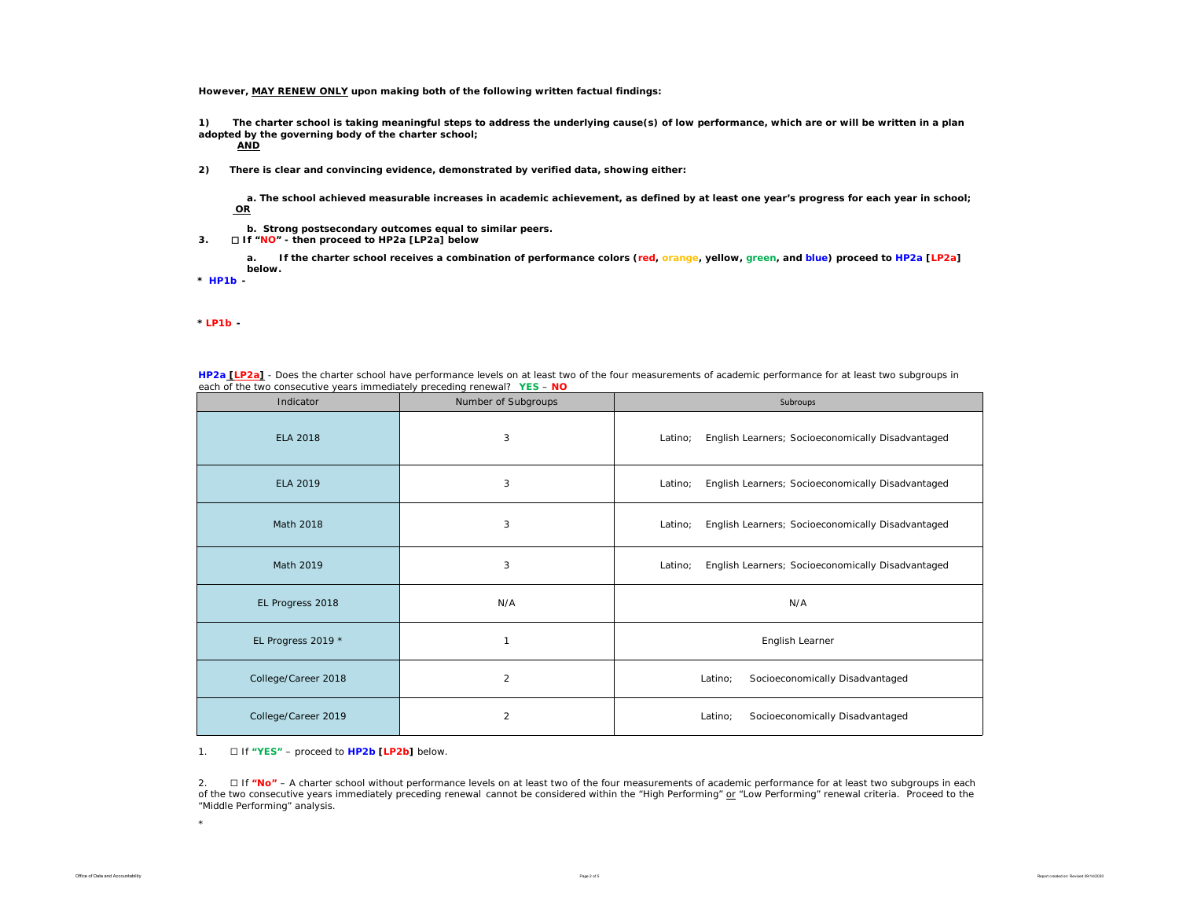**However, MAY RENEW ONLY upon making both of the following written factual findings:**

**1) The charter school is taking meaningful steps to address the underlying cause(s) of low performance, which are or will be written in a plan adopted by the governing body of the charter school;**
**AND**

**2) There is clear and convincing evidence, demonstrated by verified data, showing either:**

**a. The school achieved measurable increases in academic achievement, as defined by at least one year's progress for each year in school;**
**OR**

**b. Strong postsecondary outcomes equal to similar peers.**

**3. ☐ If "NO" - then proceed to HP2a [LP2a] below**

**a. If the charter school receives a combination of performance colors (red, orange, yellow, green, and blue) proceed to HP2a [LP2a] below.**

**\* HP1b -**

**\* LP1b -**

**HP2a [LP2a]** - Does the charter school have performance levels on at least two of the four measurements of academic performance for at least two subgroups in each of the two consecutive years immediately preceding renewal? **YES** – **NO**

| Indicator | Number of Subgroups | Subgroups |
|---|---|---|
| ELA 2018 | 3 | Latino; English Learners; Socioeconomically Disadvantaged |
| ELA 2019 | 3 | Latino; English Learners; Socioeconomically Disadvantaged |
| Math 2018 | 3 | Latino; English Learners; Socioeconomically Disadvantaged |
| Math 2019 | 3 | Latino; English Learners; Socioeconomically Disadvantaged |
| EL Progress 2018 | N/A | N/A |
| EL Progress 2019 * | 1 | English Learner |
| College/Career 2018 | 2 | Latino; Socioeconomically Disadvantaged |
| College/Career 2019 | 2 | Latino; Socioeconomically Disadvantaged |

1. ☐ If **"YES"** – proceed to **HP2b [LP2b]** below.

2. ☐ If **"No"** – A charter school without performance levels on at least two of the four measurements of academic performance for at least two subgroups in each of the two consecutive years immediately preceding renewal cannot be considered within the "High Performing" or "Low Performing" renewal criteria. Proceed to the "Middle Performing" analysis.

*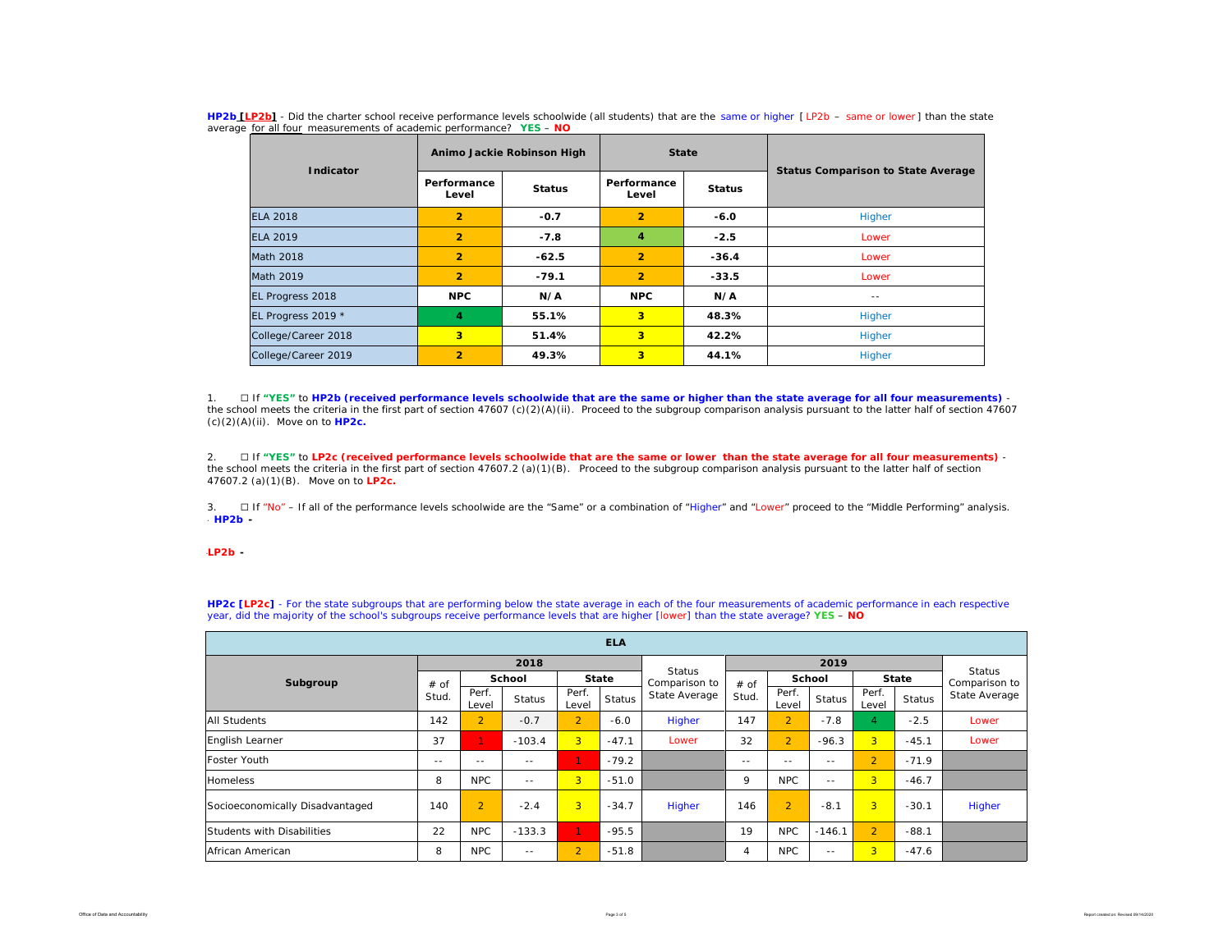**HP2b [LP2b]** - Did the charter school receive performance levels schoolwide (all students) that are the same or higher [ LP2b – same or lower ] than the state average for all four measurements of academic performance? **YES** – **NO**

| Indicator | Animo Jackie Robinson High | | State | | Status Comparison to State Average |
|---|---|---|---|---|---|
| | Performance Level | Status | Performance Level | Status | |
| ELA 2018 | 2 | -0.7 | 2 | -6.0 | Higher |
| ELA 2019 | 2 | -7.8 | 4 | -2.5 | Lower |
| Math 2018 | 2 | -62.5 | 2 | -36.4 | Lower |
| Math 2019 | 2 | -79.1 | 2 | -33.5 | Lower |
| EL Progress 2018 | NPC | N/A | NPC | N/A | -- |
| EL Progress 2019 * | 4 | 55.1% | 3 | 48.3% | Higher |
| College/Career 2018 | 3 | 51.4% | 3 | 42.2% | Higher |
| College/Career 2019 | 2 | 49.3% | 3 | 44.1% | Higher |

1. ☐ If **"YES"** to **HP2b (received performance levels schoolwide that are the same or higher than the state average for all four measurements)** - the school meets the criteria in the first part of section 47607 (c)(2)(A)(ii). Proceed to the subgroup comparison analysis pursuant to the latter half of section 47607 (c)(2)(A)(ii). Move on to **HP2c.**

2. ☐ If **"YES"** to **LP2c (received performance levels schoolwide that are the same or lower than the state average for all four measurements)** - the school meets the criteria in the first part of section 47607.2 (a)(1)(B). Proceed to the subgroup comparison analysis pursuant to the latter half of section 47607.2 (a)(1)(B). Move on to **LP2c.**

3. ☐ If "No" – If all of the performance levels schoolwide are the "Same" or a combination of "Higher" and "Lower" proceed to the "Middle Performing" analysis.

**HP2b -**

**LP2b -**

**HP2c [LP2c]** - For the state subgroups that are performing below the state average in each of the four measurements of academic performance in each respective year, did the majority of the school's subgroups receive performance levels that are higher [lower] than the state average? **YES** – **NO**

| ELA | | | | | | | | | | | | |
|---|---|---|---|---|---|---|---|---|---|---|---|---|
| Subgroup | 2018 | | | | | Status Comparison to State Average | 2019 | | | | | Status Comparison to State Average |
| | # of Stud. | School | | State | | | # of Stud. | School | | State | | |
| | | Perf. Level | Status | Perf. Level | Status | | | Perf. Level | Status | Perf. Level | Status | |
| All Students | 142 | 2 | -0.7 | 2 | -6.0 | Higher | 147 | 2 | -7.8 | 4 | -2.5 | Lower |
| English Learner | 37 | 1 | -103.4 | 3 | -47.1 | Lower | 32 | 2 | -96.3 | 3 | -45.1 | Lower |
| Foster Youth | -- | -- | -- | 1 | -79.2 | | -- | -- | -- | 2 | -71.9 | |
| Homeless | 8 | NPC | -- | 3 | -51.0 | | 9 | NPC | -- | 3 | -46.7 | |
| Socioeconomically Disadvantaged | 140 | 2 | -2.4 | 3 | -34.7 | Higher | 146 | 2 | -8.1 | 3 | -30.1 | Higher |
| Students with Disabilities | 22 | NPC | -133.3 | 1 | -95.5 | | 19 | NPC | -146.1 | 2 | -88.1 | |
| African American | 8 | NPC | -- | 2 | -51.8 | | 4 | NPC | -- | 3 | -47.6 | |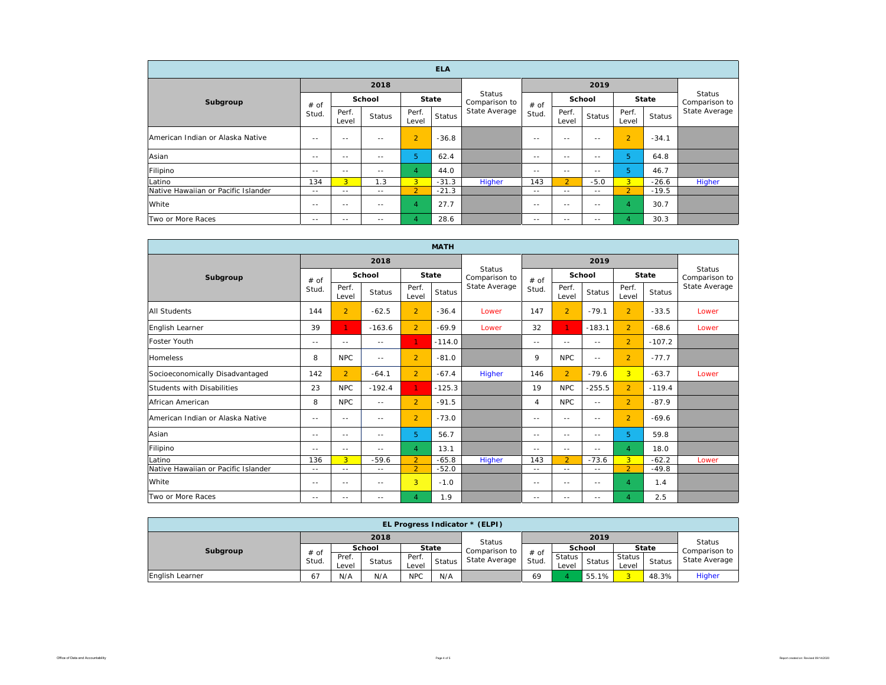| ELA | | | | | | | | | | | |
|---|---|---|---|---|---|---|---|---|---|---|---|
| Subgroup | 2018 | | | | | Status Comparison to State Average | 2019 | | | | | Status Comparison to State Average |
| | # of Stud. | School | | State | | | # of Stud. | School | | State | | |
| | | Perf. Level | Status | Perf. Level | Status | | | Perf. Level | Status | Perf. Level | Status | |
| American Indian or Alaska Native | -- | -- | -- | 2 | -36.8 | | -- | -- | -- | 2 | -34.1 | |
| Asian | -- | -- | -- | 5 | 62.4 | | -- | -- | -- | 5 | 64.8 | |
| Filipino | -- | -- | -- | 4 | 44.0 | | -- | -- | -- | 5 | 46.7 | |
| Latino | 134 | 3 | 1.3 | 3 | -31.3 | Higher | 143 | 2 | -5.0 | 3 | -26.6 | Higher |
| Native Hawaiian or Pacific Islander | -- | -- | -- | 2 | -21.3 | | -- | -- | -- | 2 | -19.5 | |
| White | -- | -- | -- | 4 | 27.7 | | -- | -- | -- | 4 | 30.7 | |
| Two or More Races | -- | -- | -- | 4 | 28.6 | | -- | -- | -- | 4 | 30.3 | |

| MATH | | | | | | | | | | | | |
|---|---|---|---|---|---|---|---|---|---|---|---|---|
| Subgroup | 2018 | | | | | Status Comparison to State Average | 2019 | | | | | Status Comparison to State Average |
| | # of Stud. | School | | State | | | # of Stud. | School | | State | | |
| | | Perf. Level | Status | Perf. Level | Status | | | Perf. Level | Status | Perf. Level | Status | |
| All Students | 144 | 2 | -62.5 | 2 | -36.4 | Lower | 147 | 2 | -79.1 | 2 | -33.5 | Lower |
| English Learner | 39 | 1 | -163.6 | 2 | -69.9 | Lower | 32 | 1 | -183.1 | 2 | -68.6 | Lower |
| Foster Youth | -- | -- | -- | 1 | -114.0 | | -- | -- | -- | 2 | -107.2 | |
| Homeless | 8 | NPC | -- | 2 | -81.0 | | 9 | NPC | -- | 2 | -77.7 | |
| Socioeconomically Disadvantaged | 142 | 2 | -64.1 | 2 | -67.4 | Higher | 146 | 2 | -79.6 | 3 | -63.7 | Lower |
| Students with Disabilities | 23 | NPC | -192.4 | 1 | -125.3 | | 19 | NPC | -255.5 | 2 | -119.4 | |
| African American | 8 | NPC | -- | 2 | -91.5 | | 4 | NPC | -- | 2 | -87.9 | |
| American Indian or Alaska Native | -- | -- | -- | 2 | -73.0 | | -- | -- | -- | 2 | -69.6 | |
| Asian | -- | -- | -- | 5 | 56.7 | | -- | -- | -- | 5 | 59.8 | |
| Filipino | -- | -- | -- | 4 | 13.1 | | -- | -- | -- | 4 | 18.0 | |
| Latino | 136 | 3 | -59.6 | 2 | -65.8 | Higher | 143 | 2 | -73.6 | 3 | -62.2 | Lower |
| Native Hawaiian or Pacific Islander | -- | -- | -- | 2 | -52.0 | | -- | -- | -- | 2 | -49.8 | |
| White | -- | -- | -- | 3 | -1.0 | | -- | -- | -- | 4 | 1.4 | |
| Two or More Races | -- | -- | -- | 4 | 1.9 | | -- | -- | -- | 4 | 2.5 | |

| EL Progress Indicator * (ELPI) | | | | | | | | | | | | |
|---|---|---|---|---|---|---|---|---|---|---|---|---|
| Subgroup | 2018 | | | | | Status Comparison to State Average | 2019 | | | | | Status Comparison to State Average |
| | # of Stud. | School | | State | | | # of Stud. | School | | State | | |
| | | Pref. Level | Status | Perf. Level | Status | | | Status Level | Status | Status Level | Status | |
| English Learner | 67 | N/A | N/A | NPC | N/A | | 69 | 4 | 55.1% | 3 | 48.3% | Higher |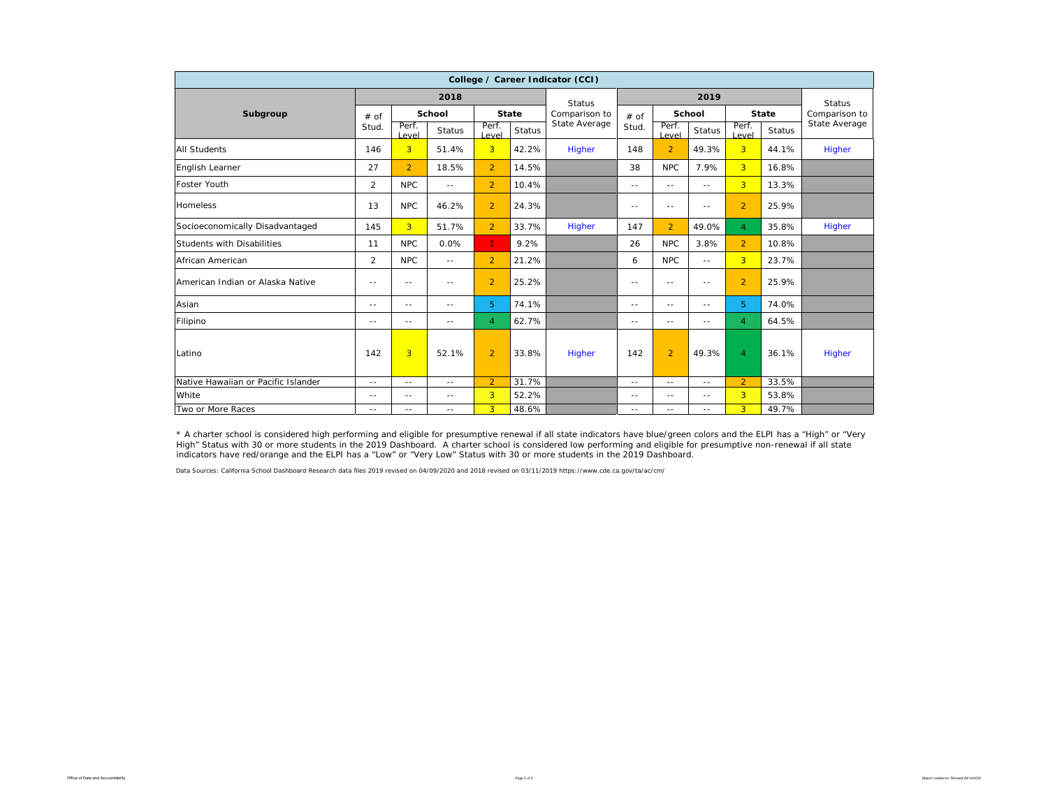| College / Career Indicator (CCI) | | | | | | | | | | | | |
|---|---|---|---|---|---|---|---|---|---|---|---|---|
| Subgroup | 2018 | | | | | Status Comparison to State Average | 2019 | | | | | Status Comparison to State Average |
| | # of Stud. | School | | State | | | # of Stud. | School | | State | | |
| | | Perf. Level | Status | Perf. Level | Status | | | Perf. Level | Status | Perf. Level | Status | |
| All Students | 146 | 3 | 51.4% | 3 | 42.2% | Higher | 148 | 2 | 49.3% | 3 | 44.1% | Higher |
| English Learner | 27 | 2 | 18.5% | 2 | 14.5% | | 38 | NPC | 7.9% | 3 | 16.8% | |
| Foster Youth | 2 | NPC | -- | 2 | 10.4% | | -- | -- | -- | 3 | 13.3% | |
| Homeless | 13 | NPC | 46.2% | 2 | 24.3% | | -- | -- | -- | 2 | 25.9% | |
| Socioeconomically Disadvantaged | 145 | 3 | 51.7% | 2 | 33.7% | Higher | 147 | 2 | 49.0% | 4 | 35.8% | Higher |
| Students with Disabilities | 11 | NPC | 0.0% | 1 | 9.2% | | 26 | NPC | 3.8% | 2 | 10.8% | |
| African American | 2 | NPC | -- | 2 | 21.2% | | 6 | NPC | -- | 3 | 23.7% | |
| American Indian or Alaska Native | -- | -- | -- | 2 | 25.2% | | -- | -- | -- | 2 | 25.9% | |
| Asian | -- | -- | -- | 5 | 74.1% | | -- | -- | -- | 5 | 74.0% | |
| Filipino | -- | -- | -- | 4 | 62.7% | | -- | -- | -- | 4 | 64.5% | |
| Latino | 142 | 3 | 52.1% | 2 | 33.8% | Higher | 142 | 2 | 49.3% | 4 | 36.1% | Higher |
| Native Hawaiian or Pacific Islander | -- | -- | -- | 2 | 31.7% | | -- | -- | -- | 2 | 33.5% | |
| White | -- | -- | -- | 3 | 52.2% | | -- | -- | -- | 3 | 53.8% | |
| Two or More Races | -- | -- | -- | 3 | 48.6% | | -- | -- | -- | 3 | 49.7% | |

* A charter school is considered high performing and eligible for presumptive renewal if all state indicators have blue/green colors and the ELPI has a "High" or "Very High" Status with 30 or more students in the 2019 Dashboard. A charter school is considered low performing and eligible for presumptive non-renewal if all state indicators have red/orange and the ELPI has a "Low" or "Very Low" Status with 30 or more students in the 2019 Dashboard.

Data Sources: California School Dashboard Research data files 2019 revised on 04/09/2020 and 2018 revised on 03/11/2019 https://www.cde.ca.gov/ta/ac/cm/